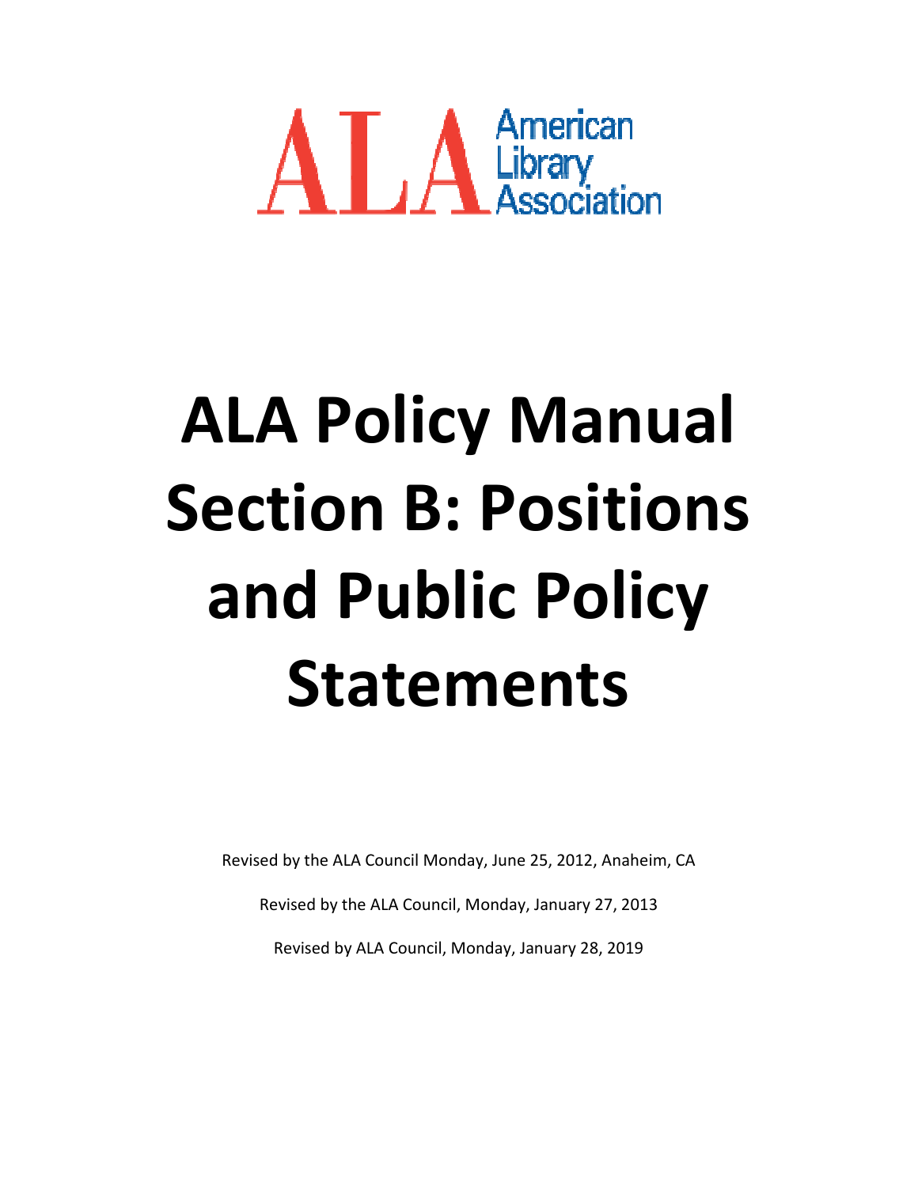ALA American Library Association

# ALA Policy Manual Section B: Positions and Public Policy Statements

Revised by the ALA Council Monday, June 25, 2012, Anaheim, CA

Revised by the ALA Council, Monday, January 27, 2013

Revised by ALA Council, Monday, January 28, 2019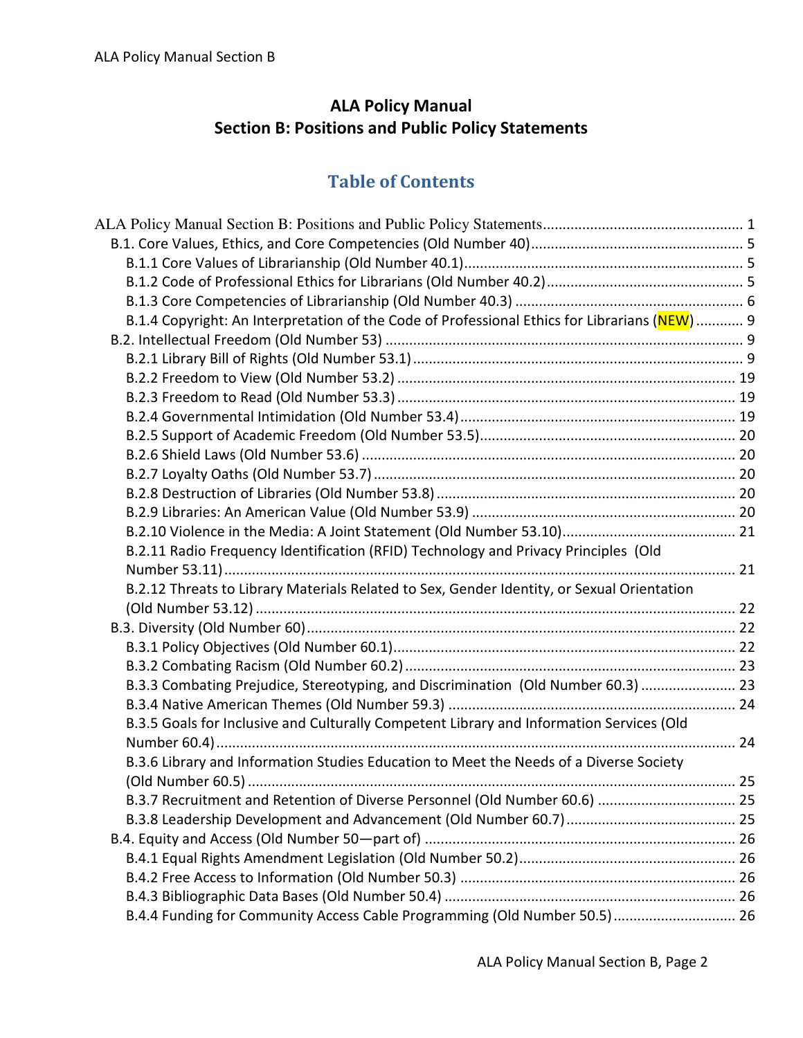# ALA Policy Manual
## Section B: Positions and Public Policy Statements

## Table of Contents

ALA Policy Manual Section B: Positions and Public Policy Statements .......... 1

- B.1. Core Values, Ethics, and Core Competencies (Old Number 40) .......... 5
  - B.1.1 Core Values of Librarianship (Old Number 40.1) .......... 5
  - B.1.2 Code of Professional Ethics for Librarians (Old Number 40.2) .......... 5
  - B.1.3 Core Competencies of Librarianship (Old Number 40.3) .......... 6
  - B.1.4 Copyright: An Interpretation of the Code of Professional Ethics for Librarians (NEW) .......... 9
- B.2. Intellectual Freedom (Old Number 53) .......... 9
  - B.2.1 Library Bill of Rights (Old Number 53.1) .......... 9
  - B.2.2 Freedom to View (Old Number 53.2) .......... 19
  - B.2.3 Freedom to Read (Old Number 53.3) .......... 19
  - B.2.4 Governmental Intimidation (Old Number 53.4) .......... 19
  - B.2.5 Support of Academic Freedom (Old Number 53.5) .......... 20
  - B.2.6 Shield Laws (Old Number 53.6) .......... 20
  - B.2.7 Loyalty Oaths (Old Number 53.7) .......... 20
  - B.2.8 Destruction of Libraries (Old Number 53.8) .......... 20
  - B.2.9 Libraries: An American Value (Old Number 53.9) .......... 20
  - B.2.10 Violence in the Media: A Joint Statement (Old Number 53.10) .......... 21
  - B.2.11 Radio Frequency Identification (RFID) Technology and Privacy Principles (Old Number 53.11) .......... 21
  - B.2.12 Threats to Library Materials Related to Sex, Gender Identity, or Sexual Orientation (Old Number 53.12) .......... 22
- B.3. Diversity (Old Number 60) .......... 22
  - B.3.1 Policy Objectives (Old Number 60.1) .......... 22
  - B.3.2 Combating Racism (Old Number 60.2) .......... 23
  - B.3.3 Combating Prejudice, Stereotyping, and Discrimination (Old Number 60.3) .......... 23
  - B.3.4 Native American Themes (Old Number 59.3) .......... 24
  - B.3.5 Goals for Inclusive and Culturally Competent Library and Information Services (Old Number 60.4) .......... 24
  - B.3.6 Library and Information Studies Education to Meet the Needs of a Diverse Society (Old Number 60.5) .......... 25
  - B.3.7 Recruitment and Retention of Diverse Personnel (Old Number 60.6) .......... 25
  - B.3.8 Leadership Development and Advancement (Old Number 60.7) .......... 25
- B.4. Equity and Access (Old Number 50—part of) .......... 26
  - B.4.1 Equal Rights Amendment Legislation (Old Number 50.2) .......... 26
  - B.4.2 Free Access to Information (Old Number 50.3) .......... 26
  - B.4.3 Bibliographic Data Bases (Old Number 50.4) .......... 26
  - B.4.4 Funding for Community Access Cable Programming (Old Number 50.5) .......... 26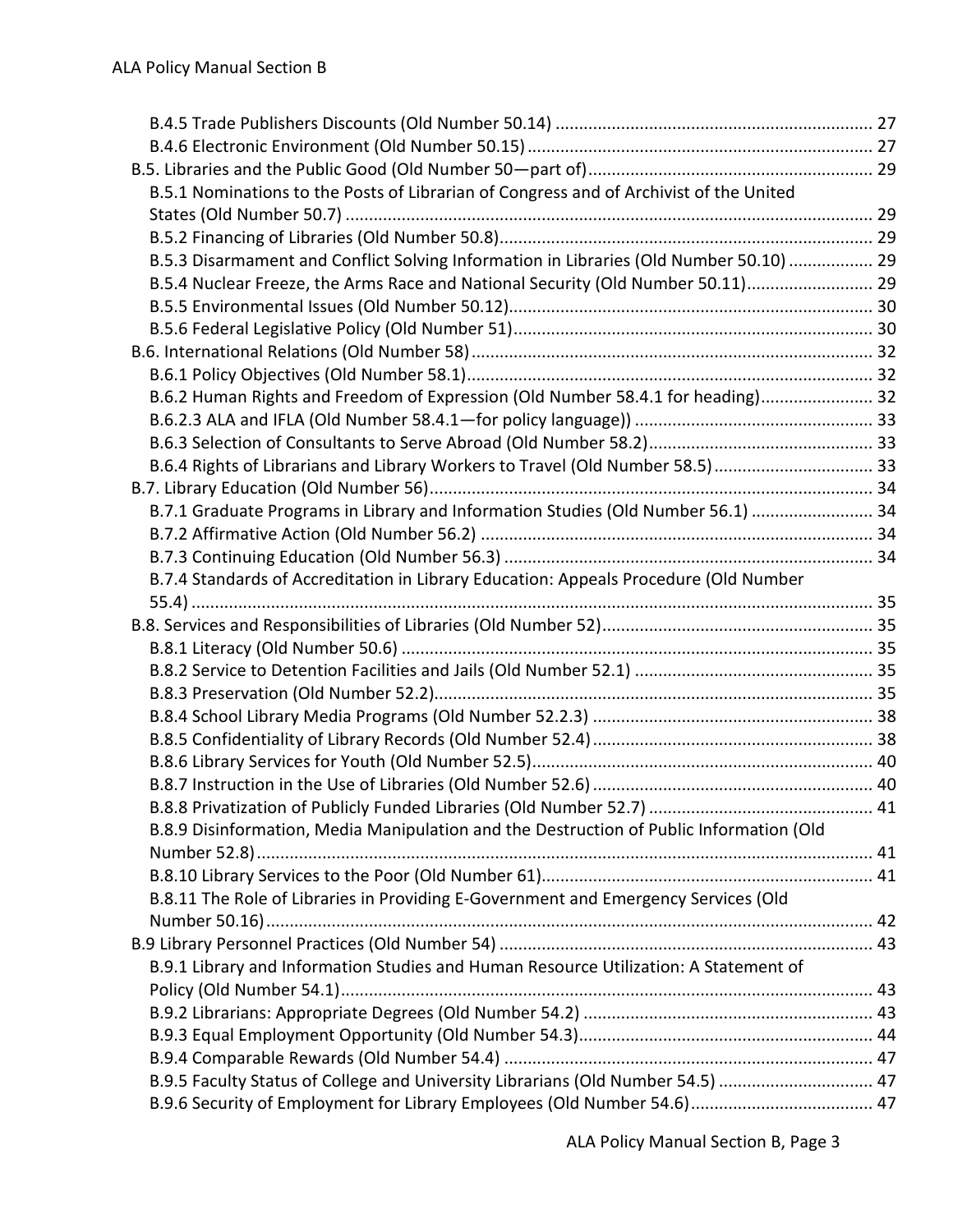- B.4.5 Trade Publishers Discounts (Old Number 50.14) ... 27
- B.4.6 Electronic Environment (Old Number 50.15) ... 27

B.5. Libraries and the Public Good (Old Number 50—part of) ... 29

- B.5.1 Nominations to the Posts of Librarian of Congress and of Archivist of the United States (Old Number 50.7) ... 29
- B.5.2 Financing of Libraries (Old Number 50.8) ... 29
- B.5.3 Disarmament and Conflict Solving Information in Libraries (Old Number 50.10) ... 29
- B.5.4 Nuclear Freeze, the Arms Race and National Security (Old Number 50.11) ... 29
- B.5.5 Environmental Issues (Old Number 50.12) ... 30
- B.5.6 Federal Legislative Policy (Old Number 51) ... 30

B.6. International Relations (Old Number 58) ... 32

- B.6.1 Policy Objectives (Old Number 58.1) ... 32
- B.6.2 Human Rights and Freedom of Expression (Old Number 58.4.1 for heading) ... 32
- B.6.2.3 ALA and IFLA (Old Number 58.4.1—for policy language)) ... 33
- B.6.3 Selection of Consultants to Serve Abroad (Old Number 58.2) ... 33
- B.6.4 Rights of Librarians and Library Workers to Travel (Old Number 58.5) ... 33

B.7. Library Education (Old Number 56) ... 34

- B.7.1 Graduate Programs in Library and Information Studies (Old Number 56.1) ... 34
- B.7.2 Affirmative Action (Old Number 56.2) ... 34
- B.7.3 Continuing Education (Old Number 56.3) ... 34
- B.7.4 Standards of Accreditation in Library Education: Appeals Procedure (Old Number 55.4) ... 35

B.8. Services and Responsibilities of Libraries (Old Number 52) ... 35

- B.8.1 Literacy (Old Number 50.6) ... 35
- B.8.2 Service to Detention Facilities and Jails (Old Number 52.1) ... 35
- B.8.3 Preservation (Old Number 52.2) ... 35
- B.8.4 School Library Media Programs (Old Number 52.2.3) ... 38
- B.8.5 Confidentiality of Library Records (Old Number 52.4) ... 38
- B.8.6 Library Services for Youth (Old Number 52.5) ... 40
- B.8.7 Instruction in the Use of Libraries (Old Number 52.6) ... 40
- B.8.8 Privatization of Publicly Funded Libraries (Old Number 52.7) ... 41
- B.8.9 Disinformation, Media Manipulation and the Destruction of Public Information (Old Number 52.8) ... 41
- B.8.10 Library Services to the Poor (Old Number 61) ... 41
- B.8.11 The Role of Libraries in Providing E-Government and Emergency Services (Old Number 50.16) ... 42

B.9 Library Personnel Practices (Old Number 54) ... 43

- B.9.1 Library and Information Studies and Human Resource Utilization: A Statement of Policy (Old Number 54.1) ... 43
- B.9.2 Librarians: Appropriate Degrees (Old Number 54.2) ... 43
- B.9.3 Equal Employment Opportunity (Old Number 54.3) ... 44
- B.9.4 Comparable Rewards (Old Number 54.4) ... 47
- B.9.5 Faculty Status of College and University Librarians (Old Number 54.5) ... 47
- B.9.6 Security of Employment for Library Employees (Old Number 54.6) ... 47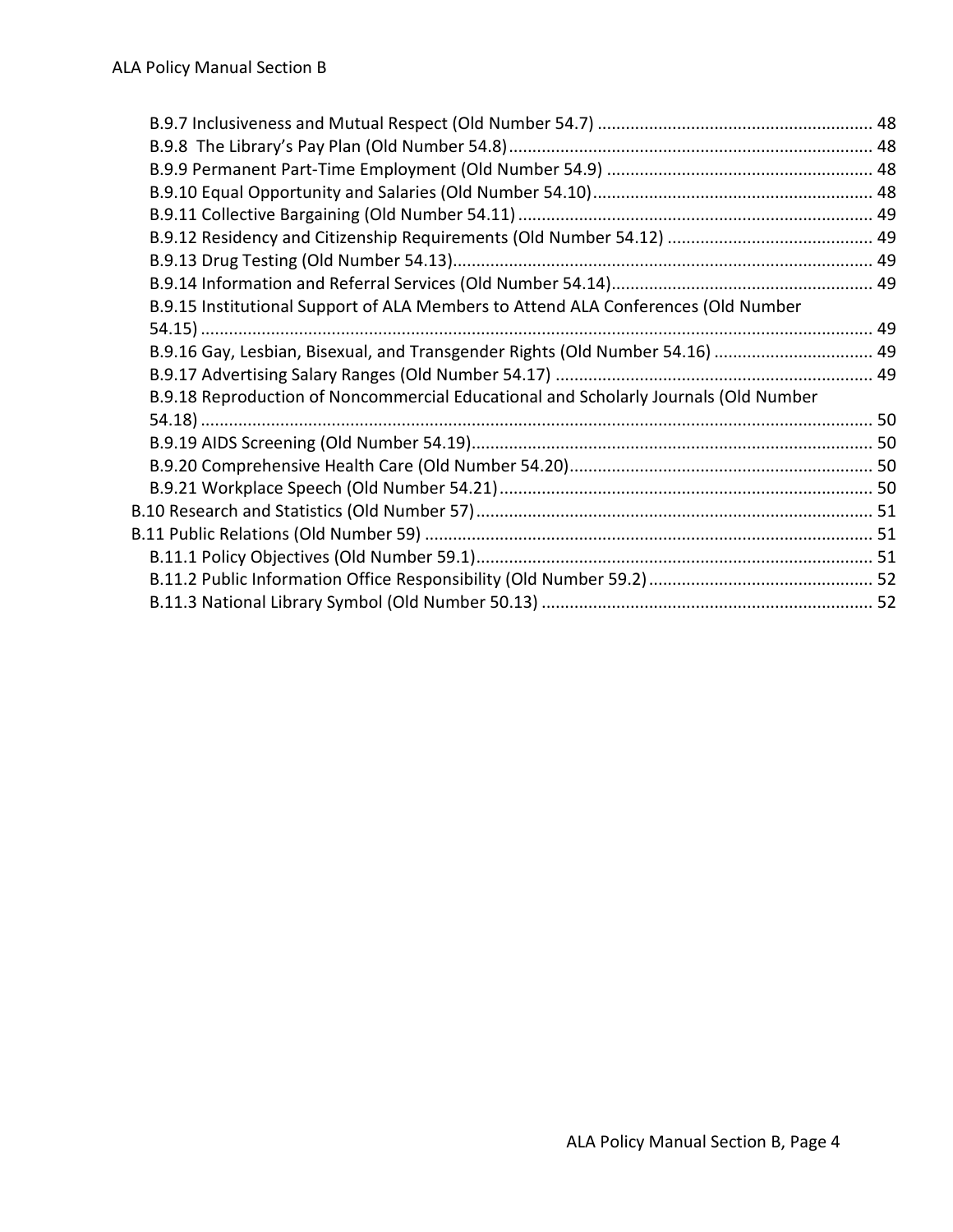- B.9.7 Inclusiveness and Mutual Respect (Old Number 54.7) ... 48
- B.9.8 The Library's Pay Plan (Old Number 54.8) ... 48
- B.9.9 Permanent Part-Time Employment (Old Number 54.9) ... 48
- B.9.10 Equal Opportunity and Salaries (Old Number 54.10) ... 48
- B.9.11 Collective Bargaining (Old Number 54.11) ... 49
- B.9.12 Residency and Citizenship Requirements (Old Number 54.12) ... 49
- B.9.13 Drug Testing (Old Number 54.13) ... 49
- B.9.14 Information and Referral Services (Old Number 54.14) ... 49
- B.9.15 Institutional Support of ALA Members to Attend ALA Conferences (Old Number 54.15) ... 49
- B.9.16 Gay, Lesbian, Bisexual, and Transgender Rights (Old Number 54.16) ... 49
- B.9.17 Advertising Salary Ranges (Old Number 54.17) ... 49
- B.9.18 Reproduction of Noncommercial Educational and Scholarly Journals (Old Number 54.18) ... 50
- B.9.19 AIDS Screening (Old Number 54.19) ... 50
- B.9.20 Comprehensive Health Care (Old Number 54.20) ... 50
- B.9.21 Workplace Speech (Old Number 54.21) ... 50

B.10 Research and Statistics (Old Number 57) ... 51

B.11 Public Relations (Old Number 59) ... 51

- B.11.1 Policy Objectives (Old Number 59.1) ... 51
- B.11.2 Public Information Office Responsibility (Old Number 59.2) ... 52
- B.11.3 National Library Symbol (Old Number 50.13) ... 52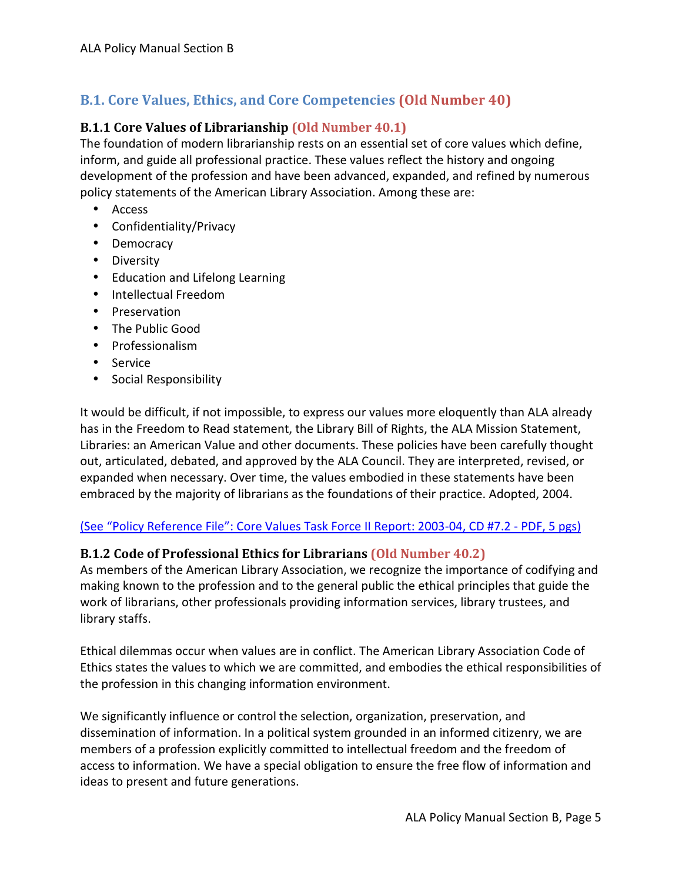## B.1. Core Values, Ethics, and Core Competencies (Old Number 40)

### B.1.1 Core Values of Librarianship (Old Number 40.1)

The foundation of modern librarianship rests on an essential set of core values which define, inform, and guide all professional practice. These values reflect the history and ongoing development of the profession and have been advanced, expanded, and refined by numerous policy statements of the American Library Association. Among these are:

- Access
- Confidentiality/Privacy
- Democracy
- Diversity
- Education and Lifelong Learning
- Intellectual Freedom
- Preservation
- The Public Good
- Professionalism
- Service
- Social Responsibility

It would be difficult, if not impossible, to express our values more eloquently than ALA already has in the Freedom to Read statement, the Library Bill of Rights, the ALA Mission Statement, Libraries: an American Value and other documents. These policies have been carefully thought out, articulated, debated, and approved by the ALA Council. They are interpreted, revised, or expanded when necessary. Over time, the values embodied in these statements have been embraced by the majority of librarians as the foundations of their practice. Adopted, 2004.

(See "Policy Reference File": Core Values Task Force II Report: 2003-04, CD #7.2 - PDF, 5 pgs)

### B.1.2 Code of Professional Ethics for Librarians (Old Number 40.2)

As members of the American Library Association, we recognize the importance of codifying and making known to the profession and to the general public the ethical principles that guide the work of librarians, other professionals providing information services, library trustees, and library staffs.

Ethical dilemmas occur when values are in conflict. The American Library Association Code of Ethics states the values to which we are committed, and embodies the ethical responsibilities of the profession in this changing information environment.

We significantly influence or control the selection, organization, preservation, and dissemination of information. In a political system grounded in an informed citizenry, we are members of a profession explicitly committed to intellectual freedom and the freedom of access to information. We have a special obligation to ensure the free flow of information and ideas to present and future generations.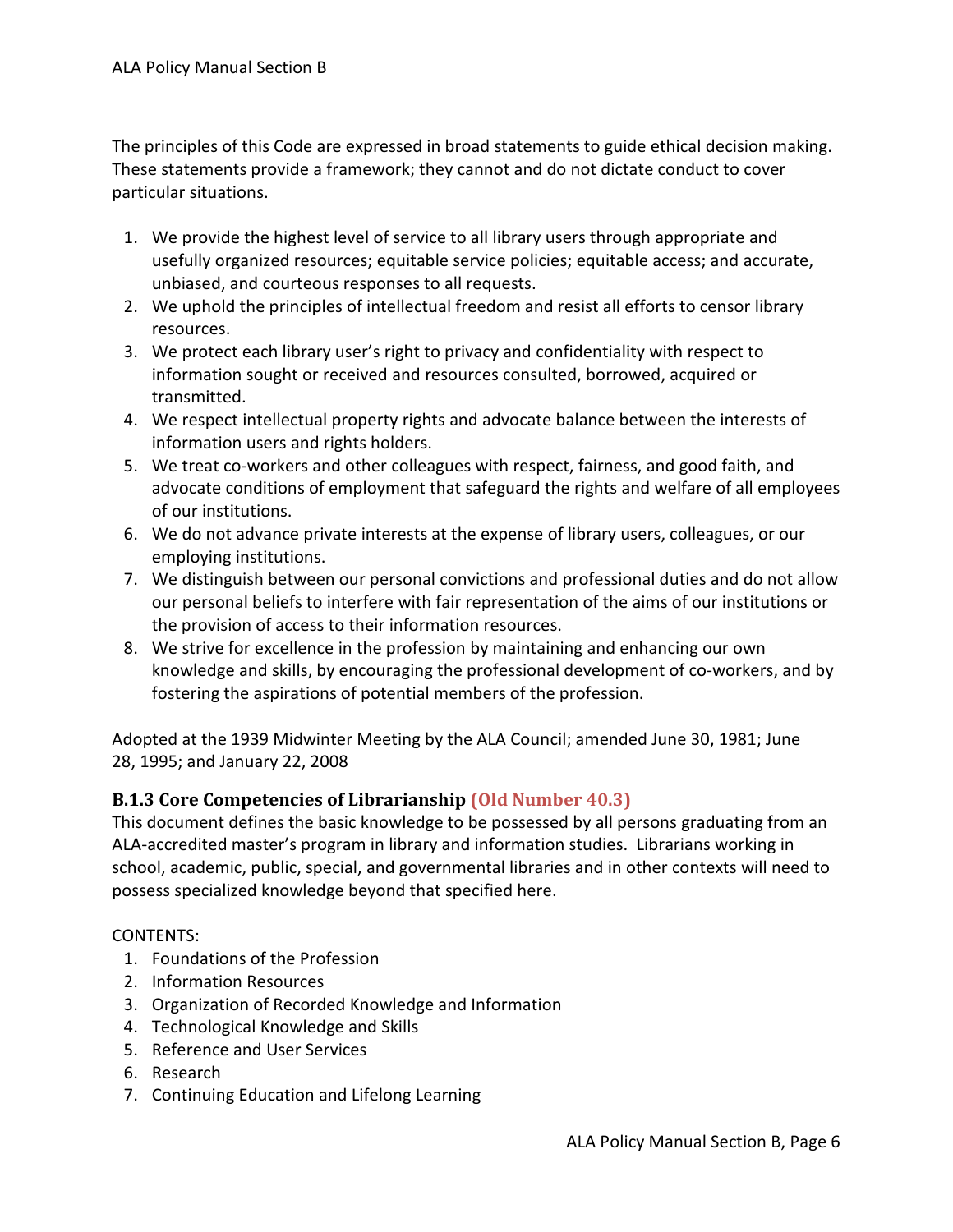The principles of this Code are expressed in broad statements to guide ethical decision making. These statements provide a framework; they cannot and do not dictate conduct to cover particular situations.

1. We provide the highest level of service to all library users through appropriate and usefully organized resources; equitable service policies; equitable access; and accurate, unbiased, and courteous responses to all requests.
2. We uphold the principles of intellectual freedom and resist all efforts to censor library resources.
3. We protect each library user's right to privacy and confidentiality with respect to information sought or received and resources consulted, borrowed, acquired or transmitted.
4. We respect intellectual property rights and advocate balance between the interests of information users and rights holders.
5. We treat co-workers and other colleagues with respect, fairness, and good faith, and advocate conditions of employment that safeguard the rights and welfare of all employees of our institutions.
6. We do not advance private interests at the expense of library users, colleagues, or our employing institutions.
7. We distinguish between our personal convictions and professional duties and do not allow our personal beliefs to interfere with fair representation of the aims of our institutions or the provision of access to their information resources.
8. We strive for excellence in the profession by maintaining and enhancing our own knowledge and skills, by encouraging the professional development of co-workers, and by fostering the aspirations of potential members of the profession.

Adopted at the 1939 Midwinter Meeting by the ALA Council; amended June 30, 1981; June 28, 1995; and January 22, 2008

### B.1.3 Core Competencies of Librarianship (Old Number 40.3)

This document defines the basic knowledge to be possessed by all persons graduating from an ALA-accredited master's program in library and information studies. Librarians working in school, academic, public, special, and governmental libraries and in other contexts will need to possess specialized knowledge beyond that specified here.

CONTENTS:

1. Foundations of the Profession
2. Information Resources
3. Organization of Recorded Knowledge and Information
4. Technological Knowledge and Skills
5. Reference and User Services
6. Research
7. Continuing Education and Lifelong Learning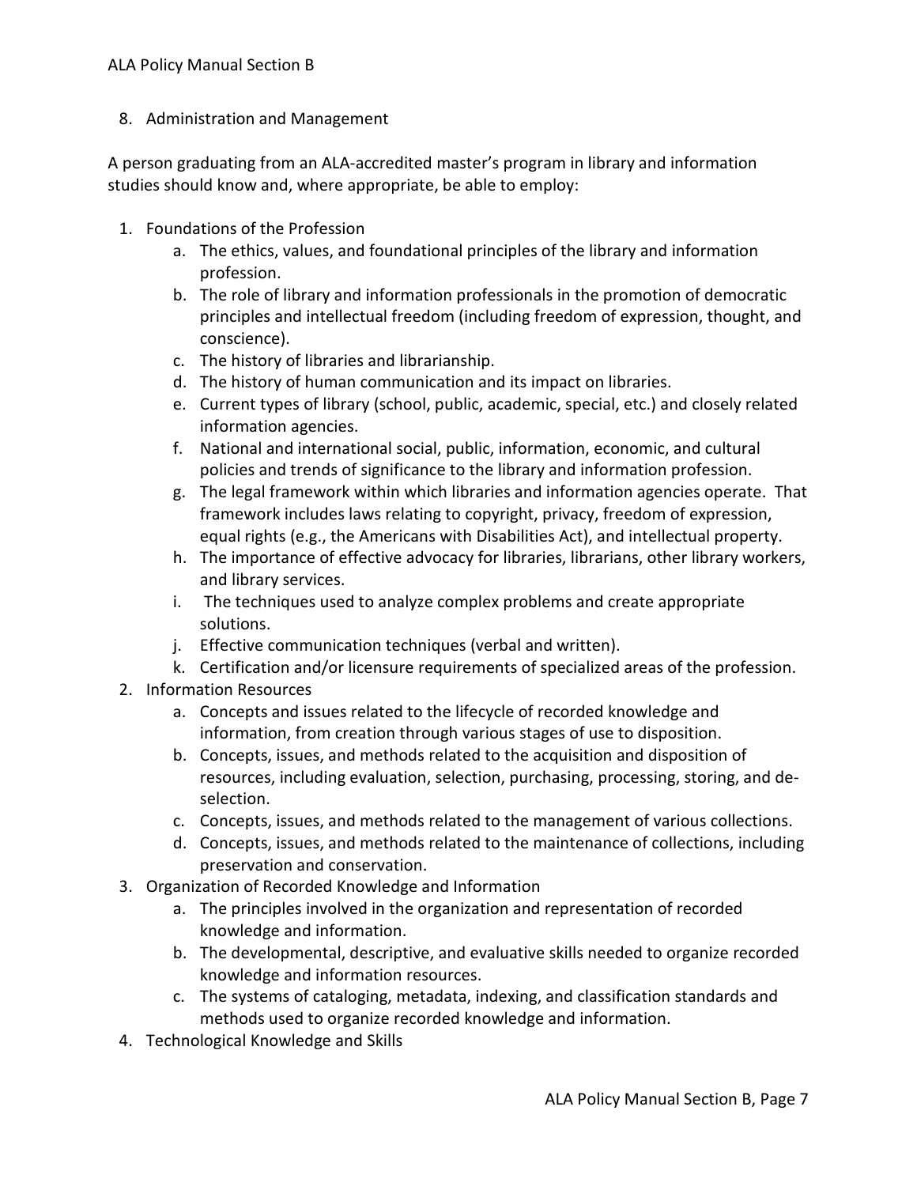8. Administration and Management

A person graduating from an ALA-accredited master's program in library and information studies should know and, where appropriate, be able to employ:

1. Foundations of the Profession
   a. The ethics, values, and foundational principles of the library and information profession.
   b. The role of library and information professionals in the promotion of democratic principles and intellectual freedom (including freedom of expression, thought, and conscience).
   c. The history of libraries and librarianship.
   d. The history of human communication and its impact on libraries.
   e. Current types of library (school, public, academic, special, etc.) and closely related information agencies.
   f. National and international social, public, information, economic, and cultural policies and trends of significance to the library and information profession.
   g. The legal framework within which libraries and information agencies operate. That framework includes laws relating to copyright, privacy, freedom of expression, equal rights (e.g., the Americans with Disabilities Act), and intellectual property.
   h. The importance of effective advocacy for libraries, librarians, other library workers, and library services.
   i. The techniques used to analyze complex problems and create appropriate solutions.
   j. Effective communication techniques (verbal and written).
   k. Certification and/or licensure requirements of specialized areas of the profession.
2. Information Resources
   a. Concepts and issues related to the lifecycle of recorded knowledge and information, from creation through various stages of use to disposition.
   b. Concepts, issues, and methods related to the acquisition and disposition of resources, including evaluation, selection, purchasing, processing, storing, and de-selection.
   c. Concepts, issues, and methods related to the management of various collections.
   d. Concepts, issues, and methods related to the maintenance of collections, including preservation and conservation.
3. Organization of Recorded Knowledge and Information
   a. The principles involved in the organization and representation of recorded knowledge and information.
   b. The developmental, descriptive, and evaluative skills needed to organize recorded knowledge and information resources.
   c. The systems of cataloging, metadata, indexing, and classification standards and methods used to organize recorded knowledge and information.
4. Technological Knowledge and Skills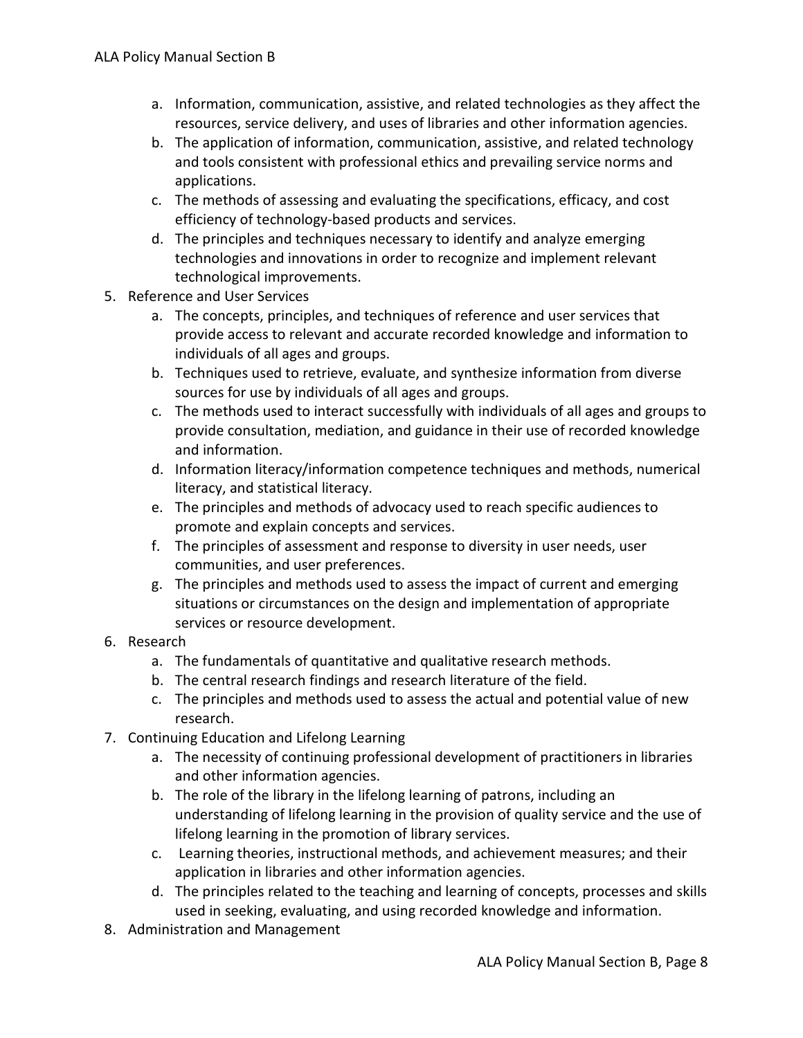a. Information, communication, assistive, and related technologies as they affect the resources, service delivery, and uses of libraries and other information agencies.
b. The application of information, communication, assistive, and related technology and tools consistent with professional ethics and prevailing service norms and applications.
c. The methods of assessing and evaluating the specifications, efficacy, and cost efficiency of technology-based products and services.
d. The principles and techniques necessary to identify and analyze emerging technologies and innovations in order to recognize and implement relevant technological improvements.

5. Reference and User Services
   a. The concepts, principles, and techniques of reference and user services that provide access to relevant and accurate recorded knowledge and information to individuals of all ages and groups.
   b. Techniques used to retrieve, evaluate, and synthesize information from diverse sources for use by individuals of all ages and groups.
   c. The methods used to interact successfully with individuals of all ages and groups to provide consultation, mediation, and guidance in their use of recorded knowledge and information.
   d. Information literacy/information competence techniques and methods, numerical literacy, and statistical literacy.
   e. The principles and methods of advocacy used to reach specific audiences to promote and explain concepts and services.
   f. The principles of assessment and response to diversity in user needs, user communities, and user preferences.
   g. The principles and methods used to assess the impact of current and emerging situations or circumstances on the design and implementation of appropriate services or resource development.
6. Research
   a. The fundamentals of quantitative and qualitative research methods.
   b. The central research findings and research literature of the field.
   c. The principles and methods used to assess the actual and potential value of new research.
7. Continuing Education and Lifelong Learning
   a. The necessity of continuing professional development of practitioners in libraries and other information agencies.
   b. The role of the library in the lifelong learning of patrons, including an understanding of lifelong learning in the provision of quality service and the use of lifelong learning in the promotion of library services.
   c. Learning theories, instructional methods, and achievement measures; and their application in libraries and other information agencies.
   d. The principles related to the teaching and learning of concepts, processes and skills used in seeking, evaluating, and using recorded knowledge and information.
8. Administration and Management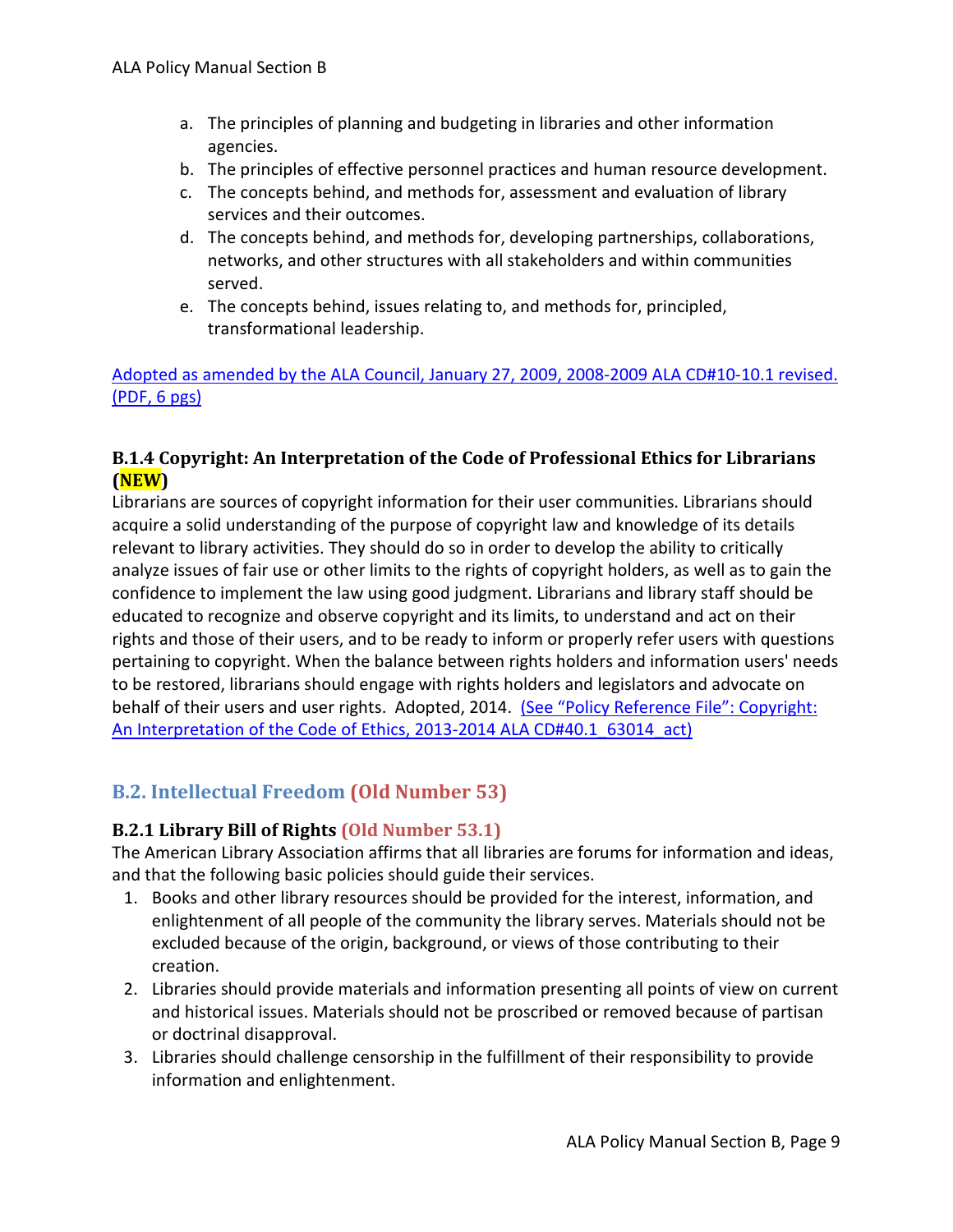a. The principles of planning and budgeting in libraries and other information agencies.
b. The principles of effective personnel practices and human resource development.
c. The concepts behind, and methods for, assessment and evaluation of library services and their outcomes.
d. The concepts behind, and methods for, developing partnerships, collaborations, networks, and other structures with all stakeholders and within communities served.
e. The concepts behind, issues relating to, and methods for, principled, transformational leadership.

[Adopted as amended by the ALA Council, January 27, 2009, 2008-2009 ALA CD#10-10.1 revised. (PDF, 6 pgs)]

### B.1.4 Copyright: An Interpretation of the Code of Professional Ethics for Librarians (NEW)

Librarians are sources of copyright information for their user communities. Librarians should acquire a solid understanding of the purpose of copyright law and knowledge of its details relevant to library activities. They should do so in order to develop the ability to critically analyze issues of fair use or other limits to the rights of copyright holders, as well as to gain the confidence to implement the law using good judgment. Librarians and library staff should be educated to recognize and observe copyright and its limits, to understand and act on their rights and those of their users, and to be ready to inform or properly refer users with questions pertaining to copyright. When the balance between rights holders and information users' needs to be restored, librarians should engage with rights holders and legislators and advocate on behalf of their users and user rights. Adopted, 2014. (See "Policy Reference File": Copyright: An Interpretation of the Code of Ethics, 2013-2014 ALA CD#40.1_63014_act)

## B.2. Intellectual Freedom (Old Number 53)

### B.2.1 Library Bill of Rights (Old Number 53.1)

The American Library Association affirms that all libraries are forums for information and ideas, and that the following basic policies should guide their services.

1. Books and other library resources should be provided for the interest, information, and enlightenment of all people of the community the library serves. Materials should not be excluded because of the origin, background, or views of those contributing to their creation.
2. Libraries should provide materials and information presenting all points of view on current and historical issues. Materials should not be proscribed or removed because of partisan or doctrinal disapproval.
3. Libraries should challenge censorship in the fulfillment of their responsibility to provide information and enlightenment.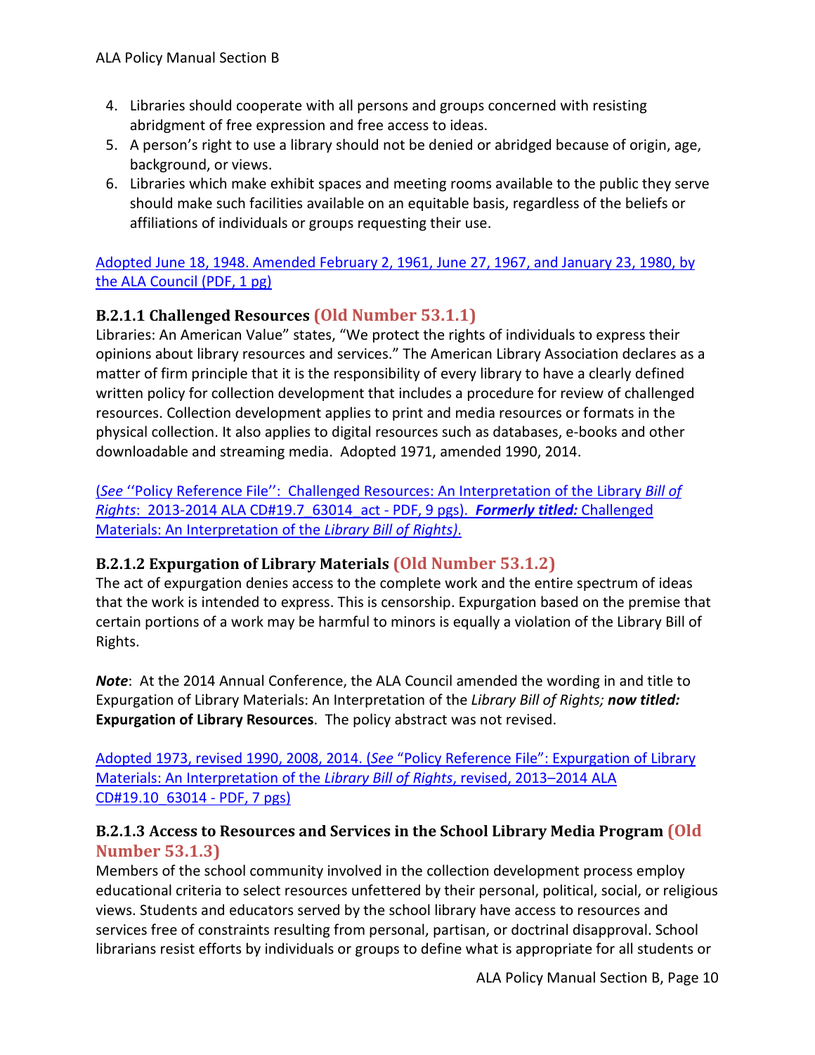4. Libraries should cooperate with all persons and groups concerned with resisting abridgment of free expression and free access to ideas.
5. A person's right to use a library should not be denied or abridged because of origin, age, background, or views.
6. Libraries which make exhibit spaces and meeting rooms available to the public they serve should make such facilities available on an equitable basis, regardless of the beliefs or affiliations of individuals or groups requesting their use.

Adopted June 18, 1948. Amended February 2, 1961, June 27, 1967, and January 23, 1980, by the ALA Council (PDF, 1 pg)

### B.2.1.1 Challenged Resources (Old Number 53.1.1)

Libraries: An American Value" states, "We protect the rights of individuals to express their opinions about library resources and services." The American Library Association declares as a matter of firm principle that it is the responsibility of every library to have a clearly defined written policy for collection development that includes a procedure for review of challenged resources. Collection development applies to print and media resources or formats in the physical collection. It also applies to digital resources such as databases, e-books and other downloadable and streaming media. Adopted 1971, amended 1990, 2014.

(*See* ''Policy Reference File'': Challenged Resources: An Interpretation of the Library *Bill of Rights*: 2013-2014 ALA CD#19.7_63014_act - PDF, 9 pgs). ***Formerly titled:*** Challenged Materials: An Interpretation of the *Library Bill of Rights)*.

### B.2.1.2 Expurgation of Library Materials (Old Number 53.1.2)

The act of expurgation denies access to the complete work and the entire spectrum of ideas that the work is intended to express. This is censorship. Expurgation based on the premise that certain portions of a work may be harmful to minors is equally a violation of the Library Bill of Rights.

***Note***: At the 2014 Annual Conference, the ALA Council amended the wording in and title to Expurgation of Library Materials: An Interpretation of the *Library Bill of Rights;* ***now titled:*** **Expurgation of Library Resources**. The policy abstract was not revised.

Adopted 1973, revised 1990, 2008, 2014. (*See* "Policy Reference File": Expurgation of Library Materials: An Interpretation of the *Library Bill of Rights*, revised, 2013–2014 ALA CD#19.10_63014 - PDF, 7 pgs)

### B.2.1.3 Access to Resources and Services in the School Library Media Program (Old Number 53.1.3)

Members of the school community involved in the collection development process employ educational criteria to select resources unfettered by their personal, political, social, or religious views. Students and educators served by the school library have access to resources and services free of constraints resulting from personal, partisan, or doctrinal disapproval. School librarians resist efforts by individuals or groups to define what is appropriate for all students or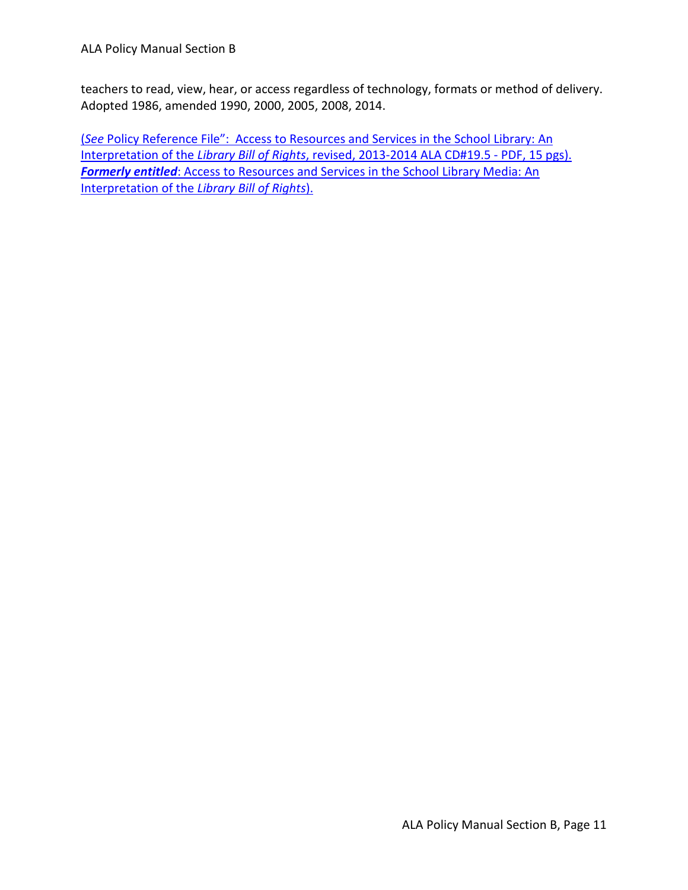teachers to read, view, hear, or access regardless of technology, formats or method of delivery. Adopted 1986, amended 1990, 2000, 2005, 2008, 2014.

(*See* Policy Reference File": Access to Resources and Services in the School Library: An Interpretation of the *Library Bill of Rights*, revised, 2013-2014 ALA CD#19.5 - PDF, 15 pgs). ***Formerly entitled***: Access to Resources and Services in the School Library Media: An Interpretation of the *Library Bill of Rights*).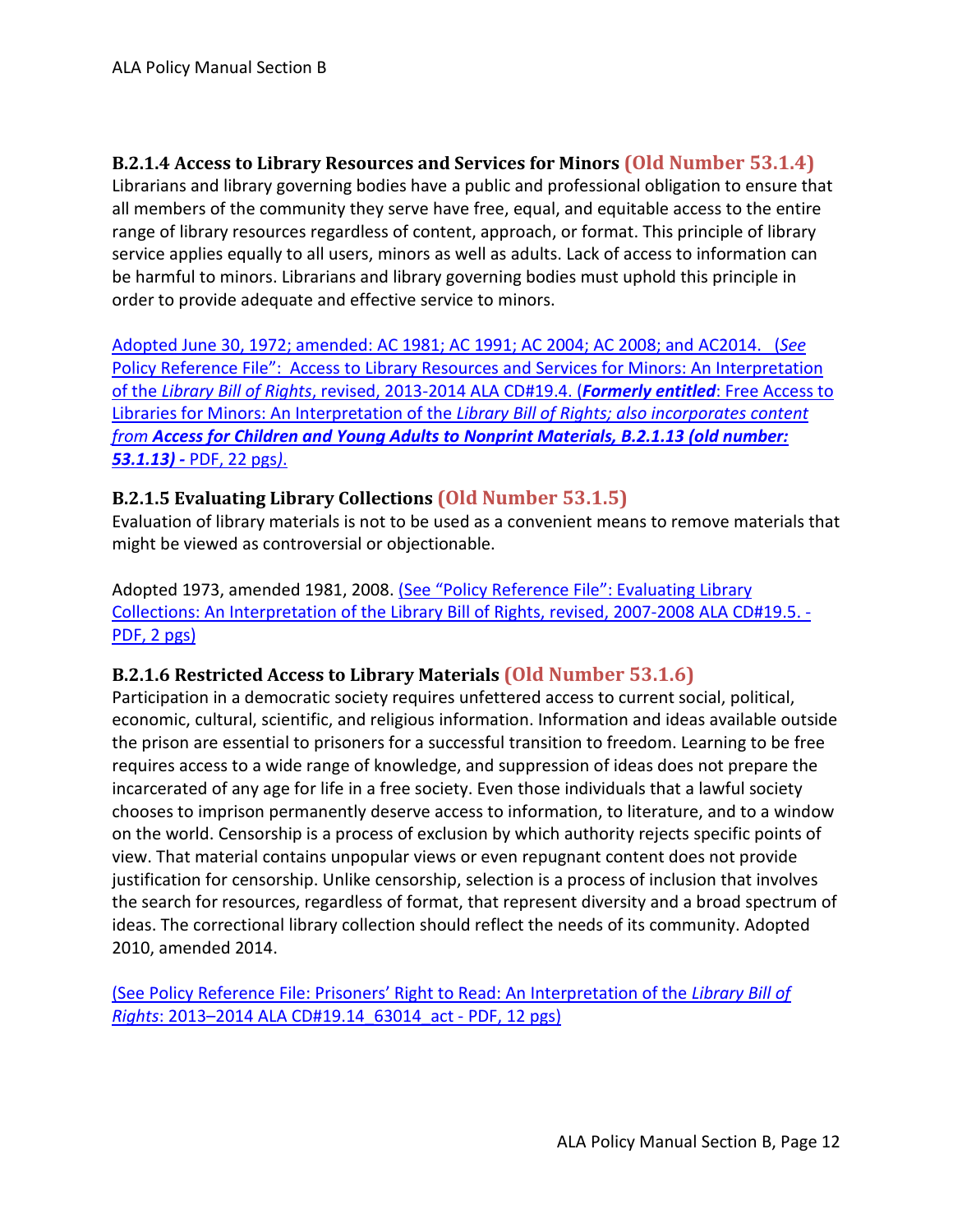### B.2.1.4 Access to Library Resources and Services for Minors (Old Number 53.1.4)

Librarians and library governing bodies have a public and professional obligation to ensure that all members of the community they serve have free, equal, and equitable access to the entire range of library resources regardless of content, approach, or format. This principle of library service applies equally to all users, minors as well as adults. Lack of access to information can be harmful to minors. Librarians and library governing bodies must uphold this principle in order to provide adequate and effective service to minors.

Adopted June 30, 1972; amended: AC 1981; AC 1991; AC 2004; AC 2008; and AC2014. (*See* Policy Reference File": Access to Library Resources and Services for Minors: An Interpretation of the *Library Bill of Rights*, revised, 2013-2014 ALA CD#19.4. (***Formerly entitled***: Free Access to Libraries for Minors: An Interpretation of the *Library Bill of Rights; also incorporates content from* ***Access for Children and Young Adults to Nonprint Materials, B.2.1.13 (old number: 53.1.13) -*** PDF, 22 pgs*)*.

### B.2.1.5 Evaluating Library Collections (Old Number 53.1.5)

Evaluation of library materials is not to be used as a convenient means to remove materials that might be viewed as controversial or objectionable.

Adopted 1973, amended 1981, 2008. (See "Policy Reference File": Evaluating Library Collections: An Interpretation of the Library Bill of Rights, revised, 2007-2008 ALA CD#19.5. - PDF, 2 pgs)

### B.2.1.6 Restricted Access to Library Materials (Old Number 53.1.6)

Participation in a democratic society requires unfettered access to current social, political, economic, cultural, scientific, and religious information. Information and ideas available outside the prison are essential to prisoners for a successful transition to freedom. Learning to be free requires access to a wide range of knowledge, and suppression of ideas does not prepare the incarcerated of any age for life in a free society. Even those individuals that a lawful society chooses to imprison permanently deserve access to information, to literature, and to a window on the world. Censorship is a process of exclusion by which authority rejects specific points of view. That material contains unpopular views or even repugnant content does not provide justification for censorship. Unlike censorship, selection is a process of inclusion that involves the search for resources, regardless of format, that represent diversity and a broad spectrum of ideas. The correctional library collection should reflect the needs of its community. Adopted 2010, amended 2014.

(See Policy Reference File: Prisoners' Right to Read: An Interpretation of the *Library Bill of Rights*: 2013–2014 ALA CD#19.14_63014_act - PDF, 12 pgs)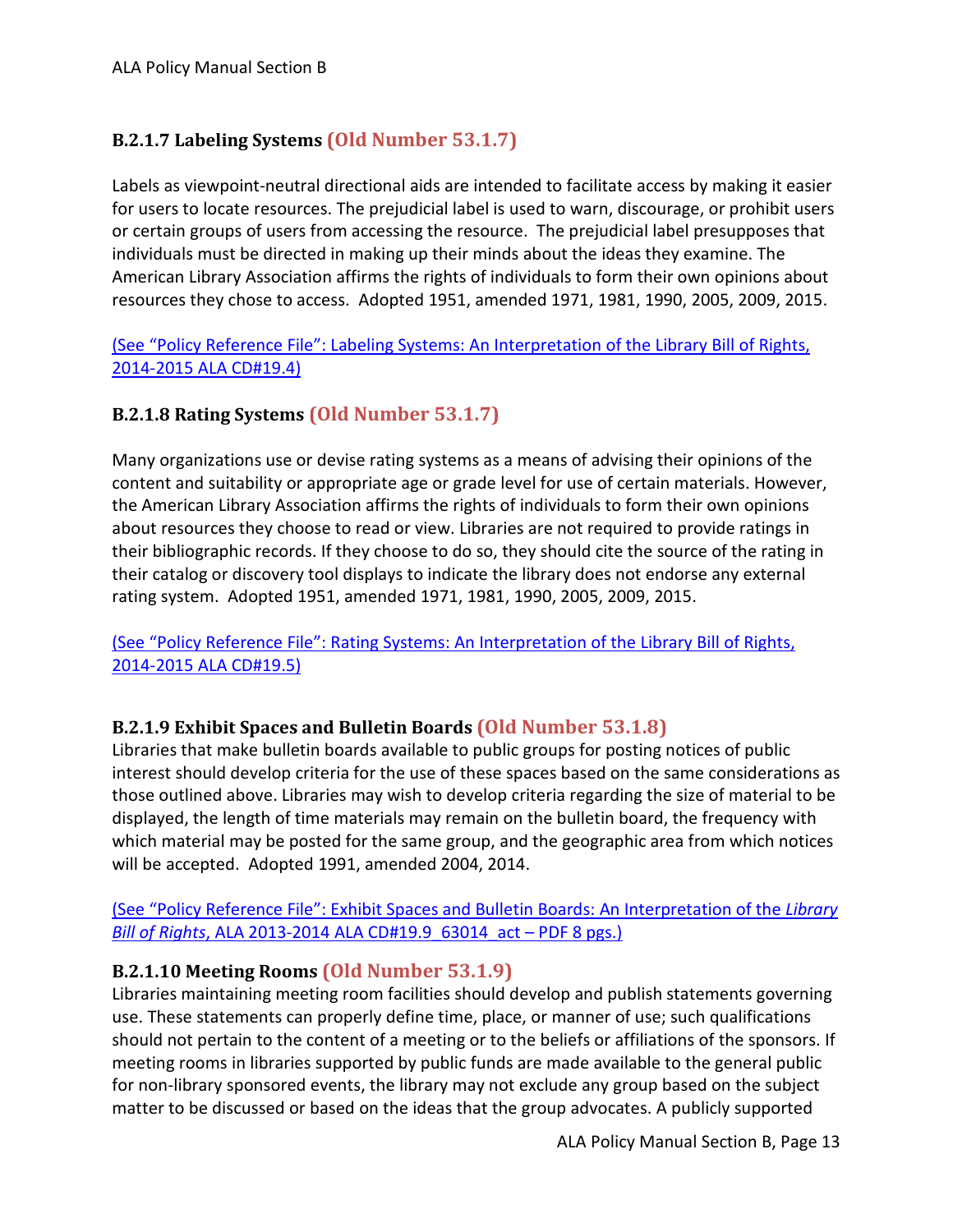### B.2.1.7 Labeling Systems (Old Number 53.1.7)

Labels as viewpoint-neutral directional aids are intended to facilitate access by making it easier for users to locate resources. The prejudicial label is used to warn, discourage, or prohibit users or certain groups of users from accessing the resource. The prejudicial label presupposes that individuals must be directed in making up their minds about the ideas they examine. The American Library Association affirms the rights of individuals to form their own opinions about resources they chose to access. Adopted 1951, amended 1971, 1981, 1990, 2005, 2009, 2015.

(See "Policy Reference File": Labeling Systems: An Interpretation of the Library Bill of Rights, 2014-2015 ALA CD#19.4)

### B.2.1.8 Rating Systems (Old Number 53.1.7)

Many organizations use or devise rating systems as a means of advising their opinions of the content and suitability or appropriate age or grade level for use of certain materials. However, the American Library Association affirms the rights of individuals to form their own opinions about resources they choose to read or view. Libraries are not required to provide ratings in their bibliographic records. If they choose to do so, they should cite the source of the rating in their catalog or discovery tool displays to indicate the library does not endorse any external rating system. Adopted 1951, amended 1971, 1981, 1990, 2005, 2009, 2015.

(See "Policy Reference File": Rating Systems: An Interpretation of the Library Bill of Rights, 2014-2015 ALA CD#19.5)

### B.2.1.9 Exhibit Spaces and Bulletin Boards (Old Number 53.1.8)

Libraries that make bulletin boards available to public groups for posting notices of public interest should develop criteria for the use of these spaces based on the same considerations as those outlined above. Libraries may wish to develop criteria regarding the size of material to be displayed, the length of time materials may remain on the bulletin board, the frequency with which material may be posted for the same group, and the geographic area from which notices will be accepted. Adopted 1991, amended 2004, 2014.

(See "Policy Reference File": Exhibit Spaces and Bulletin Boards: An Interpretation of the *Library Bill of Rights*, ALA 2013-2014 ALA CD#19.9_63014_act – PDF 8 pgs.)

### B.2.1.10 Meeting Rooms (Old Number 53.1.9)

Libraries maintaining meeting room facilities should develop and publish statements governing use. These statements can properly define time, place, or manner of use; such qualifications should not pertain to the content of a meeting or to the beliefs or affiliations of the sponsors. If meeting rooms in libraries supported by public funds are made available to the general public for non-library sponsored events, the library may not exclude any group based on the subject matter to be discussed or based on the ideas that the group advocates. A publicly supported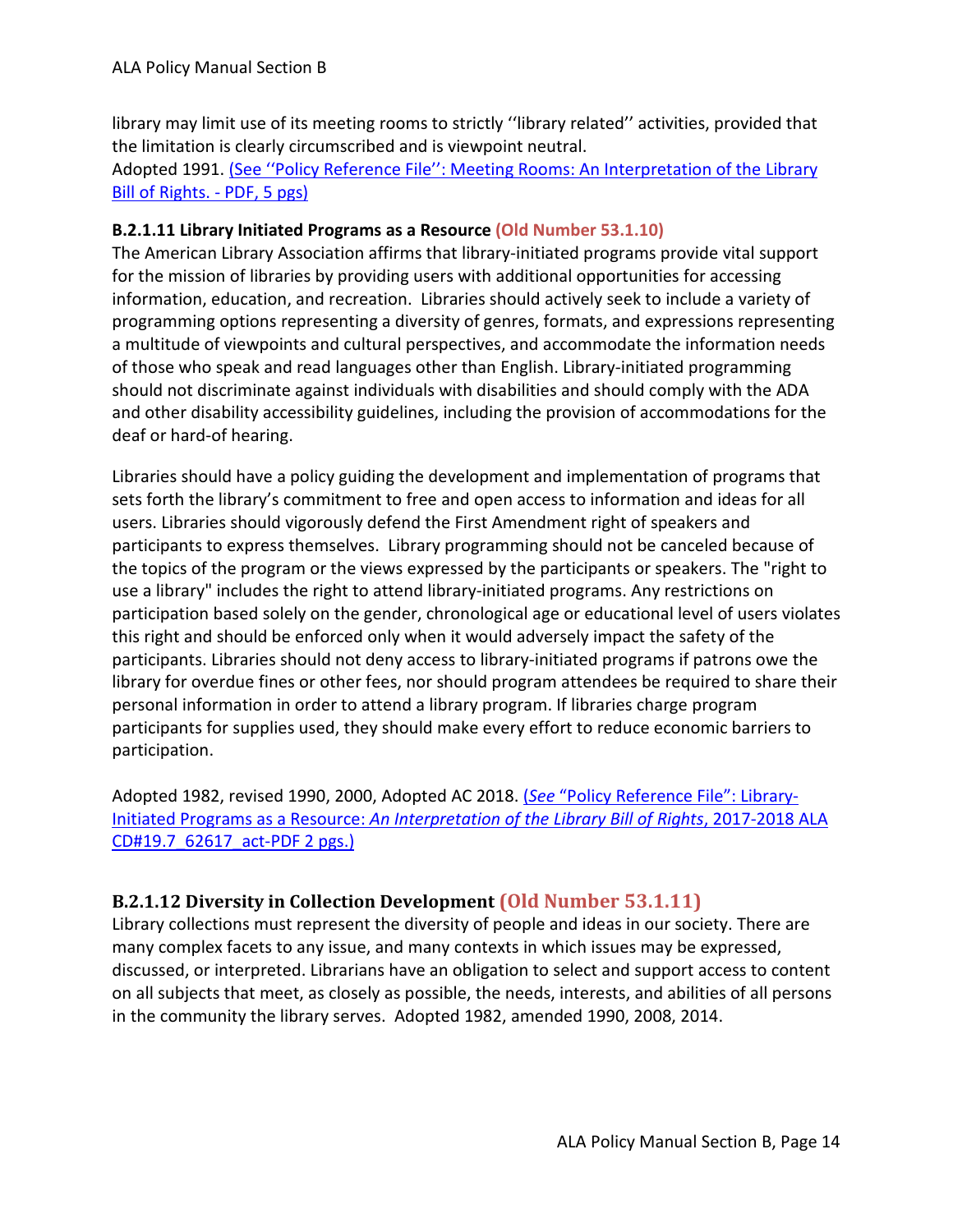library may limit use of its meeting rooms to strictly ''library related'' activities, provided that the limitation is clearly circumscribed and is viewpoint neutral.
Adopted 1991. [(See ''Policy Reference File'': Meeting Rooms: An Interpretation of the Library Bill of Rights. - PDF, 5 pgs)]

### B.2.1.11 Library Initiated Programs as a Resource (Old Number 53.1.10)

The American Library Association affirms that library-initiated programs provide vital support for the mission of libraries by providing users with additional opportunities for accessing information, education, and recreation. Libraries should actively seek to include a variety of programming options representing a diversity of genres, formats, and expressions representing a multitude of viewpoints and cultural perspectives, and accommodate the information needs of those who speak and read languages other than English. Library-initiated programming should not discriminate against individuals with disabilities and should comply with the ADA and other disability accessibility guidelines, including the provision of accommodations for the deaf or hard-of hearing.

Libraries should have a policy guiding the development and implementation of programs that sets forth the library's commitment to free and open access to information and ideas for all users. Libraries should vigorously defend the First Amendment right of speakers and participants to express themselves. Library programming should not be canceled because of the topics of the program or the views expressed by the participants or speakers. The "right to use a library" includes the right to attend library-initiated programs. Any restrictions on participation based solely on the gender, chronological age or educational level of users violates this right and should be enforced only when it would adversely impact the safety of the participants. Libraries should not deny access to library-initiated programs if patrons owe the library for overdue fines or other fees, nor should program attendees be required to share their personal information in order to attend a library program. If libraries charge program participants for supplies used, they should make every effort to reduce economic barriers to participation.

Adopted 1982, revised 1990, 2000, Adopted AC 2018. [(*See* "Policy Reference File": Library-Initiated Programs as a Resource: *An Interpretation of the Library Bill of Rights*, 2017-2018 ALA CD#19.7_62617_act-PDF 2 pgs.)]

### B.2.1.12 Diversity in Collection Development (Old Number 53.1.11)

Library collections must represent the diversity of people and ideas in our society. There are many complex facets to any issue, and many contexts in which issues may be expressed, discussed, or interpreted. Librarians have an obligation to select and support access to content on all subjects that meet, as closely as possible, the needs, interests, and abilities of all persons in the community the library serves. Adopted 1982, amended 1990, 2008, 2014.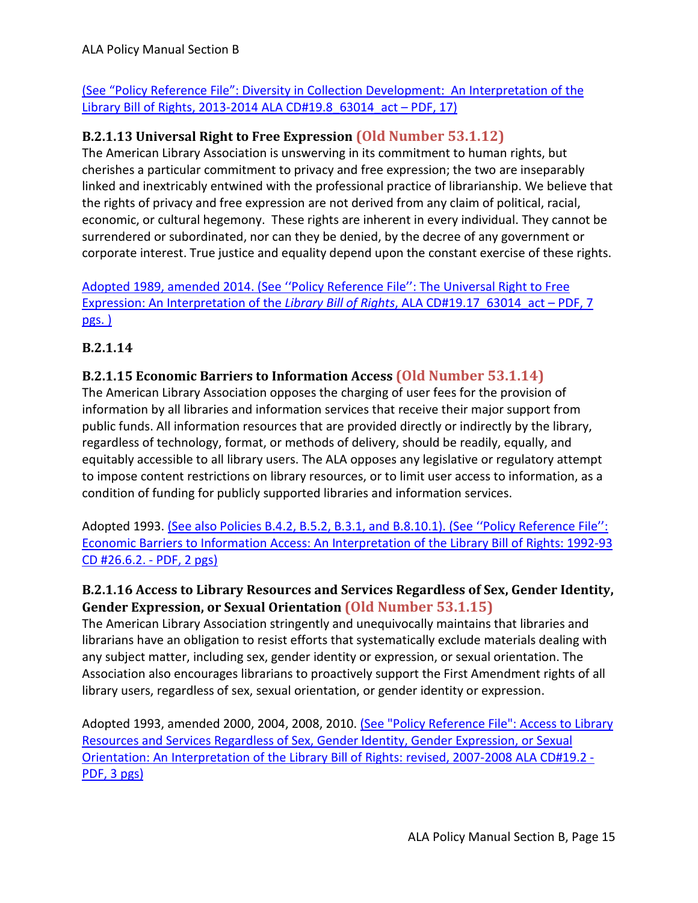(See “Policy Reference File”: Diversity in Collection Development: An Interpretation of the Library Bill of Rights, 2013-2014 ALA CD#19.8_63014_act – PDF, 17)

### B.2.1.13 Universal Right to Free Expression (Old Number 53.1.12)

The American Library Association is unswerving in its commitment to human rights, but cherishes a particular commitment to privacy and free expression; the two are inseparably linked and inextricably entwined with the professional practice of librarianship. We believe that the rights of privacy and free expression are not derived from any claim of political, racial, economic, or cultural hegemony. These rights are inherent in every individual. They cannot be surrendered or subordinated, nor can they be denied, by the decree of any government or corporate interest. True justice and equality depend upon the constant exercise of these rights.

Adopted 1989, amended 2014. (See ‘‘Policy Reference File’’: The Universal Right to Free Expression: An Interpretation of the *Library Bill of Rights*, ALA CD#19.17_63014_act – PDF, 7 pgs. )

### B.2.1.14

### B.2.1.15 Economic Barriers to Information Access (Old Number 53.1.14)

The American Library Association opposes the charging of user fees for the provision of information by all libraries and information services that receive their major support from public funds. All information resources that are provided directly or indirectly by the library, regardless of technology, format, or methods of delivery, should be readily, equally, and equitably accessible to all library users. The ALA opposes any legislative or regulatory attempt to impose content restrictions on library resources, or to limit user access to information, as a condition of funding for publicly supported libraries and information services.

Adopted 1993. (See also Policies B.4.2, B.5.2, B.3.1, and B.8.10.1). (See ‘‘Policy Reference File’’: Economic Barriers to Information Access: An Interpretation of the Library Bill of Rights: 1992-93 CD #26.6.2. - PDF, 2 pgs)

### B.2.1.16 Access to Library Resources and Services Regardless of Sex, Gender Identity, Gender Expression, or Sexual Orientation (Old Number 53.1.15)

The American Library Association stringently and unequivocally maintains that libraries and librarians have an obligation to resist efforts that systematically exclude materials dealing with any subject matter, including sex, gender identity or expression, or sexual orientation. The Association also encourages librarians to proactively support the First Amendment rights of all library users, regardless of sex, sexual orientation, or gender identity or expression.

Adopted 1993, amended 2000, 2004, 2008, 2010. (See "Policy Reference File": Access to Library Resources and Services Regardless of Sex, Gender Identity, Gender Expression, or Sexual Orientation: An Interpretation of the Library Bill of Rights: revised, 2007-2008 ALA CD#19.2 - PDF, 3 pgs)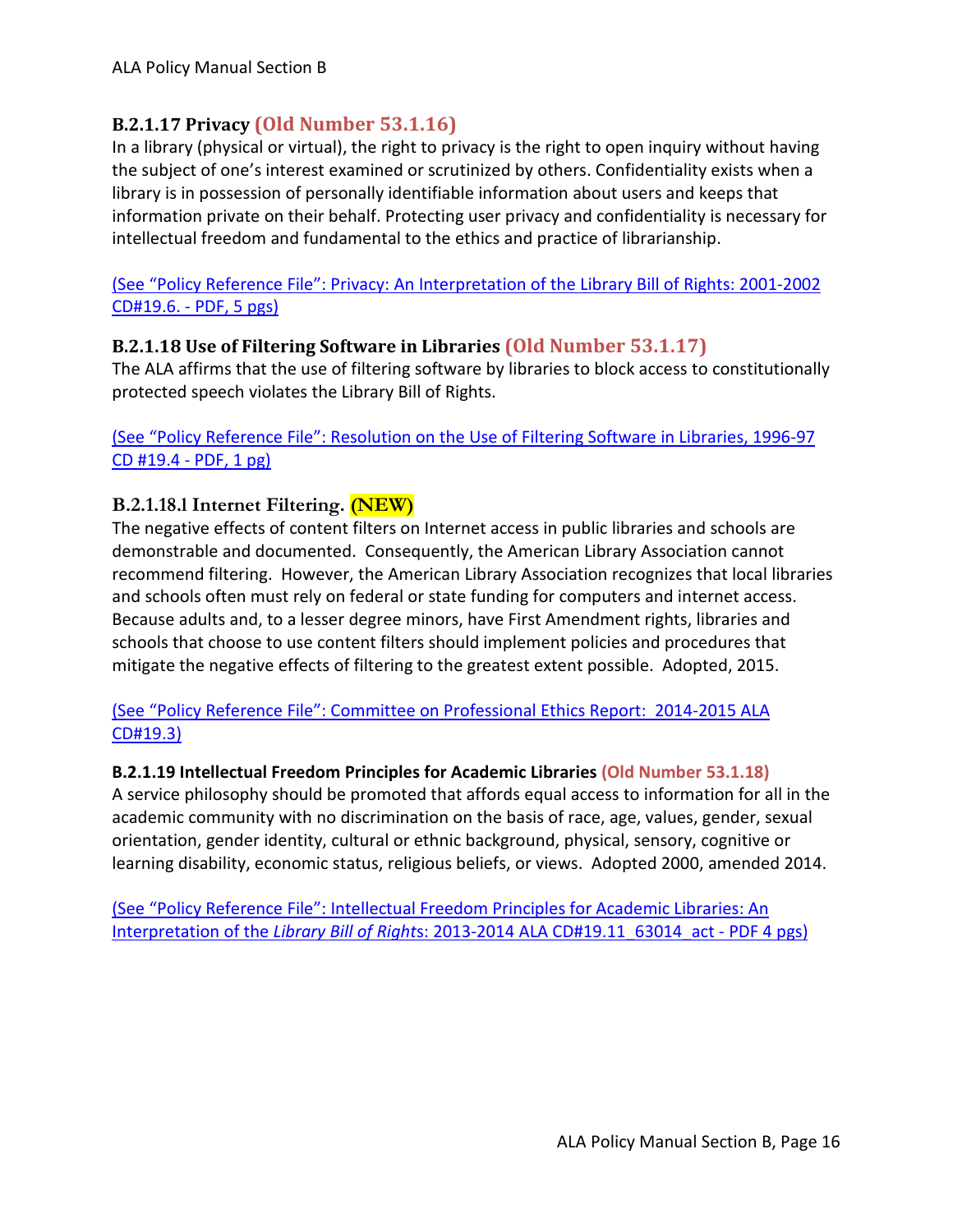### B.2.1.17 Privacy (Old Number 53.1.16)

In a library (physical or virtual), the right to privacy is the right to open inquiry without having the subject of one's interest examined or scrutinized by others. Confidentiality exists when a library is in possession of personally identifiable information about users and keeps that information private on their behalf. Protecting user privacy and confidentiality is necessary for intellectual freedom and fundamental to the ethics and practice of librarianship.

(See "Policy Reference File": Privacy: An Interpretation of the Library Bill of Rights: 2001-2002 CD#19.6. - PDF, 5 pgs)

### B.2.1.18 Use of Filtering Software in Libraries (Old Number 53.1.17)

The ALA affirms that the use of filtering software by libraries to block access to constitutionally protected speech violates the Library Bill of Rights.

(See "Policy Reference File": Resolution on the Use of Filtering Software in Libraries, 1996-97 CD #19.4 - PDF, 1 pg)

### B.2.1.18.l Internet Filtering. (NEW)

The negative effects of content filters on Internet access in public libraries and schools are demonstrable and documented. Consequently, the American Library Association cannot recommend filtering. However, the American Library Association recognizes that local libraries and schools often must rely on federal or state funding for computers and internet access. Because adults and, to a lesser degree minors, have First Amendment rights, libraries and schools that choose to use content filters should implement policies and procedures that mitigate the negative effects of filtering to the greatest extent possible. Adopted, 2015.

(See "Policy Reference File": Committee on Professional Ethics Report: 2014-2015 ALA CD#19.3)

### B.2.1.19 Intellectual Freedom Principles for Academic Libraries (Old Number 53.1.18)

A service philosophy should be promoted that affords equal access to information for all in the academic community with no discrimination on the basis of race, age, values, gender, sexual orientation, gender identity, cultural or ethnic background, physical, sensory, cognitive or learning disability, economic status, religious beliefs, or views. Adopted 2000, amended 2014.

(See "Policy Reference File": Intellectual Freedom Principles for Academic Libraries: An Interpretation of the *Library Bill of Rights*: 2013-2014 ALA CD#19.11_63014_act - PDF 4 pgs)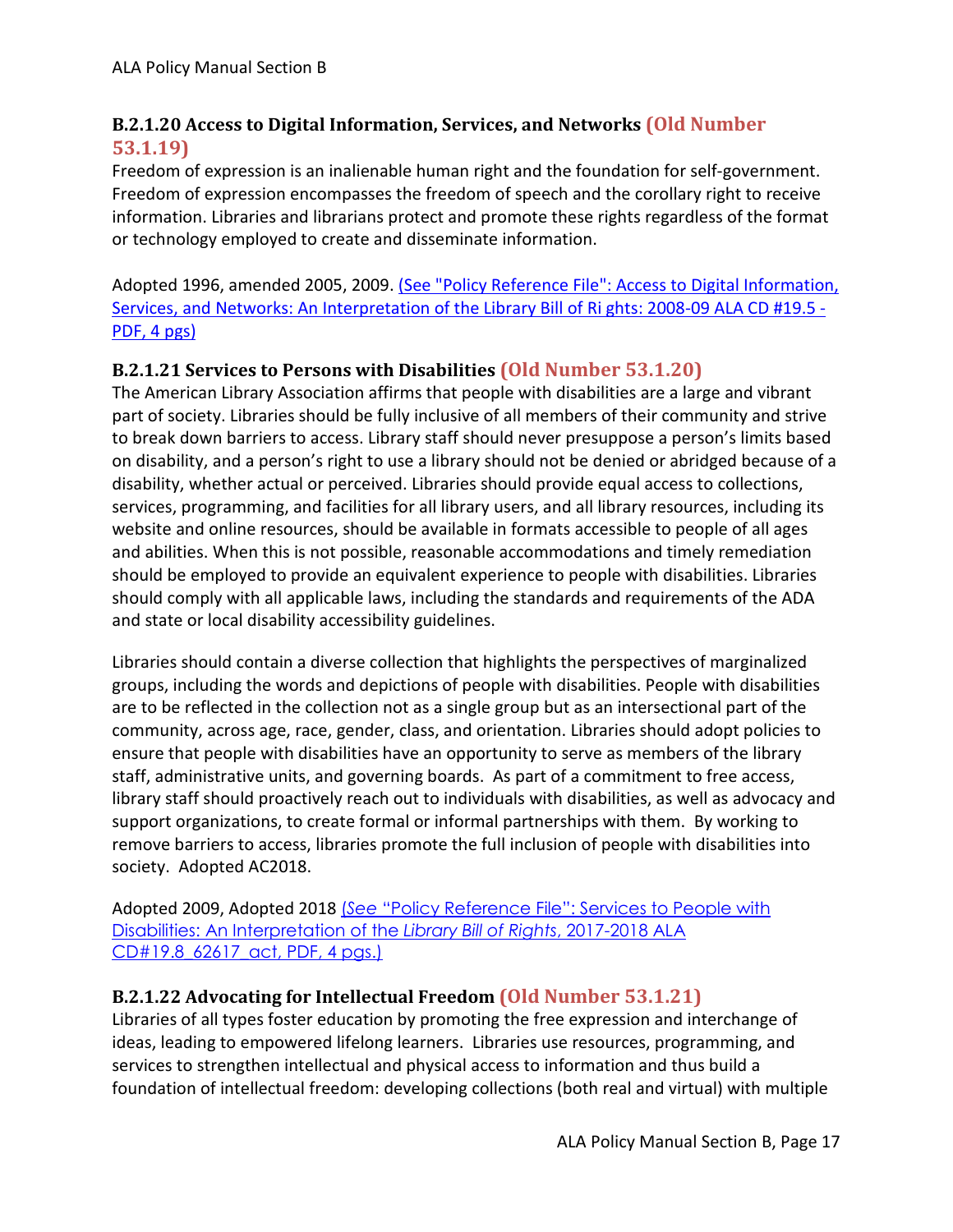### B.2.1.20 Access to Digital Information, Services, and Networks (Old Number 53.1.19)

Freedom of expression is an inalienable human right and the foundation for self-government. Freedom of expression encompasses the freedom of speech and the corollary right to receive information. Libraries and librarians protect and promote these rights regardless of the format or technology employed to create and disseminate information.

Adopted 1996, amended 2005, 2009. (See "Policy Reference File": Access to Digital Information, Services, and Networks: An Interpretation of the Library Bill of Ri ghts: 2008-09 ALA CD #19.5 - PDF, 4 pgs)

### B.2.1.21 Services to Persons with Disabilities (Old Number 53.1.20)

The American Library Association affirms that people with disabilities are a large and vibrant part of society. Libraries should be fully inclusive of all members of their community and strive to break down barriers to access. Library staff should never presuppose a person's limits based on disability, and a person's right to use a library should not be denied or abridged because of a disability, whether actual or perceived. Libraries should provide equal access to collections, services, programming, and facilities for all library users, and all library resources, including its website and online resources, should be available in formats accessible to people of all ages and abilities. When this is not possible, reasonable accommodations and timely remediation should be employed to provide an equivalent experience to people with disabilities. Libraries should comply with all applicable laws, including the standards and requirements of the ADA and state or local disability accessibility guidelines.

Libraries should contain a diverse collection that highlights the perspectives of marginalized groups, including the words and depictions of people with disabilities. People with disabilities are to be reflected in the collection not as a single group but as an intersectional part of the community, across age, race, gender, class, and orientation. Libraries should adopt policies to ensure that people with disabilities have an opportunity to serve as members of the library staff, administrative units, and governing boards. As part of a commitment to free access, library staff should proactively reach out to individuals with disabilities, as well as advocacy and support organizations, to create formal or informal partnerships with them. By working to remove barriers to access, libraries promote the full inclusion of people with disabilities into society. Adopted AC2018.

Adopted 2009, Adopted 2018 (*See* "Policy Reference File": Services to People with Disabilities: An Interpretation of the *Library Bill of Rights*, 2017-2018 ALA CD#19.8_62617_act, PDF, 4 pgs.)

### B.2.1.22 Advocating for Intellectual Freedom (Old Number 53.1.21)

Libraries of all types foster education by promoting the free expression and interchange of ideas, leading to empowered lifelong learners. Libraries use resources, programming, and services to strengthen intellectual and physical access to information and thus build a foundation of intellectual freedom: developing collections (both real and virtual) with multiple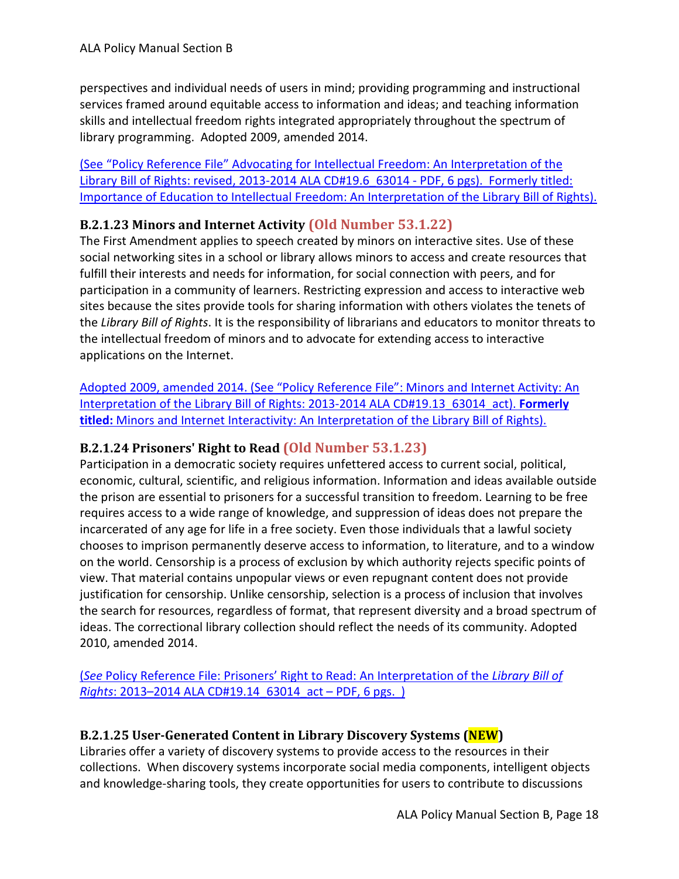perspectives and individual needs of users in mind; providing programming and instructional services framed around equitable access to information and ideas; and teaching information skills and intellectual freedom rights integrated appropriately throughout the spectrum of library programming. Adopted 2009, amended 2014.

(See "Policy Reference File" Advocating for Intellectual Freedom: An Interpretation of the Library Bill of Rights: revised, 2013-2014 ALA CD#19.6_63014 - PDF, 6 pgs). Formerly titled: Importance of Education to Intellectual Freedom: An Interpretation of the Library Bill of Rights).

### B.2.1.23 Minors and Internet Activity (Old Number 53.1.22)

The First Amendment applies to speech created by minors on interactive sites. Use of these social networking sites in a school or library allows minors to access and create resources that fulfill their interests and needs for information, for social connection with peers, and for participation in a community of learners. Restricting expression and access to interactive web sites because the sites provide tools for sharing information with others violates the tenets of the *Library Bill of Rights*. It is the responsibility of librarians and educators to monitor threats to the intellectual freedom of minors and to advocate for extending access to interactive applications on the Internet.

Adopted 2009, amended 2014. (See "Policy Reference File": Minors and Internet Activity: An Interpretation of the Library Bill of Rights: 2013-2014 ALA CD#19.13_63014_act). **Formerly titled:** Minors and Internet Interactivity: An Interpretation of the Library Bill of Rights).

### B.2.1.24 Prisoners' Right to Read (Old Number 53.1.23)

Participation in a democratic society requires unfettered access to current social, political, economic, cultural, scientific, and religious information. Information and ideas available outside the prison are essential to prisoners for a successful transition to freedom. Learning to be free requires access to a wide range of knowledge, and suppression of ideas does not prepare the incarcerated of any age for life in a free society. Even those individuals that a lawful society chooses to imprison permanently deserve access to information, to literature, and to a window on the world. Censorship is a process of exclusion by which authority rejects specific points of view. That material contains unpopular views or even repugnant content does not provide justification for censorship. Unlike censorship, selection is a process of inclusion that involves the search for resources, regardless of format, that represent diversity and a broad spectrum of ideas. The correctional library collection should reflect the needs of its community. Adopted 2010, amended 2014.

(*See* Policy Reference File: Prisoners' Right to Read: An Interpretation of the *Library Bill of Rights*: 2013–2014 ALA CD#19.14_63014_act – PDF, 6 pgs. )

### B.2.1.25 User-Generated Content in Library Discovery Systems (NEW)

Libraries offer a variety of discovery systems to provide access to the resources in their collections. When discovery systems incorporate social media components, intelligent objects and knowledge-sharing tools, they create opportunities for users to contribute to discussions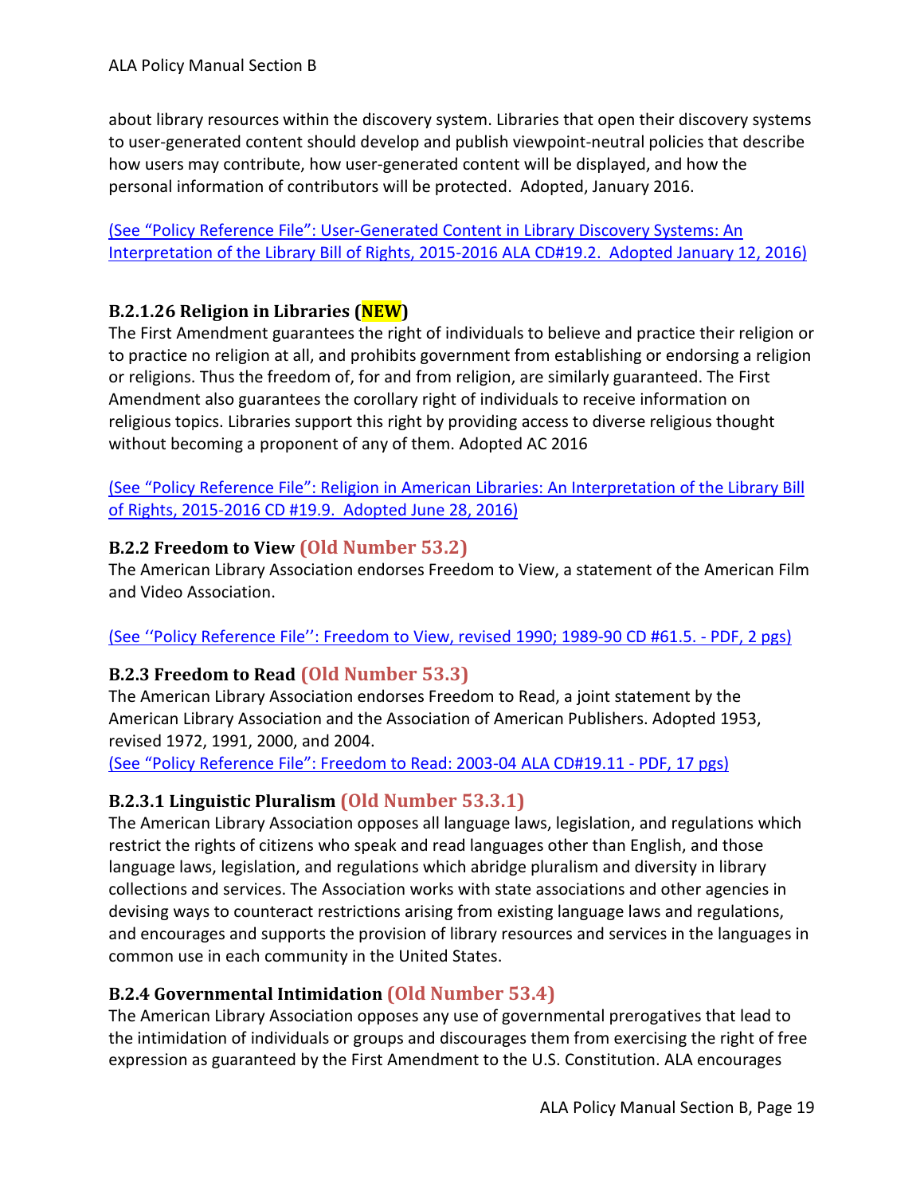about library resources within the discovery system. Libraries that open their discovery systems to user-generated content should develop and publish viewpoint-neutral policies that describe how users may contribute, how user-generated content will be displayed, and how the personal information of contributors will be protected. Adopted, January 2016.

(See "Policy Reference File": User-Generated Content in Library Discovery Systems: An Interpretation of the Library Bill of Rights, 2015-2016 ALA CD#19.2. Adopted January 12, 2016)

### B.2.1.26 Religion in Libraries (NEW)

The First Amendment guarantees the right of individuals to believe and practice their religion or to practice no religion at all, and prohibits government from establishing or endorsing a religion or religions. Thus the freedom of, for and from religion, are similarly guaranteed. The First Amendment also guarantees the corollary right of individuals to receive information on religious topics. Libraries support this right by providing access to diverse religious thought without becoming a proponent of any of them. Adopted AC 2016

(See "Policy Reference File": Religion in American Libraries: An Interpretation of the Library Bill of Rights, 2015-2016 CD #19.9. Adopted June 28, 2016)

### B.2.2 Freedom to View (Old Number 53.2)

The American Library Association endorses Freedom to View, a statement of the American Film and Video Association.

(See ''Policy Reference File'': Freedom to View, revised 1990; 1989-90 CD #61.5. - PDF, 2 pgs)

### B.2.3 Freedom to Read (Old Number 53.3)

The American Library Association endorses Freedom to Read, a joint statement by the American Library Association and the Association of American Publishers. Adopted 1953, revised 1972, 1991, 2000, and 2004.

(See "Policy Reference File": Freedom to Read: 2003-04 ALA CD#19.11 - PDF, 17 pgs)

### B.2.3.1 Linguistic Pluralism (Old Number 53.3.1)

The American Library Association opposes all language laws, legislation, and regulations which restrict the rights of citizens who speak and read languages other than English, and those language laws, legislation, and regulations which abridge pluralism and diversity in library collections and services. The Association works with state associations and other agencies in devising ways to counteract restrictions arising from existing language laws and regulations, and encourages and supports the provision of library resources and services in the languages in common use in each community in the United States.

### B.2.4 Governmental Intimidation (Old Number 53.4)

The American Library Association opposes any use of governmental prerogatives that lead to the intimidation of individuals or groups and discourages them from exercising the right of free expression as guaranteed by the First Amendment to the U.S. Constitution. ALA encourages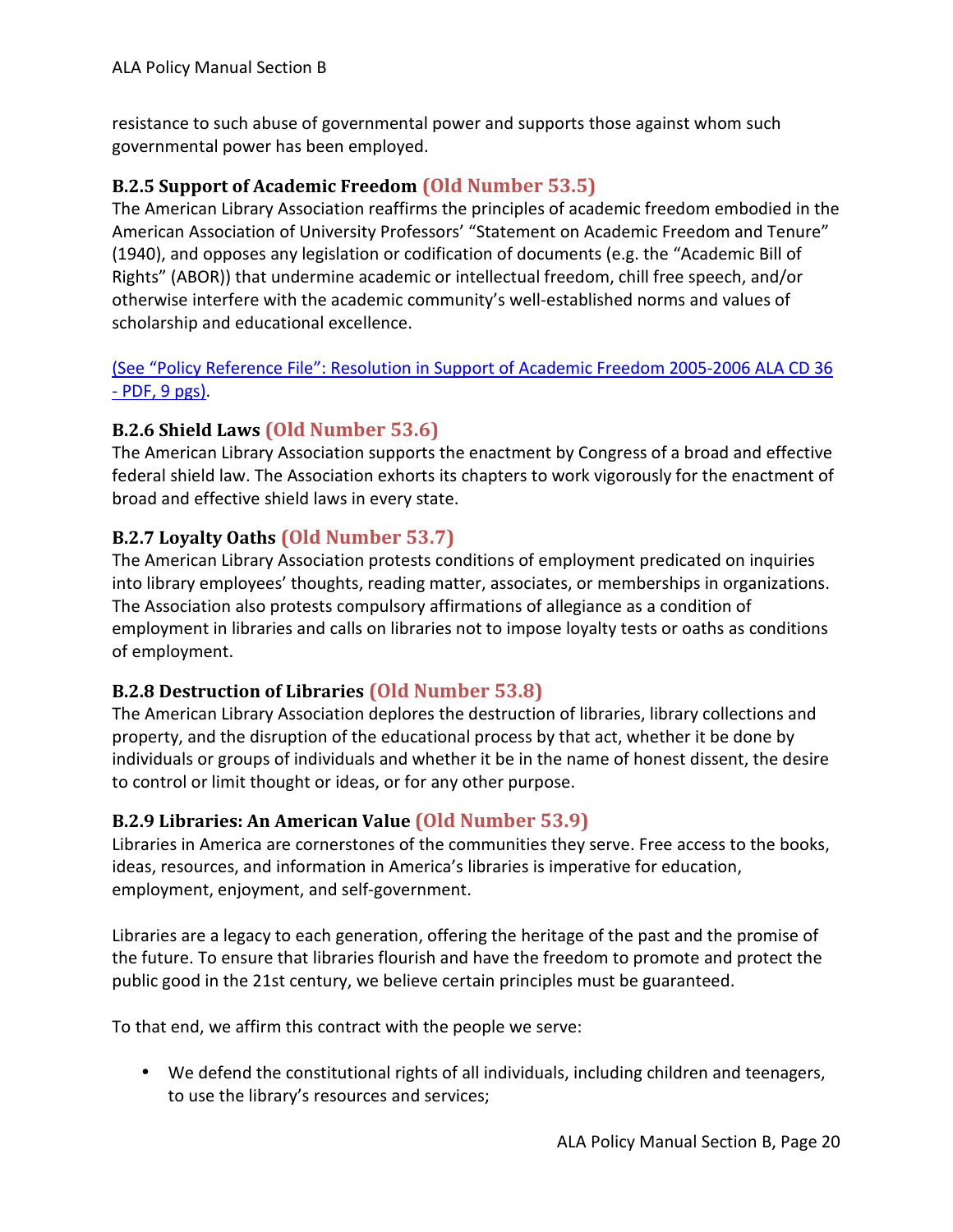resistance to such abuse of governmental power and supports those against whom such governmental power has been employed.

### B.2.5 Support of Academic Freedom (Old Number 53.5)

The American Library Association reaffirms the principles of academic freedom embodied in the American Association of University Professors' "Statement on Academic Freedom and Tenure" (1940), and opposes any legislation or codification of documents (e.g. the "Academic Bill of Rights" (ABOR)) that undermine academic or intellectual freedom, chill free speech, and/or otherwise interfere with the academic community's well-established norms and values of scholarship and educational excellence.

(See "Policy Reference File": Resolution in Support of Academic Freedom 2005-2006 ALA CD 36 - PDF, 9 pgs).

### B.2.6 Shield Laws (Old Number 53.6)

The American Library Association supports the enactment by Congress of a broad and effective federal shield law. The Association exhorts its chapters to work vigorously for the enactment of broad and effective shield laws in every state.

### B.2.7 Loyalty Oaths (Old Number 53.7)

The American Library Association protests conditions of employment predicated on inquiries into library employees' thoughts, reading matter, associates, or memberships in organizations. The Association also protests compulsory affirmations of allegiance as a condition of employment in libraries and calls on libraries not to impose loyalty tests or oaths as conditions of employment.

### B.2.8 Destruction of Libraries (Old Number 53.8)

The American Library Association deplores the destruction of libraries, library collections and property, and the disruption of the educational process by that act, whether it be done by individuals or groups of individuals and whether it be in the name of honest dissent, the desire to control or limit thought or ideas, or for any other purpose.

### B.2.9 Libraries: An American Value (Old Number 53.9)

Libraries in America are cornerstones of the communities they serve. Free access to the books, ideas, resources, and information in America's libraries is imperative for education, employment, enjoyment, and self-government.

Libraries are a legacy to each generation, offering the heritage of the past and the promise of the future. To ensure that libraries flourish and have the freedom to promote and protect the public good in the 21st century, we believe certain principles must be guaranteed.

To that end, we affirm this contract with the people we serve:

- We defend the constitutional rights of all individuals, including children and teenagers, to use the library's resources and services;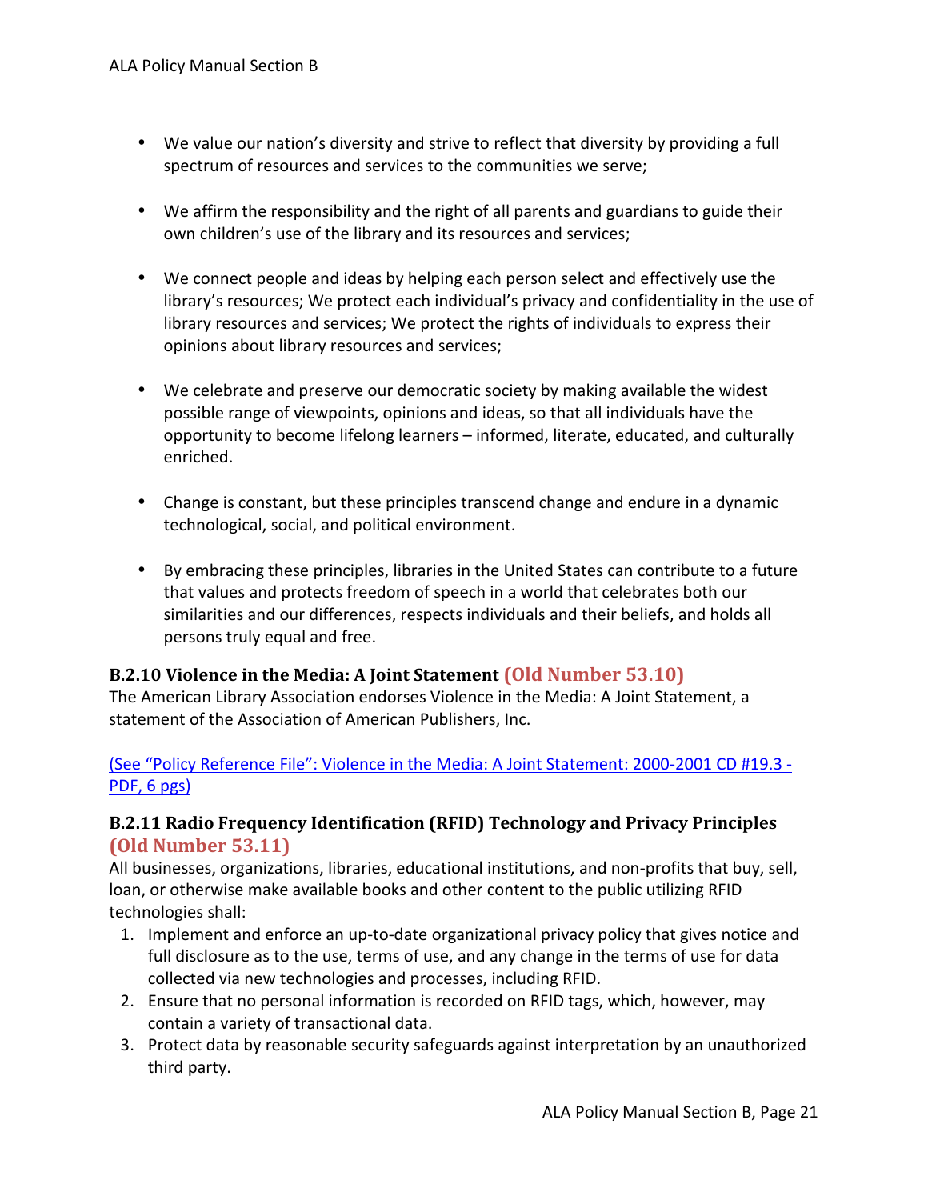- We value our nation's diversity and strive to reflect that diversity by providing a full spectrum of resources and services to the communities we serve;

- We affirm the responsibility and the right of all parents and guardians to guide their own children's use of the library and its resources and services;

- We connect people and ideas by helping each person select and effectively use the library's resources; We protect each individual's privacy and confidentiality in the use of library resources and services; We protect the rights of individuals to express their opinions about library resources and services;

- We celebrate and preserve our democratic society by making available the widest possible range of viewpoints, opinions and ideas, so that all individuals have the opportunity to become lifelong learners – informed, literate, educated, and culturally enriched.

- Change is constant, but these principles transcend change and endure in a dynamic technological, social, and political environment.

- By embracing these principles, libraries in the United States can contribute to a future that values and protects freedom of speech in a world that celebrates both our similarities and our differences, respects individuals and their beliefs, and holds all persons truly equal and free.

### B.2.10 Violence in the Media: A Joint Statement (Old Number 53.10)

The American Library Association endorses Violence in the Media: A Joint Statement, a statement of the Association of American Publishers, Inc.

(See "Policy Reference File": Violence in the Media: A Joint Statement: 2000-2001 CD #19.3 - PDF, 6 pgs)

### B.2.11 Radio Frequency Identification (RFID) Technology and Privacy Principles (Old Number 53.11)

All businesses, organizations, libraries, educational institutions, and non-profits that buy, sell, loan, or otherwise make available books and other content to the public utilizing RFID technologies shall:

1. Implement and enforce an up-to-date organizational privacy policy that gives notice and full disclosure as to the use, terms of use, and any change in the terms of use for data collected via new technologies and processes, including RFID.
2. Ensure that no personal information is recorded on RFID tags, which, however, may contain a variety of transactional data.
3. Protect data by reasonable security safeguards against interpretation by an unauthorized third party.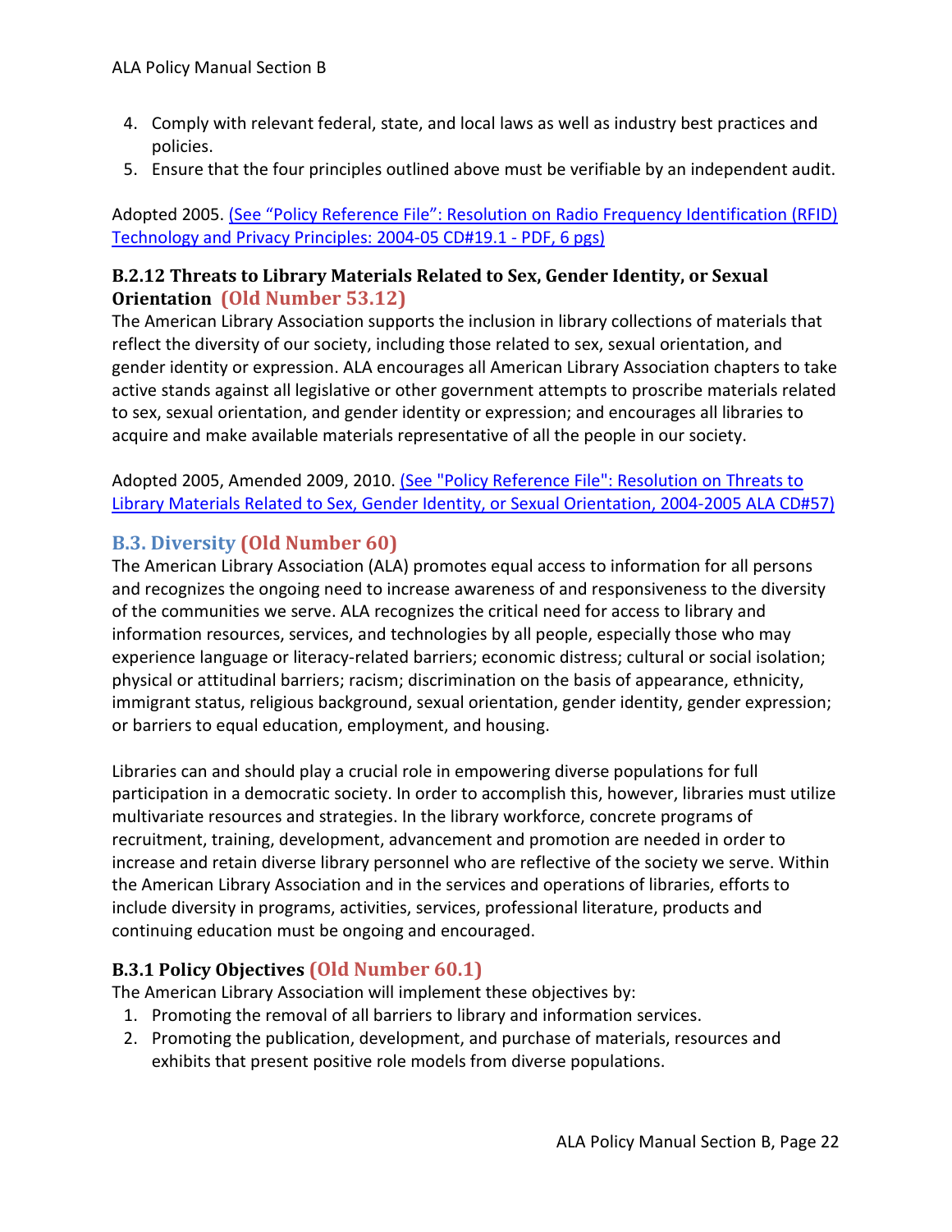4. Comply with relevant federal, state, and local laws as well as industry best practices and policies.
5. Ensure that the four principles outlined above must be verifiable by an independent audit.

Adopted 2005. [(See "Policy Reference File": Resolution on Radio Frequency Identification (RFID) Technology and Privacy Principles: 2004-05 CD#19.1 - PDF, 6 pgs)]

### B.2.12 Threats to Library Materials Related to Sex, Gender Identity, or Sexual Orientation (Old Number 53.12)

The American Library Association supports the inclusion in library collections of materials that reflect the diversity of our society, including those related to sex, sexual orientation, and gender identity or expression. ALA encourages all American Library Association chapters to take active stands against all legislative or other government attempts to proscribe materials related to sex, sexual orientation, and gender identity or expression; and encourages all libraries to acquire and make available materials representative of all the people in our society.

Adopted 2005, Amended 2009, 2010. [(See "Policy Reference File": Resolution on Threats to Library Materials Related to Sex, Gender Identity, or Sexual Orientation, 2004-2005 ALA CD#57)]

## B.3. Diversity (Old Number 60)

The American Library Association (ALA) promotes equal access to information for all persons and recognizes the ongoing need to increase awareness of and responsiveness to the diversity of the communities we serve. ALA recognizes the critical need for access to library and information resources, services, and technologies by all people, especially those who may experience language or literacy-related barriers; economic distress; cultural or social isolation; physical or attitudinal barriers; racism; discrimination on the basis of appearance, ethnicity, immigrant status, religious background, sexual orientation, gender identity, gender expression; or barriers to equal education, employment, and housing.

Libraries can and should play a crucial role in empowering diverse populations for full participation in a democratic society. In order to accomplish this, however, libraries must utilize multivariate resources and strategies. In the library workforce, concrete programs of recruitment, training, development, advancement and promotion are needed in order to increase and retain diverse library personnel who are reflective of the society we serve. Within the American Library Association and in the services and operations of libraries, efforts to include diversity in programs, activities, services, professional literature, products and continuing education must be ongoing and encouraged.

### B.3.1 Policy Objectives (Old Number 60.1)

The American Library Association will implement these objectives by:

1. Promoting the removal of all barriers to library and information services.
2. Promoting the publication, development, and purchase of materials, resources and exhibits that present positive role models from diverse populations.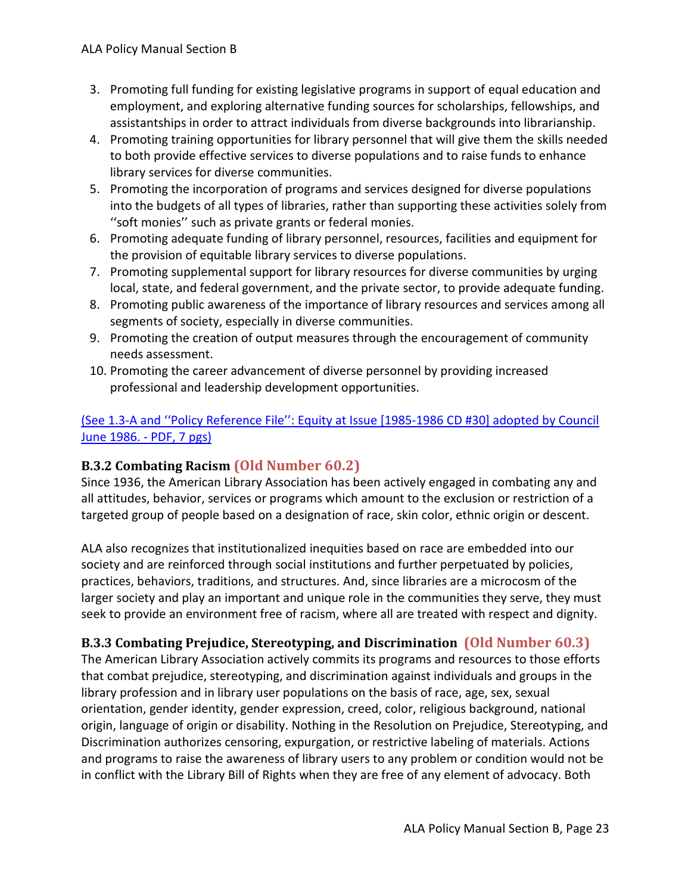3. Promoting full funding for existing legislative programs in support of equal education and employment, and exploring alternative funding sources for scholarships, fellowships, and assistantships in order to attract individuals from diverse backgrounds into librarianship.
4. Promoting training opportunities for library personnel that will give them the skills needed to both provide effective services to diverse populations and to raise funds to enhance library services for diverse communities.
5. Promoting the incorporation of programs and services designed for diverse populations into the budgets of all types of libraries, rather than supporting these activities solely from ''soft monies'' such as private grants or federal monies.
6. Promoting adequate funding of library personnel, resources, facilities and equipment for the provision of equitable library services to diverse populations.
7. Promoting supplemental support for library resources for diverse communities by urging local, state, and federal government, and the private sector, to provide adequate funding.
8. Promoting public awareness of the importance of library resources and services among all segments of society, especially in diverse communities.
9. Promoting the creation of output measures through the encouragement of community needs assessment.
10. Promoting the career advancement of diverse personnel by providing increased professional and leadership development opportunities.

(See 1.3-A and ''Policy Reference File'': Equity at Issue [1985-1986 CD #30] adopted by Council June 1986. - PDF, 7 pgs)

### B.3.2 Combating Racism (Old Number 60.2)

Since 1936, the American Library Association has been actively engaged in combating any and all attitudes, behavior, services or programs which amount to the exclusion or restriction of a targeted group of people based on a designation of race, skin color, ethnic origin or descent.

ALA also recognizes that institutionalized inequities based on race are embedded into our society and are reinforced through social institutions and further perpetuated by policies, practices, behaviors, traditions, and structures. And, since libraries are a microcosm of the larger society and play an important and unique role in the communities they serve, they must seek to provide an environment free of racism, where all are treated with respect and dignity.

### B.3.3 Combating Prejudice, Stereotyping, and Discrimination (Old Number 60.3)

The American Library Association actively commits its programs and resources to those efforts that combat prejudice, stereotyping, and discrimination against individuals and groups in the library profession and in library user populations on the basis of race, age, sex, sexual orientation, gender identity, gender expression, creed, color, religious background, national origin, language of origin or disability. Nothing in the Resolution on Prejudice, Stereotyping, and Discrimination authorizes censoring, expurgation, or restrictive labeling of materials. Actions and programs to raise the awareness of library users to any problem or condition would not be in conflict with the Library Bill of Rights when they are free of any element of advocacy. Both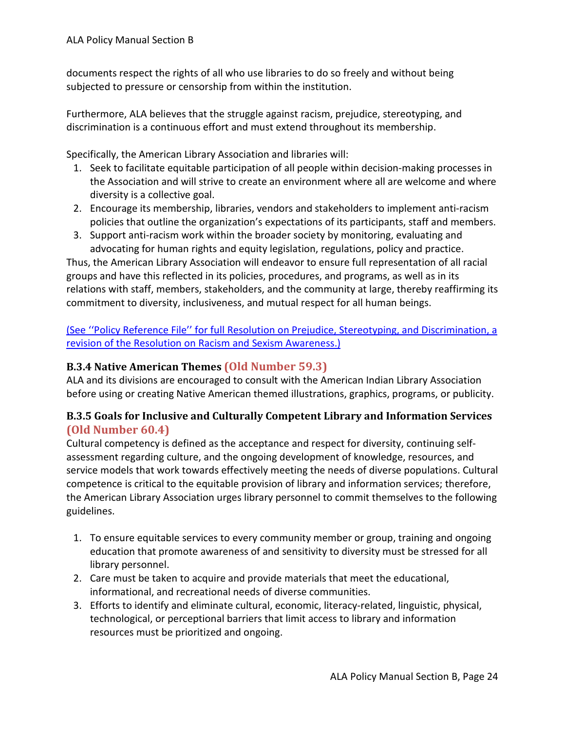documents respect the rights of all who use libraries to do so freely and without being subjected to pressure or censorship from within the institution.

Furthermore, ALA believes that the struggle against racism, prejudice, stereotyping, and discrimination is a continuous effort and must extend throughout its membership.

Specifically, the American Library Association and libraries will:

1. Seek to facilitate equitable participation of all people within decision-making processes in the Association and will strive to create an environment where all are welcome and where diversity is a collective goal.
2. Encourage its membership, libraries, vendors and stakeholders to implement anti-racism policies that outline the organization's expectations of its participants, staff and members.
3. Support anti-racism work within the broader society by monitoring, evaluating and advocating for human rights and equity legislation, regulations, policy and practice.

Thus, the American Library Association will endeavor to ensure full representation of all racial groups and have this reflected in its policies, procedures, and programs, as well as in its relations with staff, members, stakeholders, and the community at large, thereby reaffirming its commitment to diversity, inclusiveness, and mutual respect for all human beings.

(See ''Policy Reference File'' for full Resolution on Prejudice, Stereotyping, and Discrimination, a revision of the Resolution on Racism and Sexism Awareness.)

### B.3.4 Native American Themes (Old Number 59.3)

ALA and its divisions are encouraged to consult with the American Indian Library Association before using or creating Native American themed illustrations, graphics, programs, or publicity.

### B.3.5 Goals for Inclusive and Culturally Competent Library and Information Services (Old Number 60.4)

Cultural competency is defined as the acceptance and respect for diversity, continuing self-assessment regarding culture, and the ongoing development of knowledge, resources, and service models that work towards effectively meeting the needs of diverse populations. Cultural competence is critical to the equitable provision of library and information services; therefore, the American Library Association urges library personnel to commit themselves to the following guidelines.

1. To ensure equitable services to every community member or group, training and ongoing education that promote awareness of and sensitivity to diversity must be stressed for all library personnel.
2. Care must be taken to acquire and provide materials that meet the educational, informational, and recreational needs of diverse communities.
3. Efforts to identify and eliminate cultural, economic, literacy-related, linguistic, physical, technological, or perceptional barriers that limit access to library and information resources must be prioritized and ongoing.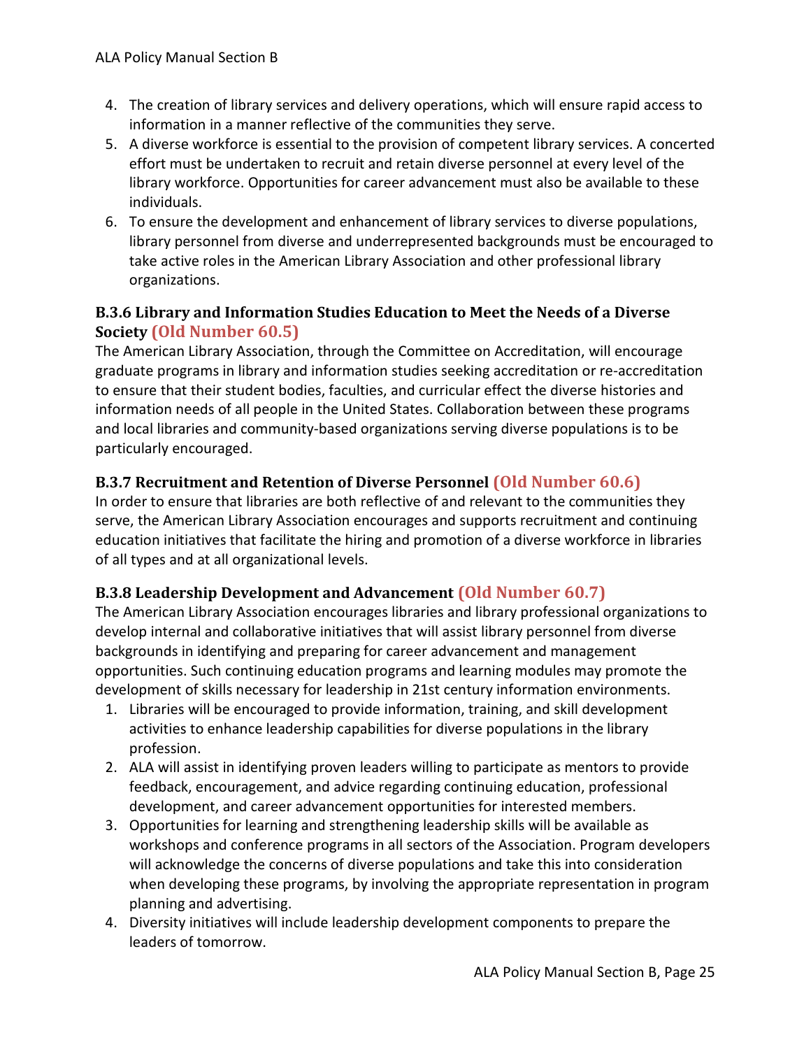4. The creation of library services and delivery operations, which will ensure rapid access to information in a manner reflective of the communities they serve.
5. A diverse workforce is essential to the provision of competent library services. A concerted effort must be undertaken to recruit and retain diverse personnel at every level of the library workforce. Opportunities for career advancement must also be available to these individuals.
6. To ensure the development and enhancement of library services to diverse populations, library personnel from diverse and underrepresented backgrounds must be encouraged to take active roles in the American Library Association and other professional library organizations.

### B.3.6 Library and Information Studies Education to Meet the Needs of a Diverse Society (Old Number 60.5)

The American Library Association, through the Committee on Accreditation, will encourage graduate programs in library and information studies seeking accreditation or re-accreditation to ensure that their student bodies, faculties, and curricular effect the diverse histories and information needs of all people in the United States. Collaboration between these programs and local libraries and community-based organizations serving diverse populations is to be particularly encouraged.

### B.3.7 Recruitment and Retention of Diverse Personnel (Old Number 60.6)

In order to ensure that libraries are both reflective of and relevant to the communities they serve, the American Library Association encourages and supports recruitment and continuing education initiatives that facilitate the hiring and promotion of a diverse workforce in libraries of all types and at all organizational levels.

### B.3.8 Leadership Development and Advancement (Old Number 60.7)

The American Library Association encourages libraries and library professional organizations to develop internal and collaborative initiatives that will assist library personnel from diverse backgrounds in identifying and preparing for career advancement and management opportunities. Such continuing education programs and learning modules may promote the development of skills necessary for leadership in 21st century information environments.

1. Libraries will be encouraged to provide information, training, and skill development activities to enhance leadership capabilities for diverse populations in the library profession.
2. ALA will assist in identifying proven leaders willing to participate as mentors to provide feedback, encouragement, and advice regarding continuing education, professional development, and career advancement opportunities for interested members.
3. Opportunities for learning and strengthening leadership skills will be available as workshops and conference programs in all sectors of the Association. Program developers will acknowledge the concerns of diverse populations and take this into consideration when developing these programs, by involving the appropriate representation in program planning and advertising.
4. Diversity initiatives will include leadership development components to prepare the leaders of tomorrow.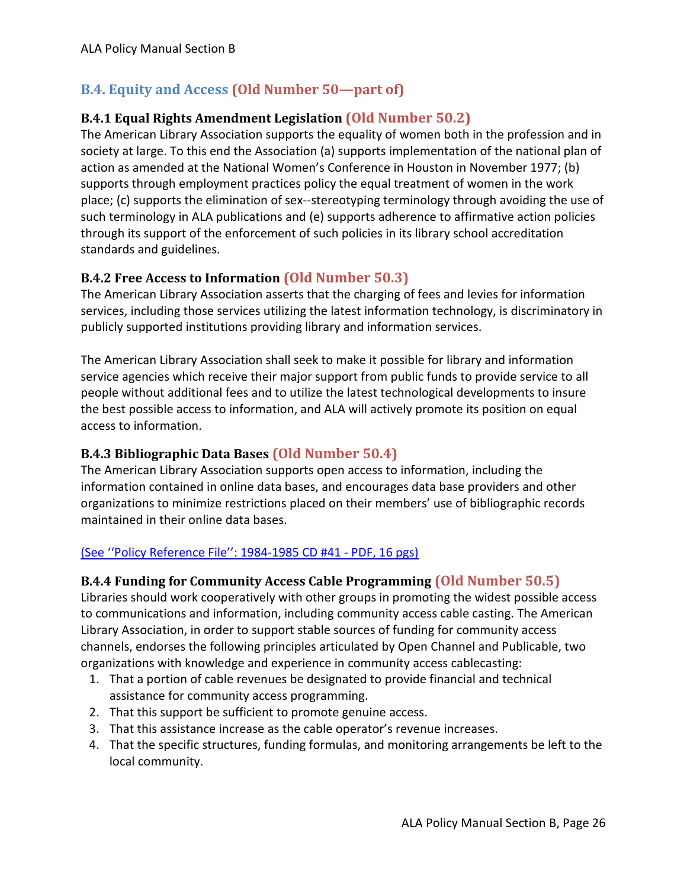## B.4. Equity and Access (Old Number 50—part of)

### B.4.1 Equal Rights Amendment Legislation (Old Number 50.2)

The American Library Association supports the equality of women both in the profession and in society at large. To this end the Association (a) supports implementation of the national plan of action as amended at the National Women's Conference in Houston in November 1977; (b) supports through employment practices policy the equal treatment of women in the work place; (c) supports the elimination of sex--stereotyping terminology through avoiding the use of such terminology in ALA publications and (e) supports adherence to affirmative action policies through its support of the enforcement of such policies in its library school accreditation standards and guidelines.

### B.4.2 Free Access to Information (Old Number 50.3)

The American Library Association asserts that the charging of fees and levies for information services, including those services utilizing the latest information technology, is discriminatory in publicly supported institutions providing library and information services.

The American Library Association shall seek to make it possible for library and information service agencies which receive their major support from public funds to provide service to all people without additional fees and to utilize the latest technological developments to insure the best possible access to information, and ALA will actively promote its position on equal access to information.

### B.4.3 Bibliographic Data Bases (Old Number 50.4)

The American Library Association supports open access to information, including the information contained in online data bases, and encourages data base providers and other organizations to minimize restrictions placed on their members' use of bibliographic records maintained in their online data bases.

(See ''Policy Reference File'': 1984-1985 CD #41 - PDF, 16 pgs)

### B.4.4 Funding for Community Access Cable Programming (Old Number 50.5)

Libraries should work cooperatively with other groups in promoting the widest possible access to communications and information, including community access cable casting. The American Library Association, in order to support stable sources of funding for community access channels, endorses the following principles articulated by Open Channel and Publicable, two organizations with knowledge and experience in community access cablecasting:

1. That a portion of cable revenues be designated to provide financial and technical assistance for community access programming.
2. That this support be sufficient to promote genuine access.
3. That this assistance increase as the cable operator's revenue increases.
4. That the specific structures, funding formulas, and monitoring arrangements be left to the local community.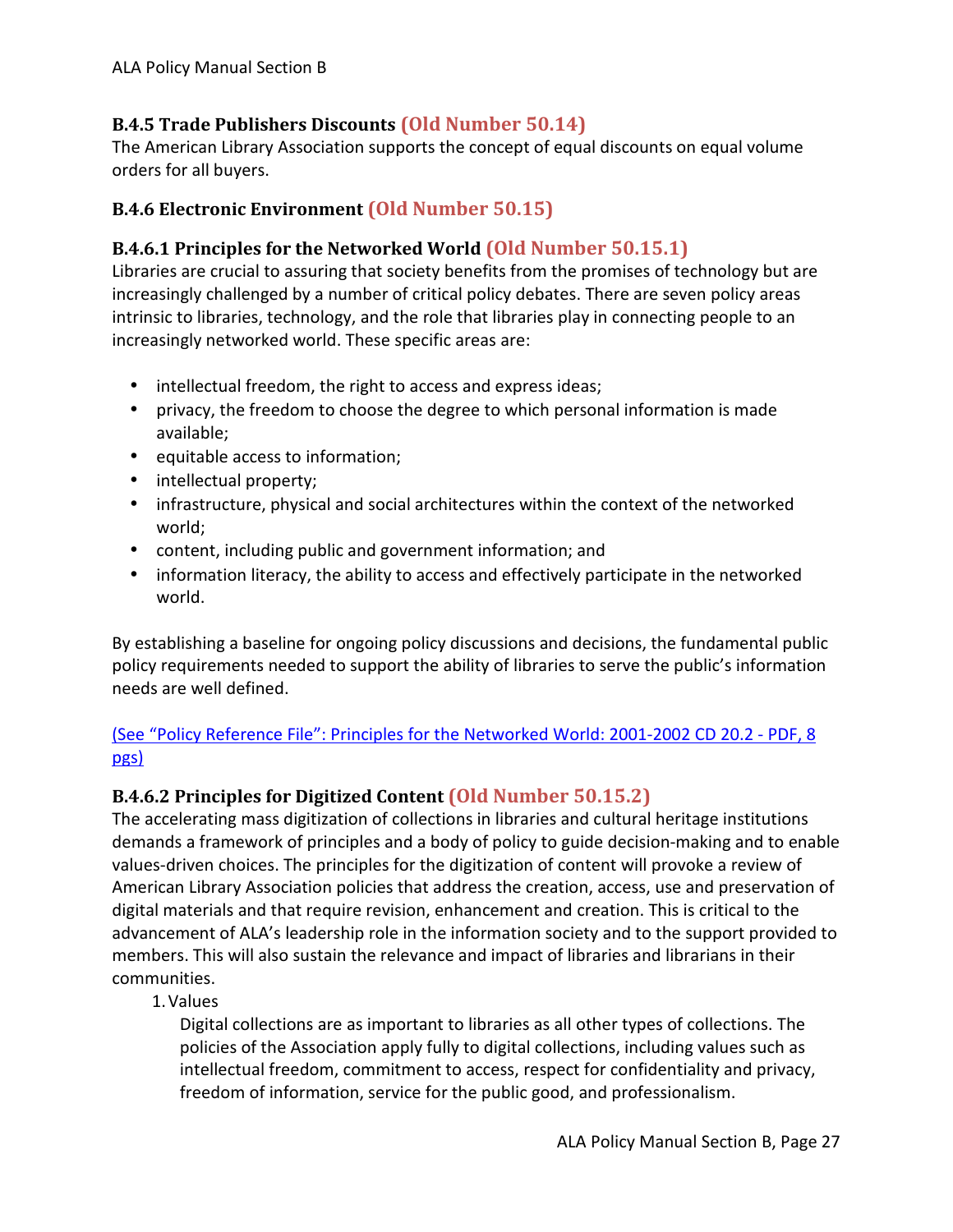### B.4.5 Trade Publishers Discounts (Old Number 50.14)

The American Library Association supports the concept of equal discounts on equal volume orders for all buyers.

### B.4.6 Electronic Environment (Old Number 50.15)

#### B.4.6.1 Principles for the Networked World (Old Number 50.15.1)

Libraries are crucial to assuring that society benefits from the promises of technology but are increasingly challenged by a number of critical policy debates. There are seven policy areas intrinsic to libraries, technology, and the role that libraries play in connecting people to an increasingly networked world. These specific areas are:

- intellectual freedom, the right to access and express ideas;
- privacy, the freedom to choose the degree to which personal information is made available;
- equitable access to information;
- intellectual property;
- infrastructure, physical and social architectures within the context of the networked world;
- content, including public and government information; and
- information literacy, the ability to access and effectively participate in the networked world.

By establishing a baseline for ongoing policy discussions and decisions, the fundamental public policy requirements needed to support the ability of libraries to serve the public's information needs are well defined.

(See "Policy Reference File": Principles for the Networked World: 2001-2002 CD 20.2 - PDF, 8 pgs)

#### B.4.6.2 Principles for Digitized Content (Old Number 50.15.2)

The accelerating mass digitization of collections in libraries and cultural heritage institutions demands a framework of principles and a body of policy to guide decision-making and to enable values-driven choices. The principles for the digitization of content will provoke a review of American Library Association policies that address the creation, access, use and preservation of digital materials and that require revision, enhancement and creation. This is critical to the advancement of ALA's leadership role in the information society and to the support provided to members. This will also sustain the relevance and impact of libraries and librarians in their communities.

1. Values

   Digital collections are as important to libraries as all other types of collections. The policies of the Association apply fully to digital collections, including values such as intellectual freedom, commitment to access, respect for confidentiality and privacy, freedom of information, service for the public good, and professionalism.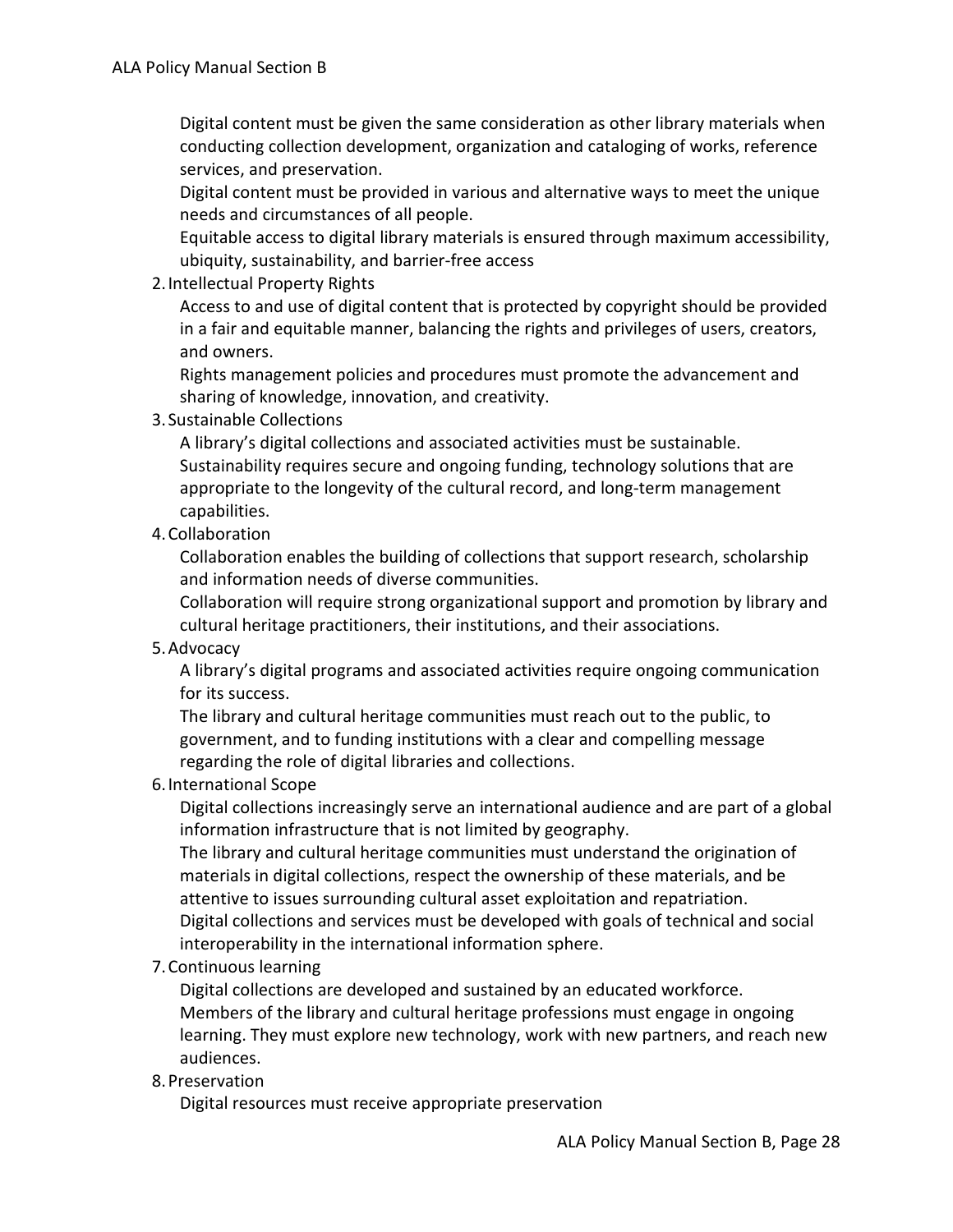Digital content must be given the same consideration as other library materials when conducting collection development, organization and cataloging of works, reference services, and preservation.

Digital content must be provided in various and alternative ways to meet the unique needs and circumstances of all people.

Equitable access to digital library materials is ensured through maximum accessibility, ubiquity, sustainability, and barrier-free access

2. Intellectual Property Rights

   Access to and use of digital content that is protected by copyright should be provided in a fair and equitable manner, balancing the rights and privileges of users, creators, and owners.

   Rights management policies and procedures must promote the advancement and sharing of knowledge, innovation, and creativity.

3. Sustainable Collections

   A library's digital collections and associated activities must be sustainable.

   Sustainability requires secure and ongoing funding, technology solutions that are appropriate to the longevity of the cultural record, and long-term management capabilities.

4. Collaboration

   Collaboration enables the building of collections that support research, scholarship and information needs of diverse communities.

   Collaboration will require strong organizational support and promotion by library and cultural heritage practitioners, their institutions, and their associations.

5. Advocacy

   A library's digital programs and associated activities require ongoing communication for its success.

   The library and cultural heritage communities must reach out to the public, to government, and to funding institutions with a clear and compelling message regarding the role of digital libraries and collections.

6. International Scope

   Digital collections increasingly serve an international audience and are part of a global information infrastructure that is not limited by geography.

   The library and cultural heritage communities must understand the origination of materials in digital collections, respect the ownership of these materials, and be attentive to issues surrounding cultural asset exploitation and repatriation.

   Digital collections and services must be developed with goals of technical and social interoperability in the international information sphere.

7. Continuous learning

   Digital collections are developed and sustained by an educated workforce.

   Members of the library and cultural heritage professions must engage in ongoing learning. They must explore new technology, work with new partners, and reach new audiences.

8. Preservation

   Digital resources must receive appropriate preservation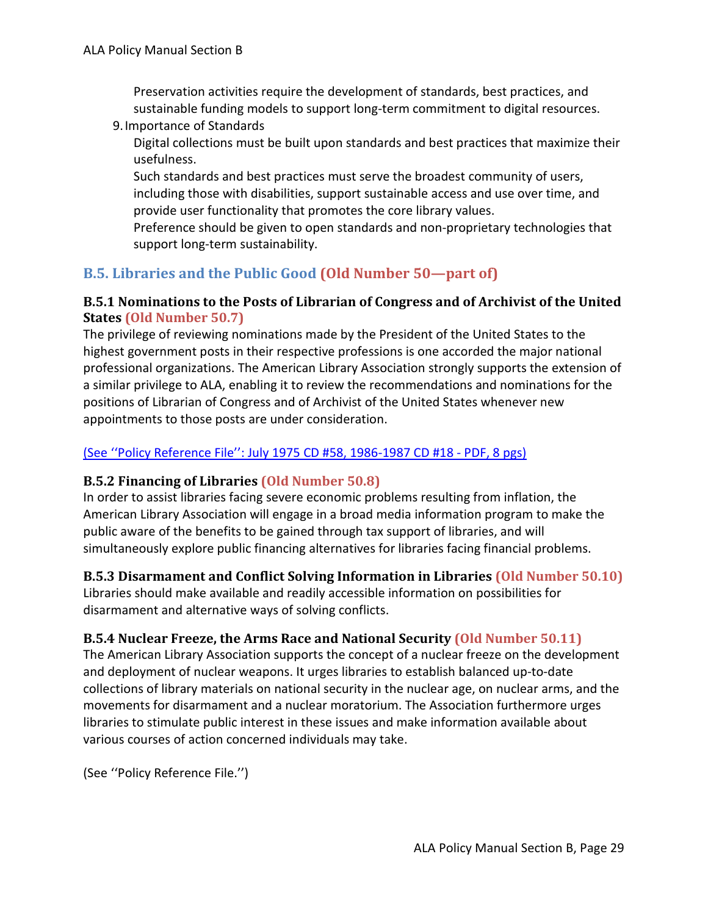Preservation activities require the development of standards, best practices, and sustainable funding models to support long-term commitment to digital resources.

9. Importance of Standards

   Digital collections must be built upon standards and best practices that maximize their usefulness.

   Such standards and best practices must serve the broadest community of users, including those with disabilities, support sustainable access and use over time, and provide user functionality that promotes the core library values.

   Preference should be given to open standards and non-proprietary technologies that support long-term sustainability.

## B.5. Libraries and the Public Good (Old Number 50—part of)

### B.5.1 Nominations to the Posts of Librarian of Congress and of Archivist of the United States (Old Number 50.7)

The privilege of reviewing nominations made by the President of the United States to the highest government posts in their respective professions is one accorded the major national professional organizations. The American Library Association strongly supports the extension of a similar privilege to ALA, enabling it to review the recommendations and nominations for the positions of Librarian of Congress and of Archivist of the United States whenever new appointments to those posts are under consideration.

(See ''Policy Reference File'': July 1975 CD #58, 1986-1987 CD #18 - PDF, 8 pgs)

### B.5.2 Financing of Libraries (Old Number 50.8)

In order to assist libraries facing severe economic problems resulting from inflation, the American Library Association will engage in a broad media information program to make the public aware of the benefits to be gained through tax support of libraries, and will simultaneously explore public financing alternatives for libraries facing financial problems.

### B.5.3 Disarmament and Conflict Solving Information in Libraries (Old Number 50.10)

Libraries should make available and readily accessible information on possibilities for disarmament and alternative ways of solving conflicts.

### B.5.4 Nuclear Freeze, the Arms Race and National Security (Old Number 50.11)

The American Library Association supports the concept of a nuclear freeze on the development and deployment of nuclear weapons. It urges libraries to establish balanced up-to-date collections of library materials on national security in the nuclear age, on nuclear arms, and the movements for disarmament and a nuclear moratorium. The Association furthermore urges libraries to stimulate public interest in these issues and make information available about various courses of action concerned individuals may take.

(See ''Policy Reference File.'')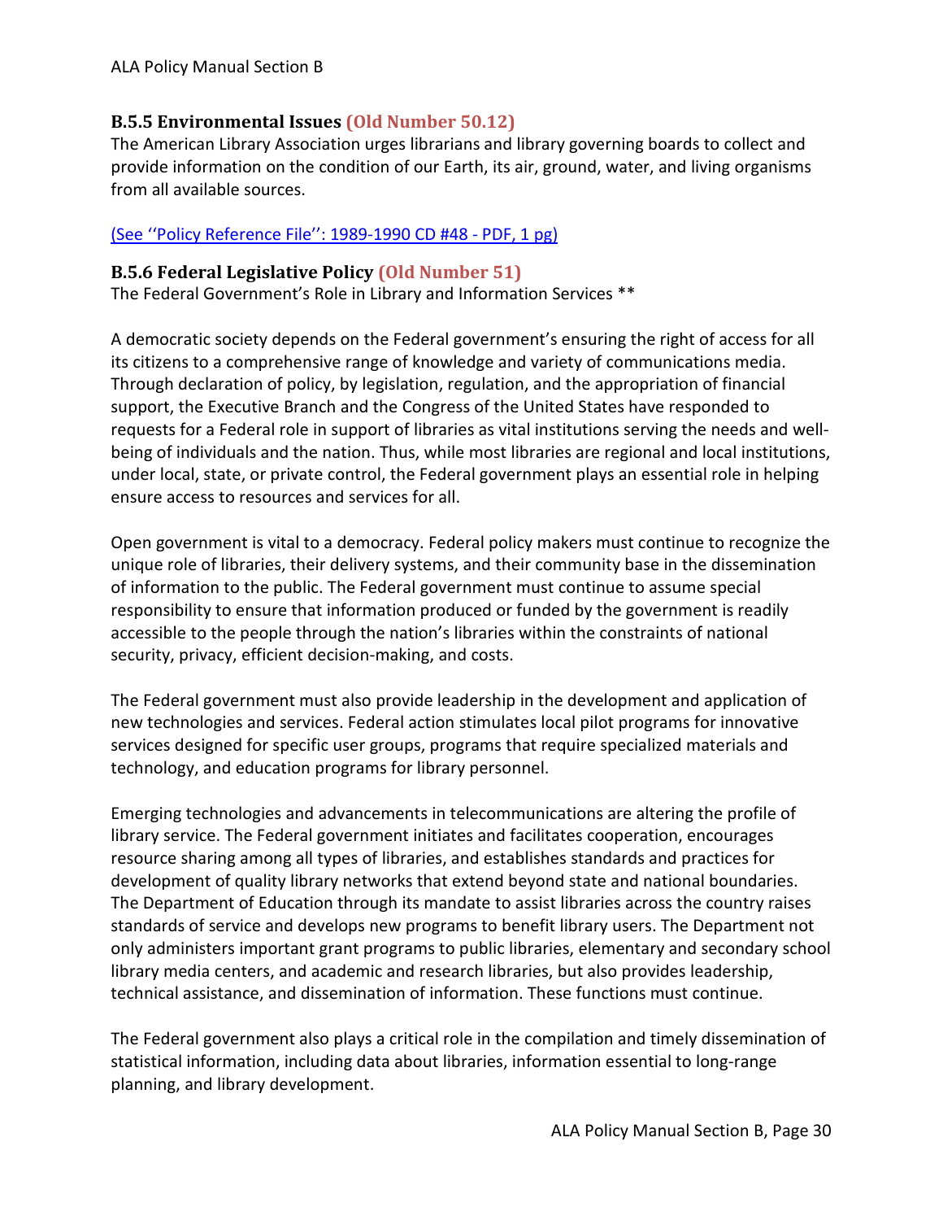### B.5.5 Environmental Issues (Old Number 50.12)

The American Library Association urges librarians and library governing boards to collect and provide information on the condition of our Earth, its air, ground, water, and living organisms from all available sources.

(See ''Policy Reference File'': 1989-1990 CD #48 - PDF, 1 pg)

### B.5.6 Federal Legislative Policy (Old Number 51)

The Federal Government's Role in Library and Information Services **

A democratic society depends on the Federal government's ensuring the right of access for all its citizens to a comprehensive range of knowledge and variety of communications media. Through declaration of policy, by legislation, regulation, and the appropriation of financial support, the Executive Branch and the Congress of the United States have responded to requests for a Federal role in support of libraries as vital institutions serving the needs and well-being of individuals and the nation. Thus, while most libraries are regional and local institutions, under local, state, or private control, the Federal government plays an essential role in helping ensure access to resources and services for all.

Open government is vital to a democracy. Federal policy makers must continue to recognize the unique role of libraries, their delivery systems, and their community base in the dissemination of information to the public. The Federal government must continue to assume special responsibility to ensure that information produced or funded by the government is readily accessible to the people through the nation's libraries within the constraints of national security, privacy, efficient decision-making, and costs.

The Federal government must also provide leadership in the development and application of new technologies and services. Federal action stimulates local pilot programs for innovative services designed for specific user groups, programs that require specialized materials and technology, and education programs for library personnel.

Emerging technologies and advancements in telecommunications are altering the profile of library service. The Federal government initiates and facilitates cooperation, encourages resource sharing among all types of libraries, and establishes standards and practices for development of quality library networks that extend beyond state and national boundaries. The Department of Education through its mandate to assist libraries across the country raises standards of service and develops new programs to benefit library users. The Department not only administers important grant programs to public libraries, elementary and secondary school library media centers, and academic and research libraries, but also provides leadership, technical assistance, and dissemination of information. These functions must continue.

The Federal government also plays a critical role in the compilation and timely dissemination of statistical information, including data about libraries, information essential to long-range planning, and library development.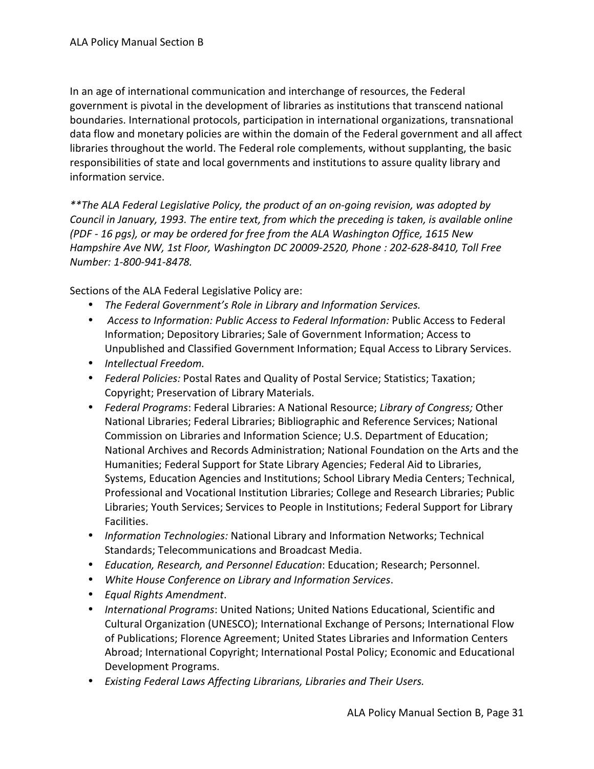In an age of international communication and interchange of resources, the Federal government is pivotal in the development of libraries as institutions that transcend national boundaries. International protocols, participation in international organizations, transnational data flow and monetary policies are within the domain of the Federal government and all affect libraries throughout the world. The Federal role complements, without supplanting, the basic responsibilities of state and local governments and institutions to assure quality library and information service.

*\*\*The ALA Federal Legislative Policy, the product of an on-going revision, was adopted by Council in January, 1993. The entire text, from which the preceding is taken, is available online (PDF - 16 pgs), or may be ordered for free from the ALA Washington Office, 1615 New Hampshire Ave NW, 1st Floor, Washington DC 20009-2520, Phone : 202-628-8410, Toll Free Number: 1-800-941-8478.*

Sections of the ALA Federal Legislative Policy are:

- *The Federal Government's Role in Library and Information Services.*
- *Access to Information: Public Access to Federal Information:* Public Access to Federal Information; Depository Libraries; Sale of Government Information; Access to Unpublished and Classified Government Information; Equal Access to Library Services.
- *Intellectual Freedom.*
- *Federal Policies:* Postal Rates and Quality of Postal Service; Statistics; Taxation; Copyright; Preservation of Library Materials.
- *Federal Programs*: Federal Libraries: A National Resource; *Library of Congress;* Other National Libraries; Federal Libraries; Bibliographic and Reference Services; National Commission on Libraries and Information Science; U.S. Department of Education; National Archives and Records Administration; National Foundation on the Arts and the Humanities; Federal Support for State Library Agencies; Federal Aid to Libraries, Systems, Education Agencies and Institutions; School Library Media Centers; Technical, Professional and Vocational Institution Libraries; College and Research Libraries; Public Libraries; Youth Services; Services to People in Institutions; Federal Support for Library Facilities.
- *Information Technologies:* National Library and Information Networks; Technical Standards; Telecommunications and Broadcast Media.
- *Education, Research, and Personnel Education*: Education; Research; Personnel.
- *White House Conference on Library and Information Services*.
- *Equal Rights Amendment*.
- *International Programs*: United Nations; United Nations Educational, Scientific and Cultural Organization (UNESCO); International Exchange of Persons; International Flow of Publications; Florence Agreement; United States Libraries and Information Centers Abroad; International Copyright; International Postal Policy; Economic and Educational Development Programs.
- *Existing Federal Laws Affecting Librarians, Libraries and Their Users.*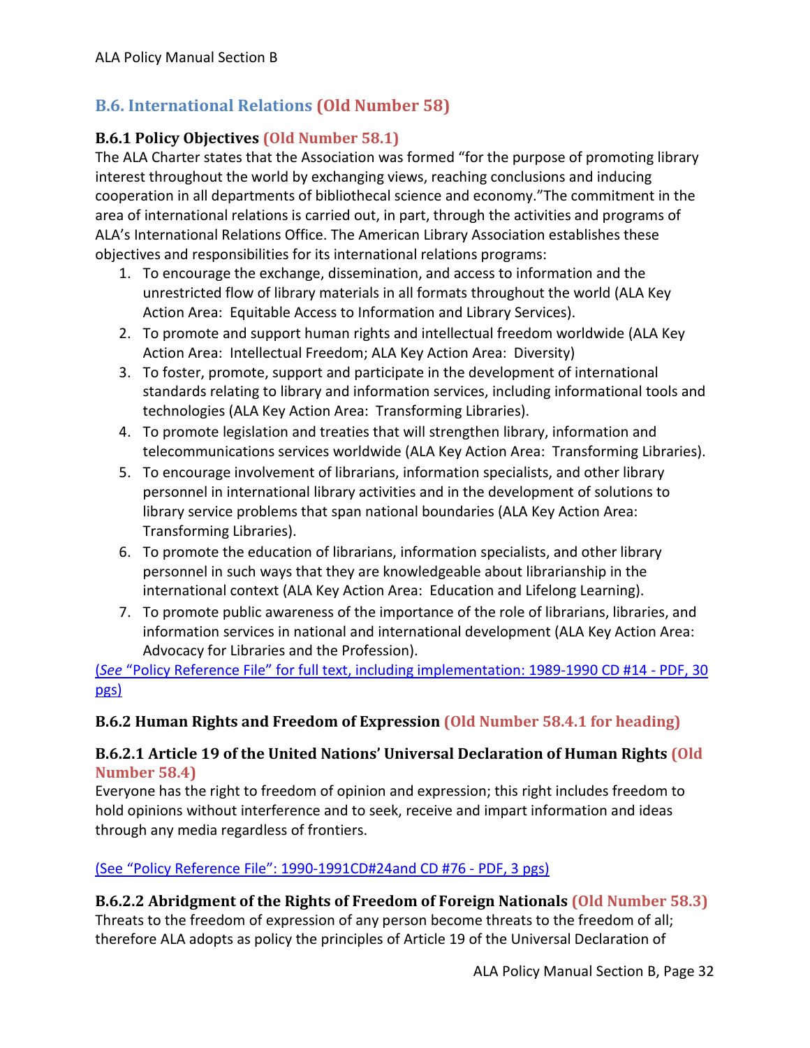## B.6. International Relations (Old Number 58)

### B.6.1 Policy Objectives (Old Number 58.1)

The ALA Charter states that the Association was formed "for the purpose of promoting library interest throughout the world by exchanging views, reaching conclusions and inducing cooperation in all departments of bibliothecal science and economy."The commitment in the area of international relations is carried out, in part, through the activities and programs of ALA's International Relations Office. The American Library Association establishes these objectives and responsibilities for its international relations programs:

1. To encourage the exchange, dissemination, and access to information and the unrestricted flow of library materials in all formats throughout the world (ALA Key Action Area: Equitable Access to Information and Library Services).
2. To promote and support human rights and intellectual freedom worldwide (ALA Key Action Area: Intellectual Freedom; ALA Key Action Area: Diversity)
3. To foster, promote, support and participate in the development of international standards relating to library and information services, including informational tools and technologies (ALA Key Action Area: Transforming Libraries).
4. To promote legislation and treaties that will strengthen library, information and telecommunications services worldwide (ALA Key Action Area: Transforming Libraries).
5. To encourage involvement of librarians, information specialists, and other library personnel in international library activities and in the development of solutions to library service problems that span national boundaries (ALA Key Action Area: Transforming Libraries).
6. To promote the education of librarians, information specialists, and other library personnel in such ways that they are knowledgeable about librarianship in the international context (ALA Key Action Area: Education and Lifelong Learning).
7. To promote public awareness of the importance of the role of librarians, libraries, and information services in national and international development (ALA Key Action Area: Advocacy for Libraries and the Profession).

(*See* "Policy Reference File" for full text, including implementation: 1989-1990 CD #14 - PDF, 30 pgs)

### B.6.2 Human Rights and Freedom of Expression (Old Number 58.4.1 for heading)

#### B.6.2.1 Article 19 of the United Nations' Universal Declaration of Human Rights (Old Number 58.4)

Everyone has the right to freedom of opinion and expression; this right includes freedom to hold opinions without interference and to seek, receive and impart information and ideas through any media regardless of frontiers.

(See "Policy Reference File": 1990-1991CD#24and CD #76 - PDF, 3 pgs)

#### B.6.2.2 Abridgment of the Rights of Freedom of Foreign Nationals (Old Number 58.3)

Threats to the freedom of expression of any person become threats to the freedom of all; therefore ALA adopts as policy the principles of Article 19 of the Universal Declaration of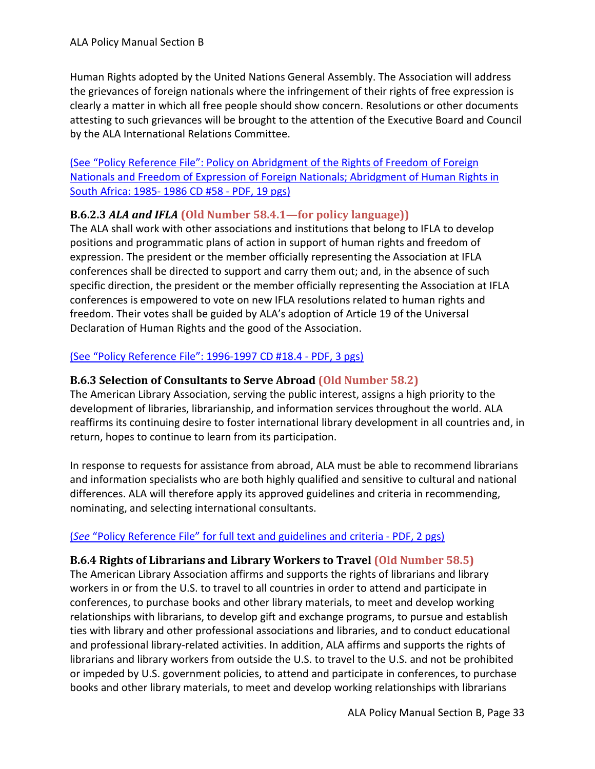Human Rights adopted by the United Nations General Assembly. The Association will address the grievances of foreign nationals where the infringement of their rights of free expression is clearly a matter in which all free people should show concern. Resolutions or other documents attesting to such grievances will be brought to the attention of the Executive Board and Council by the ALA International Relations Committee.

(See "Policy Reference File": Policy on Abridgment of the Rights of Freedom of Foreign Nationals and Freedom of Expression of Foreign Nationals; Abridgment of Human Rights in South Africa: 1985- 1986 CD #58 - PDF, 19 pgs)

### B.6.2.3 *ALA and IFLA* (Old Number 58.4.1—for policy language))

The ALA shall work with other associations and institutions that belong to IFLA to develop positions and programmatic plans of action in support of human rights and freedom of expression. The president or the member officially representing the Association at IFLA conferences shall be directed to support and carry them out; and, in the absence of such specific direction, the president or the member officially representing the Association at IFLA conferences is empowered to vote on new IFLA resolutions related to human rights and freedom. Their votes shall be guided by ALA's adoption of Article 19 of the Universal Declaration of Human Rights and the good of the Association.

(See "Policy Reference File": 1996-1997 CD #18.4 - PDF, 3 pgs)

### B.6.3 Selection of Consultants to Serve Abroad (Old Number 58.2)

The American Library Association, serving the public interest, assigns a high priority to the development of libraries, librarianship, and information services throughout the world. ALA reaffirms its continuing desire to foster international library development in all countries and, in return, hopes to continue to learn from its participation.

In response to requests for assistance from abroad, ALA must be able to recommend librarians and information specialists who are both highly qualified and sensitive to cultural and national differences. ALA will therefore apply its approved guidelines and criteria in recommending, nominating, and selecting international consultants.

(*See* "Policy Reference File" for full text and guidelines and criteria - PDF, 2 pgs)

### B.6.4 Rights of Librarians and Library Workers to Travel (Old Number 58.5)

The American Library Association affirms and supports the rights of librarians and library workers in or from the U.S. to travel to all countries in order to attend and participate in conferences, to purchase books and other library materials, to meet and develop working relationships with librarians, to develop gift and exchange programs, to pursue and establish ties with library and other professional associations and libraries, and to conduct educational and professional library-related activities. In addition, ALA affirms and supports the rights of librarians and library workers from outside the U.S. to travel to the U.S. and not be prohibited or impeded by U.S. government policies, to attend and participate in conferences, to purchase books and other library materials, to meet and develop working relationships with librarians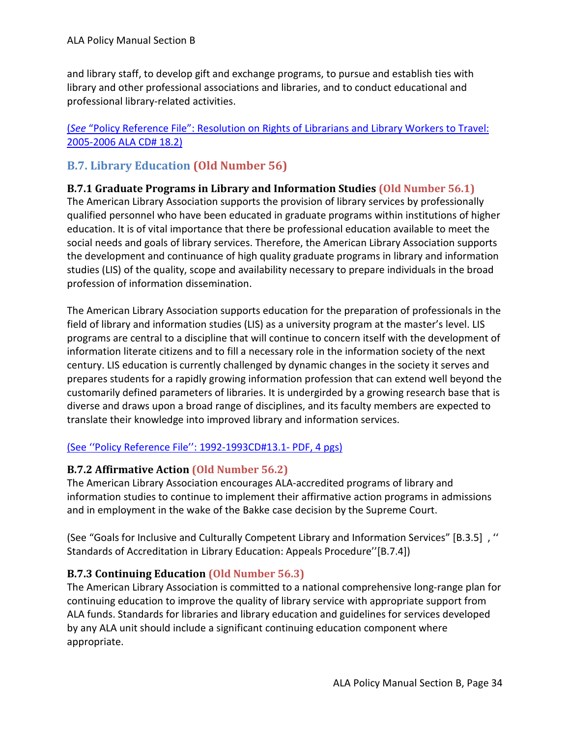and library staff, to develop gift and exchange programs, to pursue and establish ties with library and other professional associations and libraries, and to conduct educational and professional library-related activities.

(*See* "Policy Reference File": Resolution on Rights of Librarians and Library Workers to Travel: 2005-2006 ALA CD# 18.2)

## B.7. Library Education (Old Number 56)

### B.7.1 Graduate Programs in Library and Information Studies (Old Number 56.1)

The American Library Association supports the provision of library services by professionally qualified personnel who have been educated in graduate programs within institutions of higher education. It is of vital importance that there be professional education available to meet the social needs and goals of library services. Therefore, the American Library Association supports the development and continuance of high quality graduate programs in library and information studies (LIS) of the quality, scope and availability necessary to prepare individuals in the broad profession of information dissemination.

The American Library Association supports education for the preparation of professionals in the field of library and information studies (LIS) as a university program at the master's level. LIS programs are central to a discipline that will continue to concern itself with the development of information literate citizens and to fill a necessary role in the information society of the next century. LIS education is currently challenged by dynamic changes in the society it serves and prepares students for a rapidly growing information profession that can extend well beyond the customarily defined parameters of libraries. It is undergirded by a growing research base that is diverse and draws upon a broad range of disciplines, and its faculty members are expected to translate their knowledge into improved library and information services.

(See ''Policy Reference File'': 1992-1993CD#13.1- PDF, 4 pgs)

### B.7.2 Affirmative Action (Old Number 56.2)

The American Library Association encourages ALA-accredited programs of library and information studies to continue to implement their affirmative action programs in admissions and in employment in the wake of the Bakke case decision by the Supreme Court.

(See "Goals for Inclusive and Culturally Competent Library and Information Services" [B.3.5] , '' Standards of Accreditation in Library Education: Appeals Procedure''[B.7.4])

### B.7.3 Continuing Education (Old Number 56.3)

The American Library Association is committed to a national comprehensive long-range plan for continuing education to improve the quality of library service with appropriate support from ALA funds. Standards for libraries and library education and guidelines for services developed by any ALA unit should include a significant continuing education component where appropriate.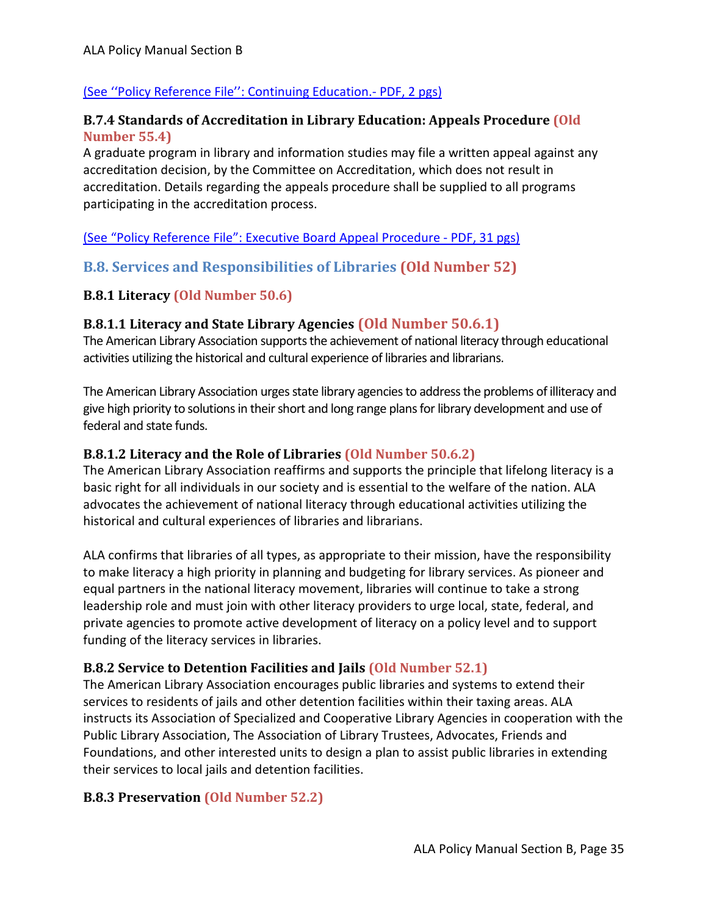(See ‘‘Policy Reference File’’: Continuing Education.- PDF, 2 pgs)

### B.7.4 Standards of Accreditation in Library Education: Appeals Procedure (Old Number 55.4)

A graduate program in library and information studies may file a written appeal against any accreditation decision, by the Committee on Accreditation, which does not result in accreditation. Details regarding the appeals procedure shall be supplied to all programs participating in the accreditation process.

(See “Policy Reference File”: Executive Board Appeal Procedure - PDF, 31 pgs)

## B.8. Services and Responsibilities of Libraries (Old Number 52)

### B.8.1 Literacy (Old Number 50.6)

#### B.8.1.1 Literacy and State Library Agencies (Old Number 50.6.1)

The American Library Association supports the achievement of national literacy through educational activities utilizing the historical and cultural experience of libraries and librarians.

The American Library Association urges state library agencies to address the problems of illiteracy and give high priority to solutions in their short and long range plans for library development and use of federal and state funds.

#### B.8.1.2 Literacy and the Role of Libraries (Old Number 50.6.2)

The American Library Association reaffirms and supports the principle that lifelong literacy is a basic right for all individuals in our society and is essential to the welfare of the nation. ALA advocates the achievement of national literacy through educational activities utilizing the historical and cultural experiences of libraries and librarians.

ALA confirms that libraries of all types, as appropriate to their mission, have the responsibility to make literacy a high priority in planning and budgeting for library services. As pioneer and equal partners in the national literacy movement, libraries will continue to take a strong leadership role and must join with other literacy providers to urge local, state, federal, and private agencies to promote active development of literacy on a policy level and to support funding of the literacy services in libraries.

### B.8.2 Service to Detention Facilities and Jails (Old Number 52.1)

The American Library Association encourages public libraries and systems to extend their services to residents of jails and other detention facilities within their taxing areas. ALA instructs its Association of Specialized and Cooperative Library Agencies in cooperation with the Public Library Association, The Association of Library Trustees, Advocates, Friends and Foundations, and other interested units to design a plan to assist public libraries in extending their services to local jails and detention facilities.

### B.8.3 Preservation (Old Number 52.2)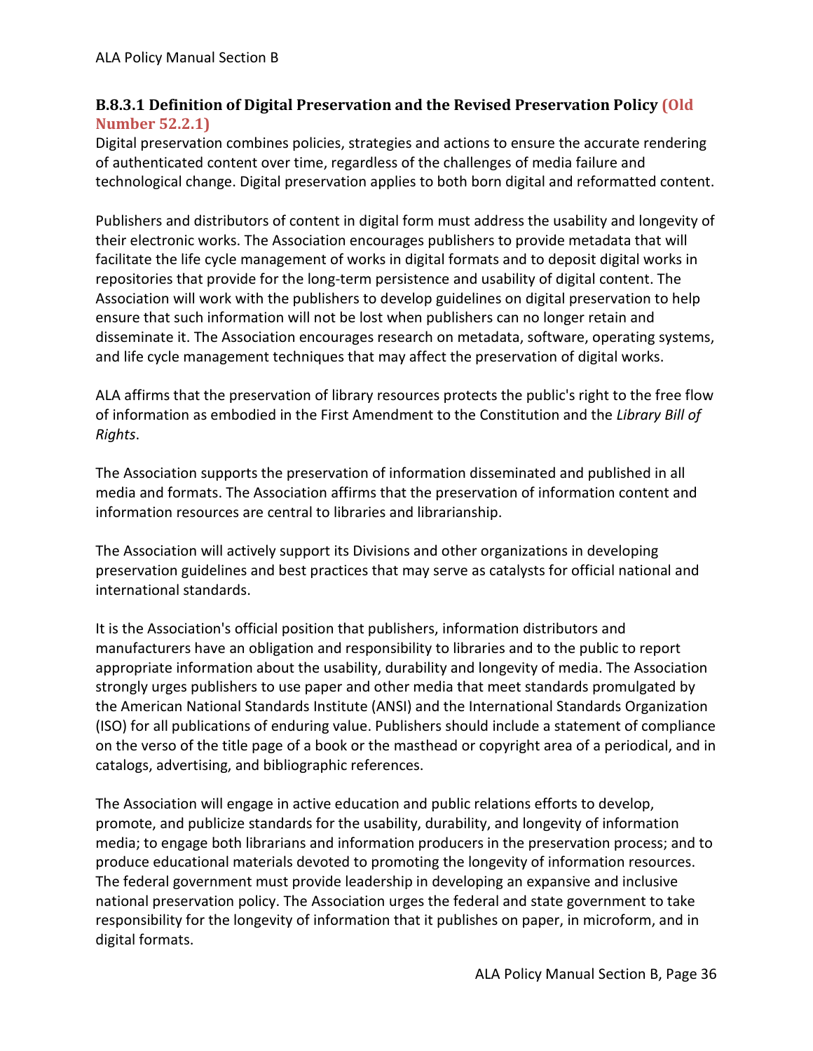### B.8.3.1 Definition of Digital Preservation and the Revised Preservation Policy (Old Number 52.2.1)

Digital preservation combines policies, strategies and actions to ensure the accurate rendering of authenticated content over time, regardless of the challenges of media failure and technological change. Digital preservation applies to both born digital and reformatted content.

Publishers and distributors of content in digital form must address the usability and longevity of their electronic works. The Association encourages publishers to provide metadata that will facilitate the life cycle management of works in digital formats and to deposit digital works in repositories that provide for the long-term persistence and usability of digital content. The Association will work with the publishers to develop guidelines on digital preservation to help ensure that such information will not be lost when publishers can no longer retain and disseminate it. The Association encourages research on metadata, software, operating systems, and life cycle management techniques that may affect the preservation of digital works.

ALA affirms that the preservation of library resources protects the public's right to the free flow of information as embodied in the First Amendment to the Constitution and the *Library Bill of Rights*.

The Association supports the preservation of information disseminated and published in all media and formats. The Association affirms that the preservation of information content and information resources are central to libraries and librarianship.

The Association will actively support its Divisions and other organizations in developing preservation guidelines and best practices that may serve as catalysts for official national and international standards.

It is the Association's official position that publishers, information distributors and manufacturers have an obligation and responsibility to libraries and to the public to report appropriate information about the usability, durability and longevity of media. The Association strongly urges publishers to use paper and other media that meet standards promulgated by the American National Standards Institute (ANSI) and the International Standards Organization (ISO) for all publications of enduring value. Publishers should include a statement of compliance on the verso of the title page of a book or the masthead or copyright area of a periodical, and in catalogs, advertising, and bibliographic references.

The Association will engage in active education and public relations efforts to develop, promote, and publicize standards for the usability, durability, and longevity of information media; to engage both librarians and information producers in the preservation process; and to produce educational materials devoted to promoting the longevity of information resources. The federal government must provide leadership in developing an expansive and inclusive national preservation policy. The Association urges the federal and state government to take responsibility for the longevity of information that it publishes on paper, in microform, and in digital formats.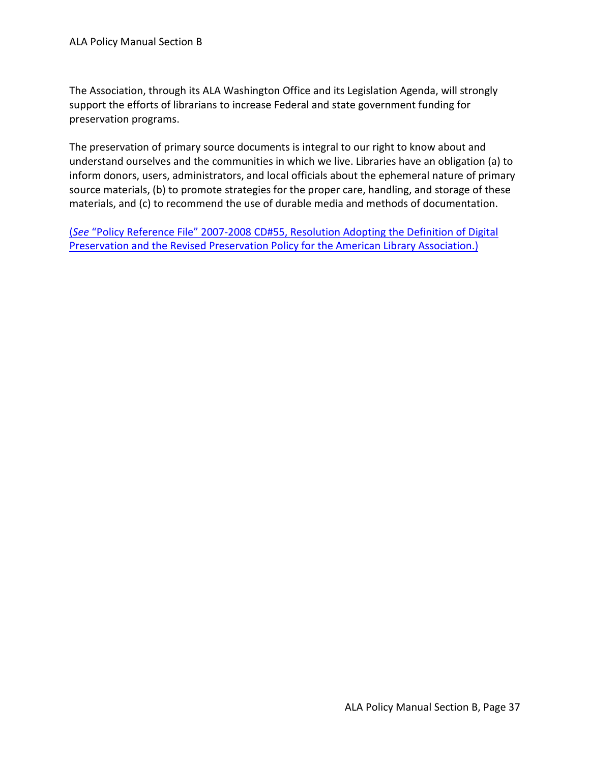The Association, through its ALA Washington Office and its Legislation Agenda, will strongly support the efforts of librarians to increase Federal and state government funding for preservation programs.

The preservation of primary source documents is integral to our right to know about and understand ourselves and the communities in which we live. Libraries have an obligation (a) to inform donors, users, administrators, and local officials about the ephemeral nature of primary source materials, (b) to promote strategies for the proper care, handling, and storage of these materials, and (c) to recommend the use of durable media and methods of documentation.

(*See* "Policy Reference File" 2007-2008 CD#55, Resolution Adopting the Definition of Digital Preservation and the Revised Preservation Policy for the American Library Association.)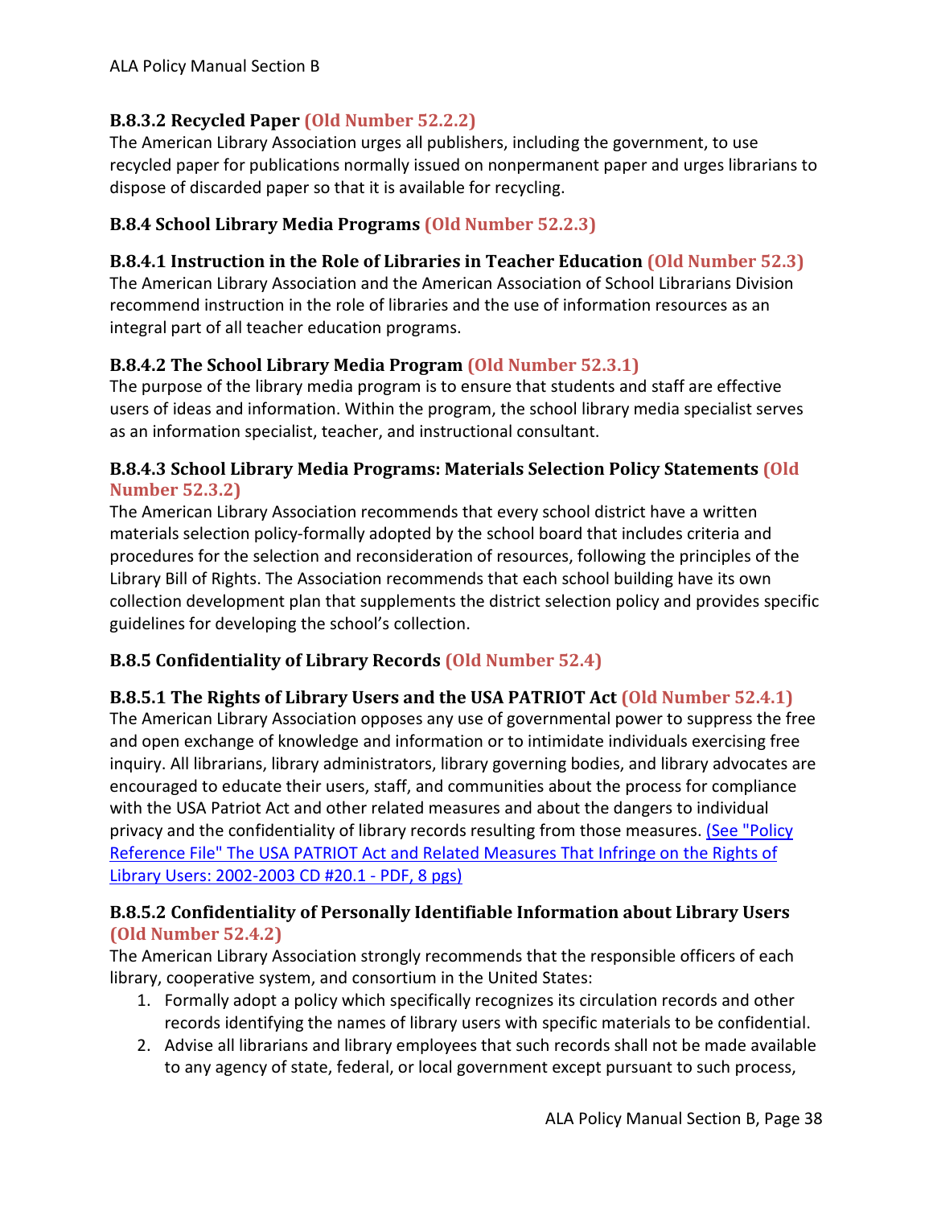### B.8.3.2 Recycled Paper (Old Number 52.2.2)

The American Library Association urges all publishers, including the government, to use recycled paper for publications normally issued on nonpermanent paper and urges librarians to dispose of discarded paper so that it is available for recycling.

### B.8.4 School Library Media Programs (Old Number 52.2.3)

### B.8.4.1 Instruction in the Role of Libraries in Teacher Education (Old Number 52.3)

The American Library Association and the American Association of School Librarians Division recommend instruction in the role of libraries and the use of information resources as an integral part of all teacher education programs.

### B.8.4.2 The School Library Media Program (Old Number 52.3.1)

The purpose of the library media program is to ensure that students and staff are effective users of ideas and information. Within the program, the school library media specialist serves as an information specialist, teacher, and instructional consultant.

### B.8.4.3 School Library Media Programs: Materials Selection Policy Statements (Old Number 52.3.2)

The American Library Association recommends that every school district have a written materials selection policy-formally adopted by the school board that includes criteria and procedures for the selection and reconsideration of resources, following the principles of the Library Bill of Rights. The Association recommends that each school building have its own collection development plan that supplements the district selection policy and provides specific guidelines for developing the school's collection.

### B.8.5 Confidentiality of Library Records (Old Number 52.4)

### B.8.5.1 The Rights of Library Users and the USA PATRIOT Act (Old Number 52.4.1)

The American Library Association opposes any use of governmental power to suppress the free and open exchange of knowledge and information or to intimidate individuals exercising free inquiry. All librarians, library administrators, library governing bodies, and library advocates are encouraged to educate their users, staff, and communities about the process for compliance with the USA Patriot Act and other related measures and about the dangers to individual privacy and the confidentiality of library records resulting from those measures. (See "Policy Reference File" The USA PATRIOT Act and Related Measures That Infringe on the Rights of Library Users: 2002-2003 CD #20.1 - PDF, 8 pgs)

### B.8.5.2 Confidentiality of Personally Identifiable Information about Library Users (Old Number 52.4.2)

The American Library Association strongly recommends that the responsible officers of each library, cooperative system, and consortium in the United States:

1. Formally adopt a policy which specifically recognizes its circulation records and other records identifying the names of library users with specific materials to be confidential.
2. Advise all librarians and library employees that such records shall not be made available to any agency of state, federal, or local government except pursuant to such process,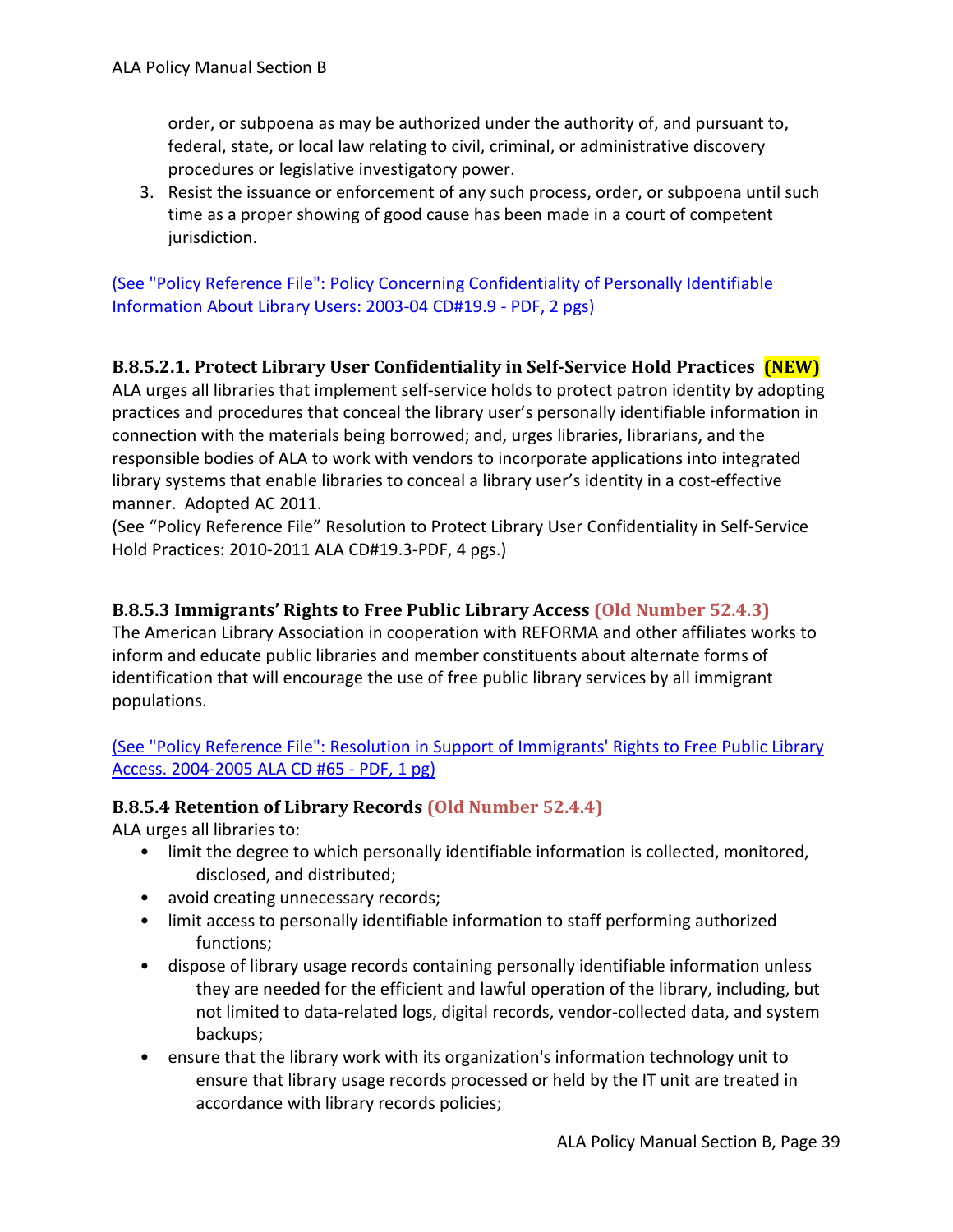order, or subpoena as may be authorized under the authority of, and pursuant to, federal, state, or local law relating to civil, criminal, or administrative discovery procedures or legislative investigatory power.

3. Resist the issuance or enforcement of any such process, order, or subpoena until such time as a proper showing of good cause has been made in a court of competent jurisdiction.

(See "Policy Reference File": Policy Concerning Confidentiality of Personally Identifiable Information About Library Users: 2003-04 CD#19.9 - PDF, 2 pgs)

### B.8.5.2.1. Protect Library User Confidentiality in Self-Service Hold Practices **(NEW)**

ALA urges all libraries that implement self-service holds to protect patron identity by adopting practices and procedures that conceal the library user's personally identifiable information in connection with the materials being borrowed; and, urges libraries, librarians, and the responsible bodies of ALA to work with vendors to incorporate applications into integrated library systems that enable libraries to conceal a library user's identity in a cost-effective manner. Adopted AC 2011.
(See "Policy Reference File" Resolution to Protect Library User Confidentiality in Self-Service Hold Practices: 2010-2011 ALA CD#19.3-PDF, 4 pgs.)

### B.8.5.3 Immigrants' Rights to Free Public Library Access (Old Number 52.4.3)

The American Library Association in cooperation with REFORMA and other affiliates works to inform and educate public libraries and member constituents about alternate forms of identification that will encourage the use of free public library services by all immigrant populations.

(See "Policy Reference File": Resolution in Support of Immigrants' Rights to Free Public Library Access. 2004-2005 ALA CD #65 - PDF, 1 pg)

### B.8.5.4 Retention of Library Records (Old Number 52.4.4)

ALA urges all libraries to:

- limit the degree to which personally identifiable information is collected, monitored, disclosed, and distributed;
- avoid creating unnecessary records;
- limit access to personally identifiable information to staff performing authorized functions;
- dispose of library usage records containing personally identifiable information unless they are needed for the efficient and lawful operation of the library, including, but not limited to data-related logs, digital records, vendor-collected data, and system backups;
- ensure that the library work with its organization's information technology unit to ensure that library usage records processed or held by the IT unit are treated in accordance with library records policies;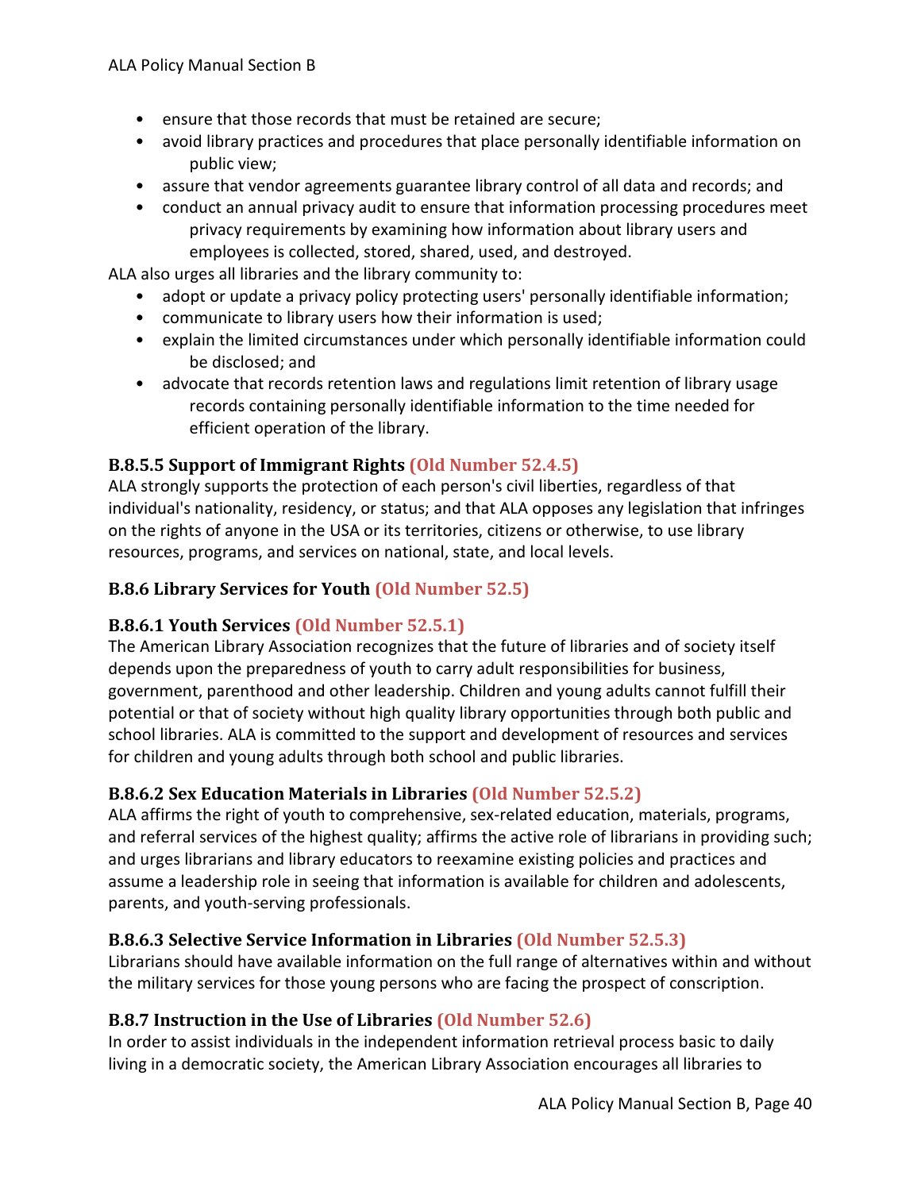- ensure that those records that must be retained are secure;
- avoid library practices and procedures that place personally identifiable information on public view;
- assure that vendor agreements guarantee library control of all data and records; and
- conduct an annual privacy audit to ensure that information processing procedures meet privacy requirements by examining how information about library users and employees is collected, stored, shared, used, and destroyed.

ALA also urges all libraries and the library community to:

- adopt or update a privacy policy protecting users' personally identifiable information;
- communicate to library users how their information is used;
- explain the limited circumstances under which personally identifiable information could be disclosed; and
- advocate that records retention laws and regulations limit retention of library usage records containing personally identifiable information to the time needed for efficient operation of the library.

### B.8.5.5 Support of Immigrant Rights (Old Number 52.4.5)

ALA strongly supports the protection of each person's civil liberties, regardless of that individual's nationality, residency, or status; and that ALA opposes any legislation that infringes on the rights of anyone in the USA or its territories, citizens or otherwise, to use library resources, programs, and services on national, state, and local levels.

### B.8.6 Library Services for Youth (Old Number 52.5)

### B.8.6.1 Youth Services (Old Number 52.5.1)

The American Library Association recognizes that the future of libraries and of society itself depends upon the preparedness of youth to carry adult responsibilities for business, government, parenthood and other leadership. Children and young adults cannot fulfill their potential or that of society without high quality library opportunities through both public and school libraries. ALA is committed to the support and development of resources and services for children and young adults through both school and public libraries.

### B.8.6.2 Sex Education Materials in Libraries (Old Number 52.5.2)

ALA affirms the right of youth to comprehensive, sex-related education, materials, programs, and referral services of the highest quality; affirms the active role of librarians in providing such; and urges librarians and library educators to reexamine existing policies and practices and assume a leadership role in seeing that information is available for children and adolescents, parents, and youth-serving professionals.

### B.8.6.3 Selective Service Information in Libraries (Old Number 52.5.3)

Librarians should have available information on the full range of alternatives within and without the military services for those young persons who are facing the prospect of conscription.

### B.8.7 Instruction in the Use of Libraries (Old Number 52.6)

In order to assist individuals in the independent information retrieval process basic to daily living in a democratic society, the American Library Association encourages all libraries to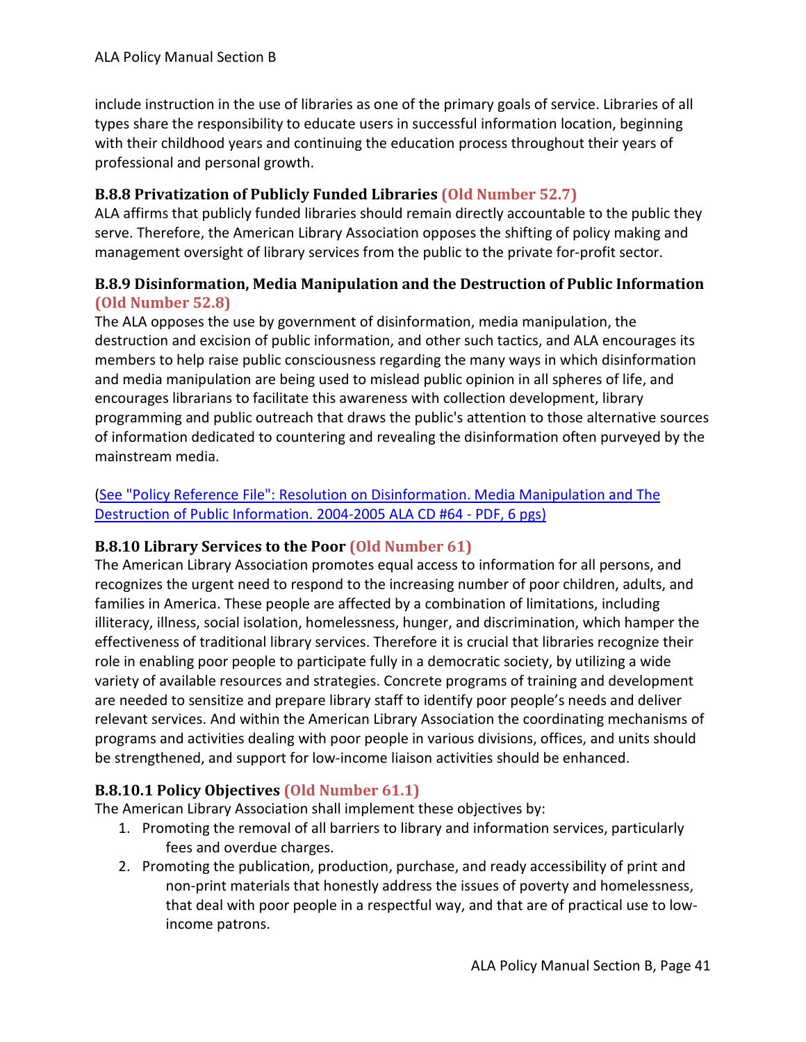include instruction in the use of libraries as one of the primary goals of service. Libraries of all types share the responsibility to educate users in successful information location, beginning with their childhood years and continuing the education process throughout their years of professional and personal growth.

### B.8.8 Privatization of Publicly Funded Libraries (Old Number 52.7)

ALA affirms that publicly funded libraries should remain directly accountable to the public they serve. Therefore, the American Library Association opposes the shifting of policy making and management oversight of library services from the public to the private for-profit sector.

### B.8.9 Disinformation, Media Manipulation and the Destruction of Public Information (Old Number 52.8)

The ALA opposes the use by government of disinformation, media manipulation, the destruction and excision of public information, and other such tactics, and ALA encourages its members to help raise public consciousness regarding the many ways in which disinformation and media manipulation are being used to mislead public opinion in all spheres of life, and encourages librarians to facilitate this awareness with collection development, library programming and public outreach that draws the public's attention to those alternative sources of information dedicated to countering and revealing the disinformation often purveyed by the mainstream media.

(See "Policy Reference File": Resolution on Disinformation. Media Manipulation and The Destruction of Public Information. 2004-2005 ALA CD #64 - PDF, 6 pgs)

### B.8.10 Library Services to the Poor (Old Number 61)

The American Library Association promotes equal access to information for all persons, and recognizes the urgent need to respond to the increasing number of poor children, adults, and families in America. These people are affected by a combination of limitations, including illiteracy, illness, social isolation, homelessness, hunger, and discrimination, which hamper the effectiveness of traditional library services. Therefore it is crucial that libraries recognize their role in enabling poor people to participate fully in a democratic society, by utilizing a wide variety of available resources and strategies. Concrete programs of training and development are needed to sensitize and prepare library staff to identify poor people's needs and deliver relevant services. And within the American Library Association the coordinating mechanisms of programs and activities dealing with poor people in various divisions, offices, and units should be strengthened, and support for low-income liaison activities should be enhanced.

### B.8.10.1 Policy Objectives (Old Number 61.1)

The American Library Association shall implement these objectives by:

1. Promoting the removal of all barriers to library and information services, particularly fees and overdue charges.
2. Promoting the publication, production, purchase, and ready accessibility of print and non-print materials that honestly address the issues of poverty and homelessness, that deal with poor people in a respectful way, and that are of practical use to low-income patrons.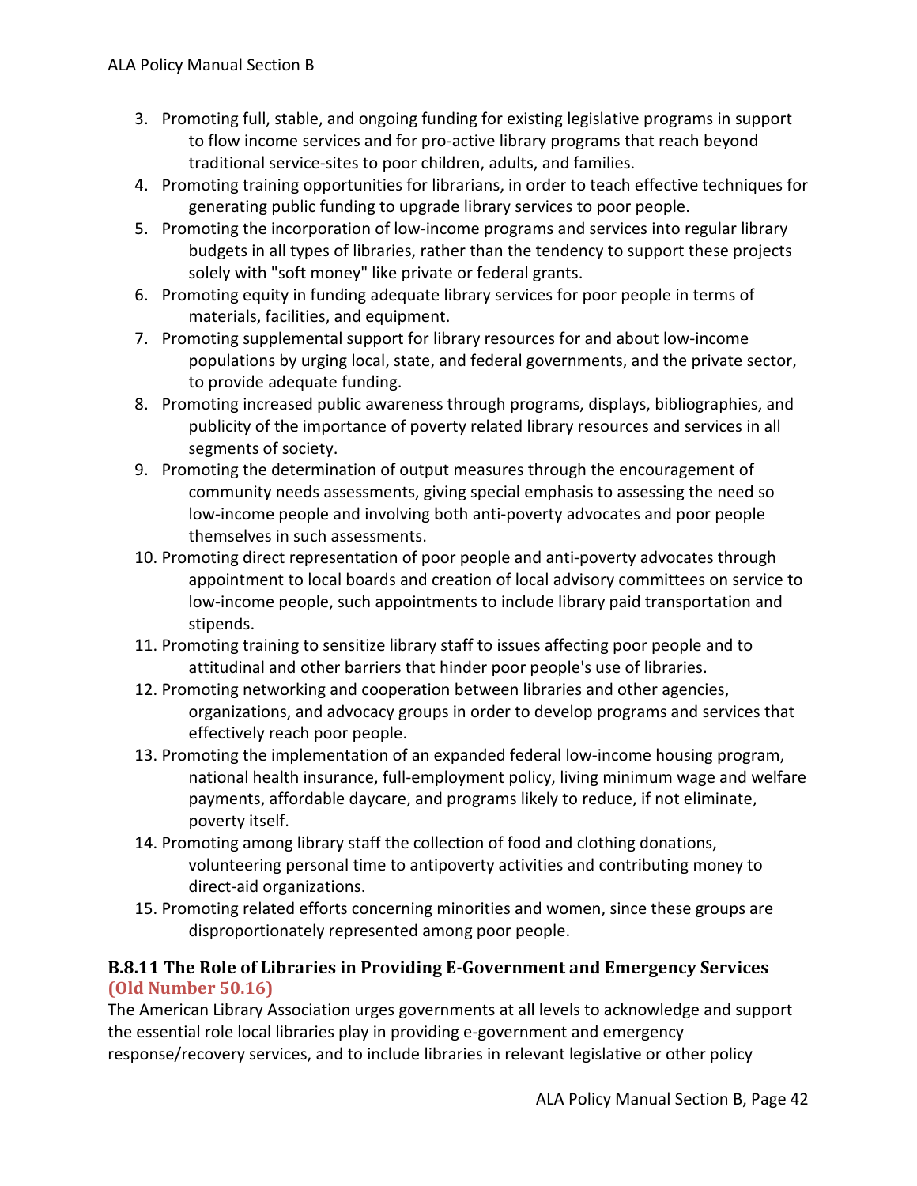3. Promoting full, stable, and ongoing funding for existing legislative programs in support to flow income services and for pro-active library programs that reach beyond traditional service-sites to poor children, adults, and families.
4. Promoting training opportunities for librarians, in order to teach effective techniques for generating public funding to upgrade library services to poor people.
5. Promoting the incorporation of low-income programs and services into regular library budgets in all types of libraries, rather than the tendency to support these projects solely with "soft money" like private or federal grants.
6. Promoting equity in funding adequate library services for poor people in terms of materials, facilities, and equipment.
7. Promoting supplemental support for library resources for and about low-income populations by urging local, state, and federal governments, and the private sector, to provide adequate funding.
8. Promoting increased public awareness through programs, displays, bibliographies, and publicity of the importance of poverty related library resources and services in all segments of society.
9. Promoting the determination of output measures through the encouragement of community needs assessments, giving special emphasis to assessing the need so low-income people and involving both anti-poverty advocates and poor people themselves in such assessments.
10. Promoting direct representation of poor people and anti-poverty advocates through appointment to local boards and creation of local advisory committees on service to low-income people, such appointments to include library paid transportation and stipends.
11. Promoting training to sensitize library staff to issues affecting poor people and to attitudinal and other barriers that hinder poor people's use of libraries.
12. Promoting networking and cooperation between libraries and other agencies, organizations, and advocacy groups in order to develop programs and services that effectively reach poor people.
13. Promoting the implementation of an expanded federal low-income housing program, national health insurance, full-employment policy, living minimum wage and welfare payments, affordable daycare, and programs likely to reduce, if not eliminate, poverty itself.
14. Promoting among library staff the collection of food and clothing donations, volunteering personal time to antipoverty activities and contributing money to direct-aid organizations.
15. Promoting related efforts concerning minorities and women, since these groups are disproportionately represented among poor people.

### B.8.11 The Role of Libraries in Providing E-Government and Emergency Services (Old Number 50.16)

The American Library Association urges governments at all levels to acknowledge and support the essential role local libraries play in providing e-government and emergency response/recovery services, and to include libraries in relevant legislative or other policy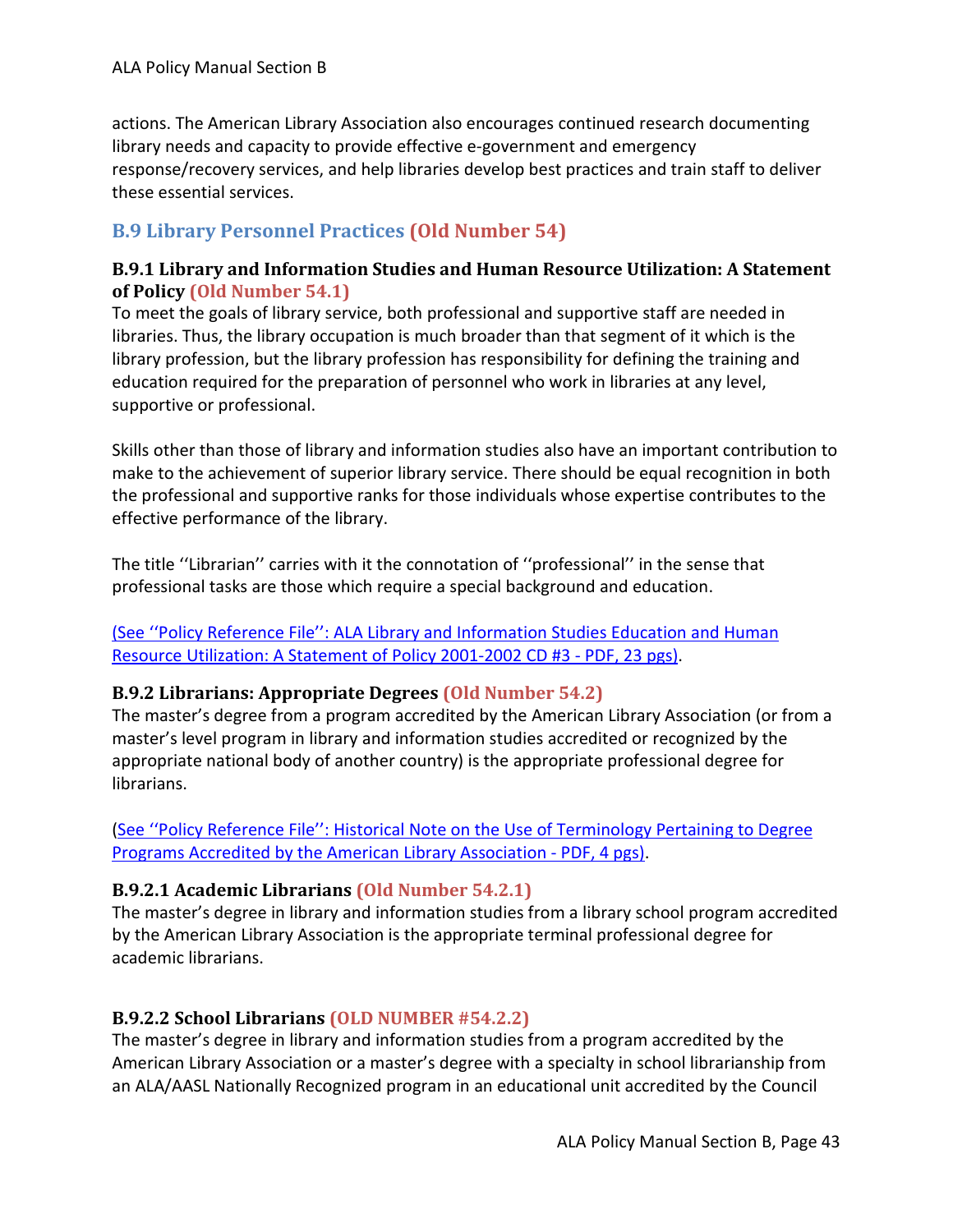actions. The American Library Association also encourages continued research documenting library needs and capacity to provide effective e-government and emergency response/recovery services, and help libraries develop best practices and train staff to deliver these essential services.

## B.9 Library Personnel Practices (Old Number 54)

### B.9.1 Library and Information Studies and Human Resource Utilization: A Statement of Policy (Old Number 54.1)

To meet the goals of library service, both professional and supportive staff are needed in libraries. Thus, the library occupation is much broader than that segment of it which is the library profession, but the library profession has responsibility for defining the training and education required for the preparation of personnel who work in libraries at any level, supportive or professional.

Skills other than those of library and information studies also have an important contribution to make to the achievement of superior library service. There should be equal recognition in both the professional and supportive ranks for those individuals whose expertise contributes to the effective performance of the library.

The title ''Librarian'' carries with it the connotation of ''professional'' in the sense that professional tasks are those which require a special background and education.

(See ''Policy Reference File'': ALA Library and Information Studies Education and Human Resource Utilization: A Statement of Policy 2001-2002 CD #3 - PDF, 23 pgs).

### B.9.2 Librarians: Appropriate Degrees (Old Number 54.2)

The master's degree from a program accredited by the American Library Association (or from a master's level program in library and information studies accredited or recognized by the appropriate national body of another country) is the appropriate professional degree for librarians.

(See ''Policy Reference File'': Historical Note on the Use of Terminology Pertaining to Degree Programs Accredited by the American Library Association - PDF, 4 pgs).

#### B.9.2.1 Academic Librarians (Old Number 54.2.1)

The master's degree in library and information studies from a library school program accredited by the American Library Association is the appropriate terminal professional degree for academic librarians.

#### B.9.2.2 School Librarians (OLD NUMBER #54.2.2)

The master's degree in library and information studies from a program accredited by the American Library Association or a master's degree with a specialty in school librarianship from an ALA/AASL Nationally Recognized program in an educational unit accredited by the Council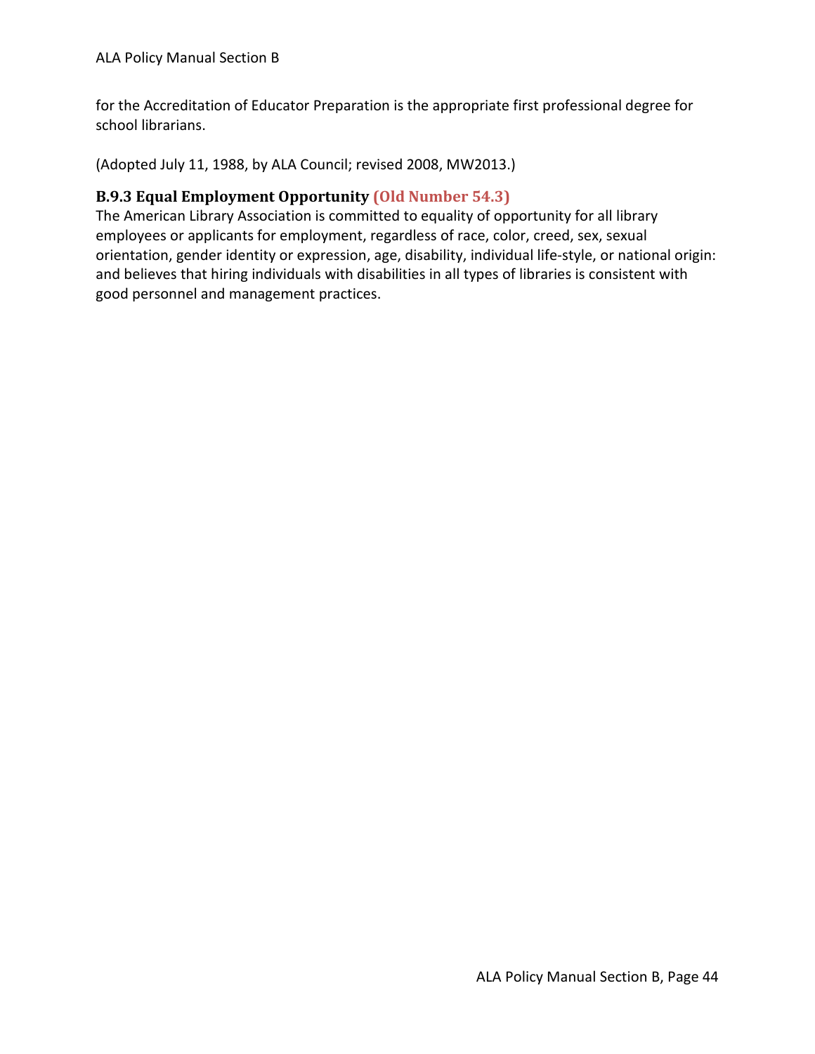for the Accreditation of Educator Preparation is the appropriate first professional degree for school librarians.

(Adopted July 11, 1988, by ALA Council; revised 2008, MW2013.)

### B.9.3 Equal Employment Opportunity (Old Number 54.3)

The American Library Association is committed to equality of opportunity for all library employees or applicants for employment, regardless of race, color, creed, sex, sexual orientation, gender identity or expression, age, disability, individual life-style, or national origin: and believes that hiring individuals with disabilities in all types of libraries is consistent with good personnel and management practices.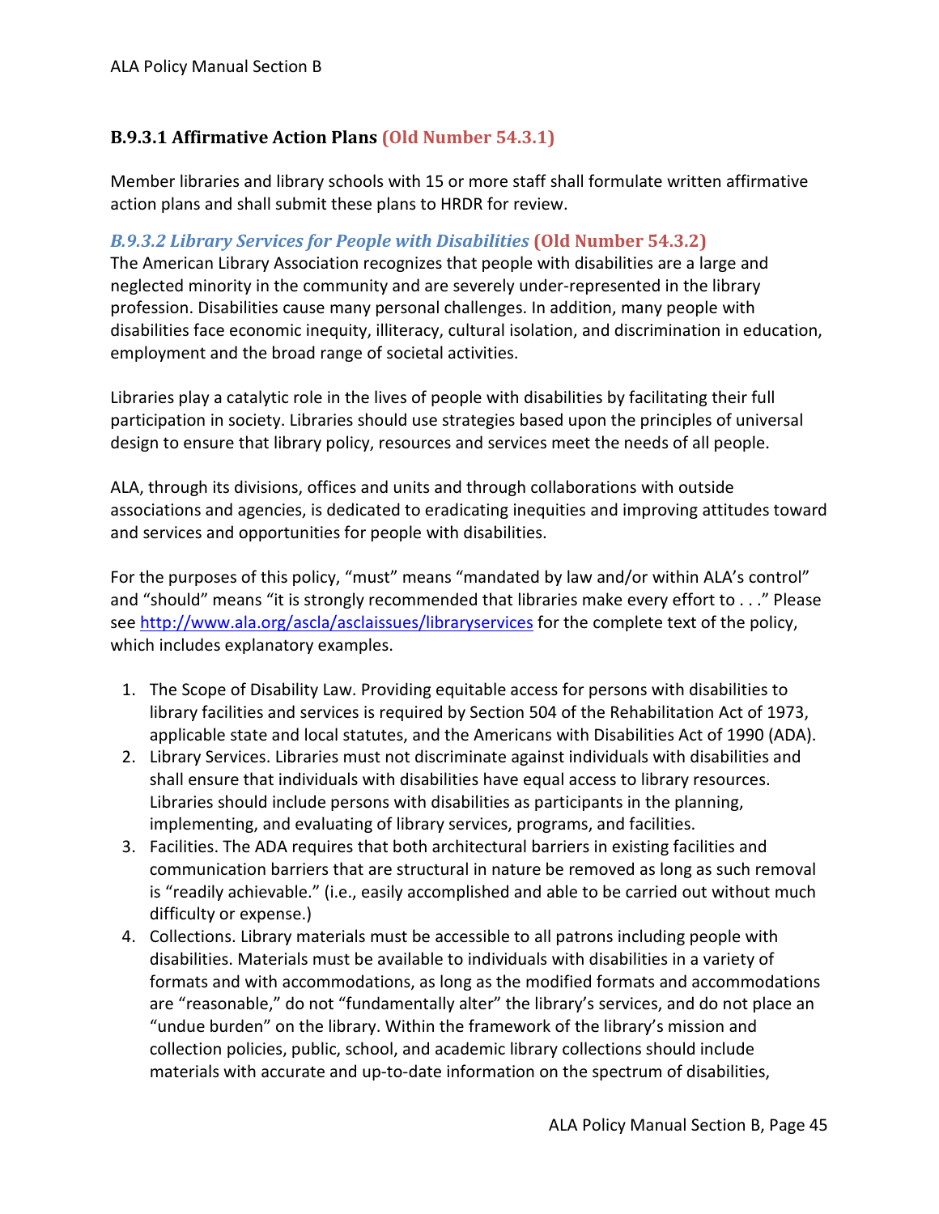### B.9.3.1 Affirmative Action Plans (Old Number 54.3.1)

Member libraries and library schools with 15 or more staff shall formulate written affirmative action plans and shall submit these plans to HRDR for review.

### *B.9.3.2 Library Services for People with Disabilities* (Old Number 54.3.2)

The American Library Association recognizes that people with disabilities are a large and neglected minority in the community and are severely under-represented in the library profession. Disabilities cause many personal challenges. In addition, many people with disabilities face economic inequity, illiteracy, cultural isolation, and discrimination in education, employment and the broad range of societal activities.

Libraries play a catalytic role in the lives of people with disabilities by facilitating their full participation in society. Libraries should use strategies based upon the principles of universal design to ensure that library policy, resources and services meet the needs of all people.

ALA, through its divisions, offices and units and through collaborations with outside associations and agencies, is dedicated to eradicating inequities and improving attitudes toward and services and opportunities for people with disabilities.

For the purposes of this policy, "must" means "mandated by law and/or within ALA's control" and "should" means "it is strongly recommended that libraries make every effort to . . ." Please see http://www.ala.org/ascla/asclaissues/libraryservices for the complete text of the policy, which includes explanatory examples.

1. The Scope of Disability Law. Providing equitable access for persons with disabilities to library facilities and services is required by Section 504 of the Rehabilitation Act of 1973, applicable state and local statutes, and the Americans with Disabilities Act of 1990 (ADA).
2. Library Services. Libraries must not discriminate against individuals with disabilities and shall ensure that individuals with disabilities have equal access to library resources. Libraries should include persons with disabilities as participants in the planning, implementing, and evaluating of library services, programs, and facilities.
3. Facilities. The ADA requires that both architectural barriers in existing facilities and communication barriers that are structural in nature be removed as long as such removal is "readily achievable." (i.e., easily accomplished and able to be carried out without much difficulty or expense.)
4. Collections. Library materials must be accessible to all patrons including people with disabilities. Materials must be available to individuals with disabilities in a variety of formats and with accommodations, as long as the modified formats and accommodations are "reasonable," do not "fundamentally alter" the library's services, and do not place an "undue burden" on the library. Within the framework of the library's mission and collection policies, public, school, and academic library collections should include materials with accurate and up-to-date information on the spectrum of disabilities,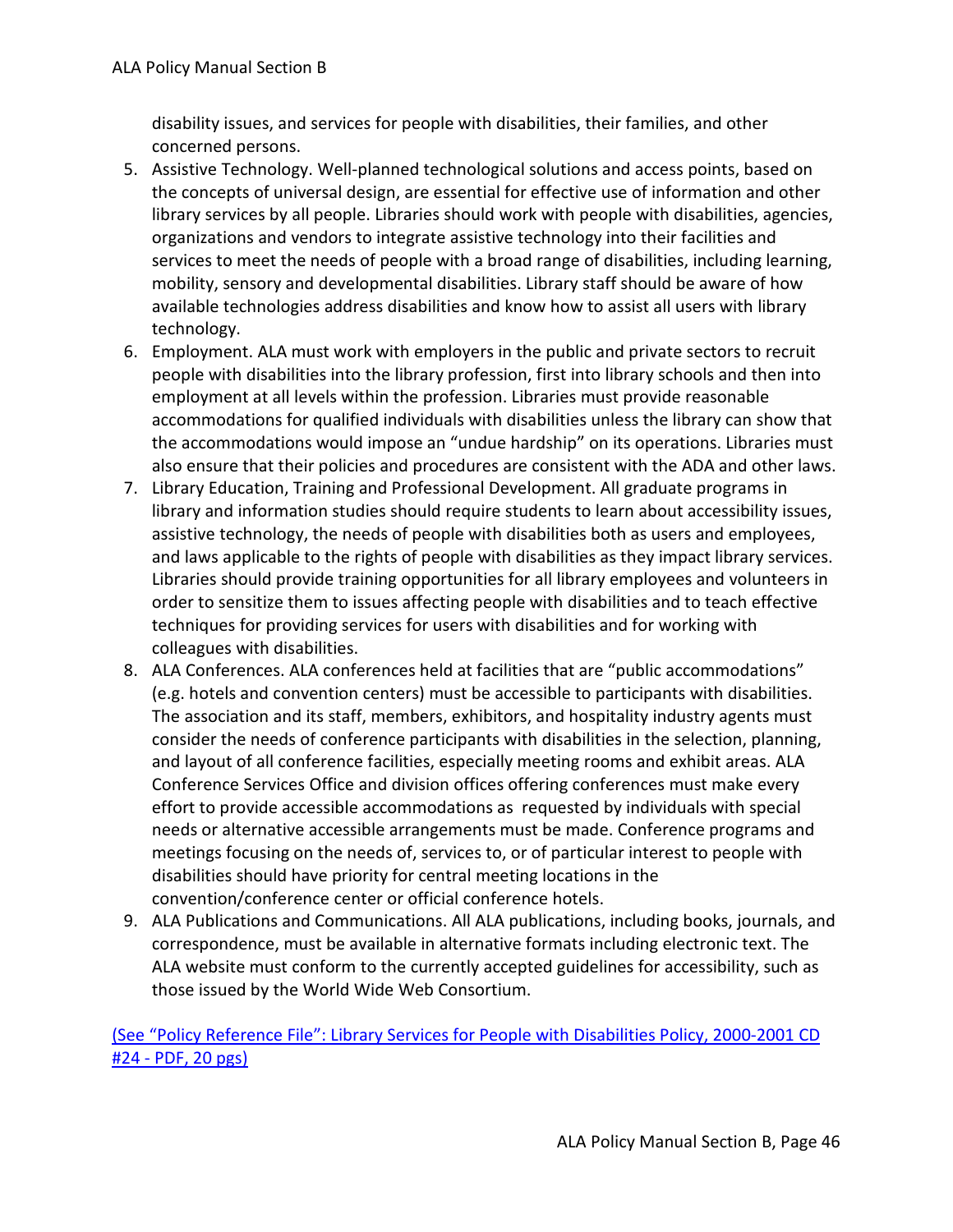disability issues, and services for people with disabilities, their families, and other concerned persons.

5. Assistive Technology. Well-planned technological solutions and access points, based on the concepts of universal design, are essential for effective use of information and other library services by all people. Libraries should work with people with disabilities, agencies, organizations and vendors to integrate assistive technology into their facilities and services to meet the needs of people with a broad range of disabilities, including learning, mobility, sensory and developmental disabilities. Library staff should be aware of how available technologies address disabilities and know how to assist all users with library technology.
6. Employment. ALA must work with employers in the public and private sectors to recruit people with disabilities into the library profession, first into library schools and then into employment at all levels within the profession. Libraries must provide reasonable accommodations for qualified individuals with disabilities unless the library can show that the accommodations would impose an "undue hardship" on its operations. Libraries must also ensure that their policies and procedures are consistent with the ADA and other laws.
7. Library Education, Training and Professional Development. All graduate programs in library and information studies should require students to learn about accessibility issues, assistive technology, the needs of people with disabilities both as users and employees, and laws applicable to the rights of people with disabilities as they impact library services. Libraries should provide training opportunities for all library employees and volunteers in order to sensitize them to issues affecting people with disabilities and to teach effective techniques for providing services for users with disabilities and for working with colleagues with disabilities.
8. ALA Conferences. ALA conferences held at facilities that are "public accommodations" (e.g. hotels and convention centers) must be accessible to participants with disabilities. The association and its staff, members, exhibitors, and hospitality industry agents must consider the needs of conference participants with disabilities in the selection, planning, and layout of all conference facilities, especially meeting rooms and exhibit areas. ALA Conference Services Office and division offices offering conferences must make every effort to provide accessible accommodations as requested by individuals with special needs or alternative accessible arrangements must be made. Conference programs and meetings focusing on the needs of, services to, or of particular interest to people with disabilities should have priority for central meeting locations in the convention/conference center or official conference hotels.
9. ALA Publications and Communications. All ALA publications, including books, journals, and correspondence, must be available in alternative formats including electronic text. The ALA website must conform to the currently accepted guidelines for accessibility, such as those issued by the World Wide Web Consortium.

(See "Policy Reference File": Library Services for People with Disabilities Policy, 2000-2001 CD #24 - PDF, 20 pgs)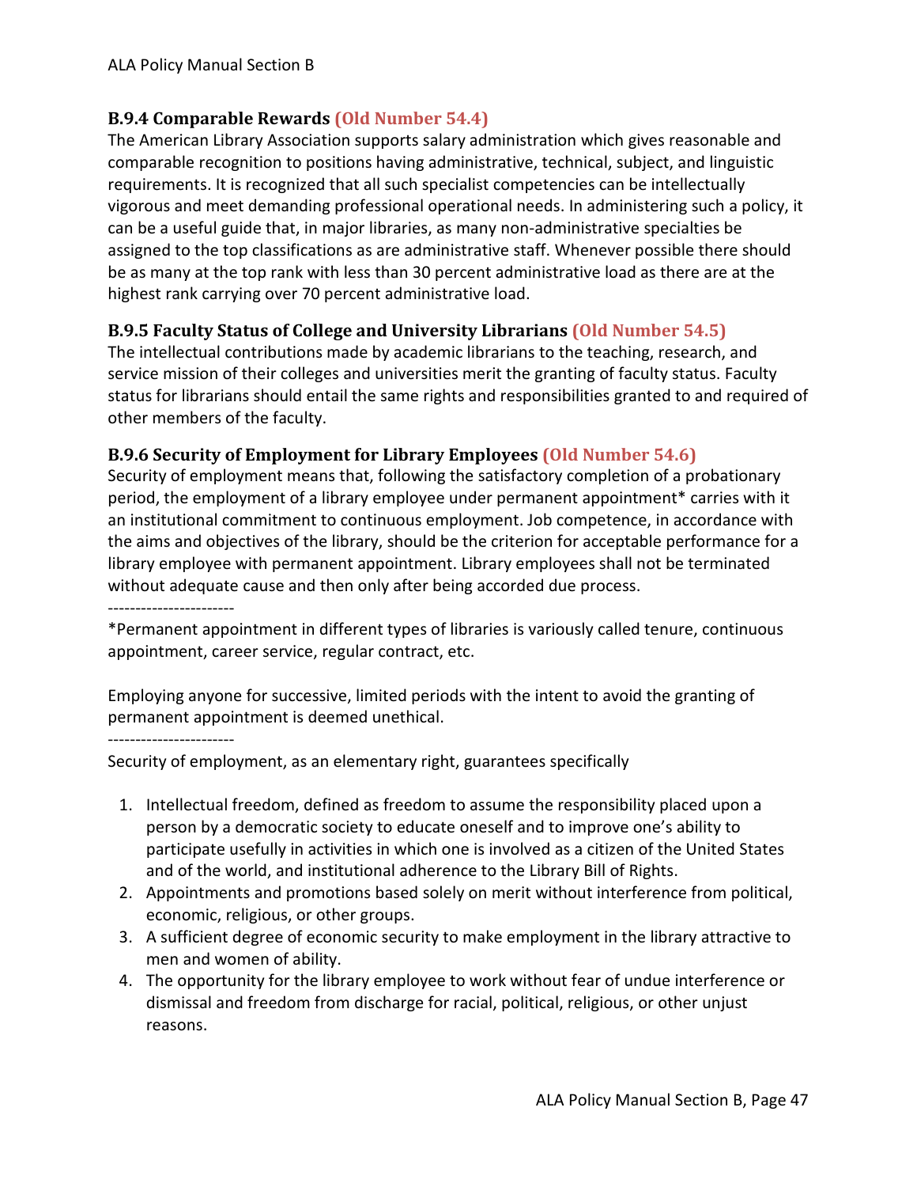### B.9.4 Comparable Rewards (Old Number 54.4)

The American Library Association supports salary administration which gives reasonable and comparable recognition to positions having administrative, technical, subject, and linguistic requirements. It is recognized that all such specialist competencies can be intellectually vigorous and meet demanding professional operational needs. In administering such a policy, it can be a useful guide that, in major libraries, as many non-administrative specialties be assigned to the top classifications as are administrative staff. Whenever possible there should be as many at the top rank with less than 30 percent administrative load as there are at the highest rank carrying over 70 percent administrative load.

### B.9.5 Faculty Status of College and University Librarians (Old Number 54.5)

The intellectual contributions made by academic librarians to the teaching, research, and service mission of their colleges and universities merit the granting of faculty status. Faculty status for librarians should entail the same rights and responsibilities granted to and required of other members of the faculty.

### B.9.6 Security of Employment for Library Employees (Old Number 54.6)

Security of employment means that, following the satisfactory completion of a probationary period, the employment of a library employee under permanent appointment* carries with it an institutional commitment to continuous employment. Job competence, in accordance with the aims and objectives of the library, should be the criterion for acceptable performance for a library employee with permanent appointment. Library employees shall not be terminated without adequate cause and then only after being accorded due process.

-----------------------

*Permanent appointment in different types of libraries is variously called tenure, continuous appointment, career service, regular contract, etc.

Employing anyone for successive, limited periods with the intent to avoid the granting of permanent appointment is deemed unethical.

-----------------------

Security of employment, as an elementary right, guarantees specifically

1. Intellectual freedom, defined as freedom to assume the responsibility placed upon a person by a democratic society to educate oneself and to improve one's ability to participate usefully in activities in which one is involved as a citizen of the United States and of the world, and institutional adherence to the Library Bill of Rights.
2. Appointments and promotions based solely on merit without interference from political, economic, religious, or other groups.
3. A sufficient degree of economic security to make employment in the library attractive to men and women of ability.
4. The opportunity for the library employee to work without fear of undue interference or dismissal and freedom from discharge for racial, political, religious, or other unjust reasons.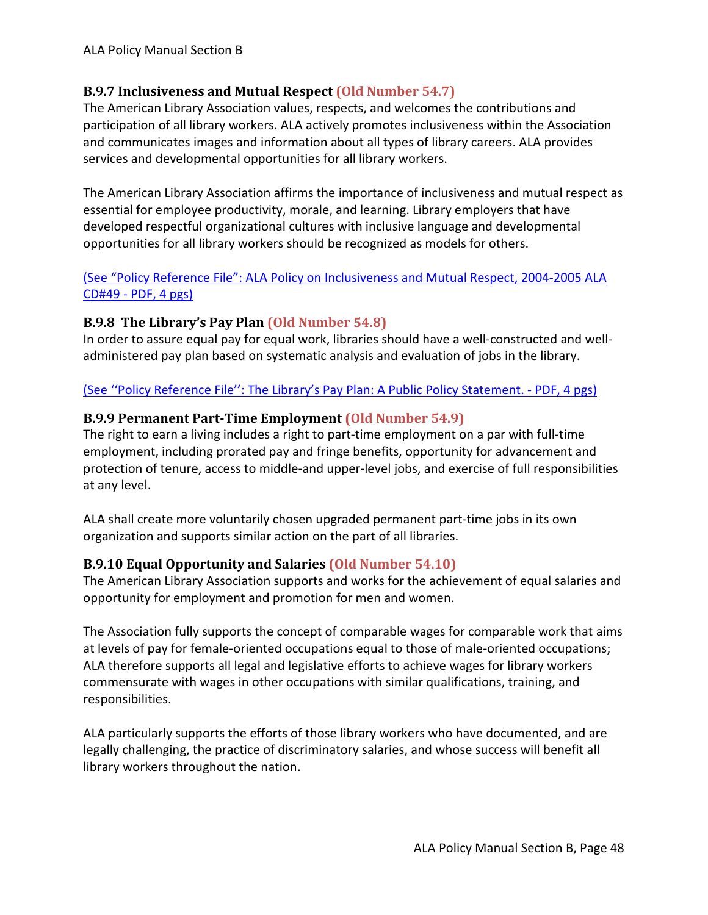### B.9.7 Inclusiveness and Mutual Respect (Old Number 54.7)

The American Library Association values, respects, and welcomes the contributions and participation of all library workers. ALA actively promotes inclusiveness within the Association and communicates images and information about all types of library careers. ALA provides services and developmental opportunities for all library workers.

The American Library Association affirms the importance of inclusiveness and mutual respect as essential for employee productivity, morale, and learning. Library employers that have developed respectful organizational cultures with inclusive language and developmental opportunities for all library workers should be recognized as models for others.

(See "Policy Reference File": ALA Policy on Inclusiveness and Mutual Respect, 2004-2005 ALA CD#49 - PDF, 4 pgs)

### B.9.8 The Library's Pay Plan (Old Number 54.8)

In order to assure equal pay for equal work, libraries should have a well-constructed and well-administered pay plan based on systematic analysis and evaluation of jobs in the library.

(See ''Policy Reference File'': The Library's Pay Plan: A Public Policy Statement. - PDF, 4 pgs)

### B.9.9 Permanent Part-Time Employment (Old Number 54.9)

The right to earn a living includes a right to part-time employment on a par with full-time employment, including prorated pay and fringe benefits, opportunity for advancement and protection of tenure, access to middle-and upper-level jobs, and exercise of full responsibilities at any level.

ALA shall create more voluntarily chosen upgraded permanent part-time jobs in its own organization and supports similar action on the part of all libraries.

### B.9.10 Equal Opportunity and Salaries (Old Number 54.10)

The American Library Association supports and works for the achievement of equal salaries and opportunity for employment and promotion for men and women.

The Association fully supports the concept of comparable wages for comparable work that aims at levels of pay for female-oriented occupations equal to those of male-oriented occupations; ALA therefore supports all legal and legislative efforts to achieve wages for library workers commensurate with wages in other occupations with similar qualifications, training, and responsibilities.

ALA particularly supports the efforts of those library workers who have documented, and are legally challenging, the practice of discriminatory salaries, and whose success will benefit all library workers throughout the nation.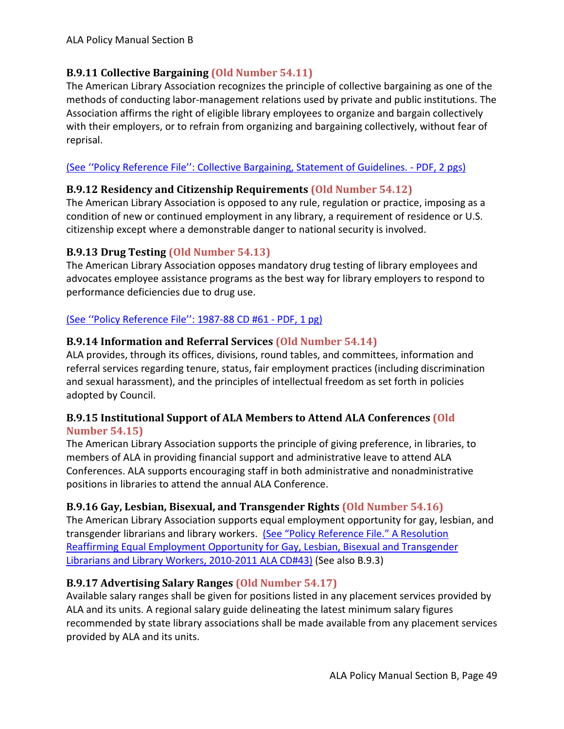### B.9.11 Collective Bargaining (Old Number 54.11)

The American Library Association recognizes the principle of collective bargaining as one of the methods of conducting labor-management relations used by private and public institutions. The Association affirms the right of eligible library employees to organize and bargain collectively with their employers, or to refrain from organizing and bargaining collectively, without fear of reprisal.

(See ''Policy Reference File'': Collective Bargaining, Statement of Guidelines. - PDF, 2 pgs)

### B.9.12 Residency and Citizenship Requirements (Old Number 54.12)

The American Library Association is opposed to any rule, regulation or practice, imposing as a condition of new or continued employment in any library, a requirement of residence or U.S. citizenship except where a demonstrable danger to national security is involved.

### B.9.13 Drug Testing (Old Number 54.13)

The American Library Association opposes mandatory drug testing of library employees and advocates employee assistance programs as the best way for library employers to respond to performance deficiencies due to drug use.

(See ''Policy Reference File'': 1987-88 CD #61 - PDF, 1 pg)

### B.9.14 Information and Referral Services (Old Number 54.14)

ALA provides, through its offices, divisions, round tables, and committees, information and referral services regarding tenure, status, fair employment practices (including discrimination and sexual harassment), and the principles of intellectual freedom as set forth in policies adopted by Council.

### B.9.15 Institutional Support of ALA Members to Attend ALA Conferences (Old Number 54.15)

The American Library Association supports the principle of giving preference, in libraries, to members of ALA in providing financial support and administrative leave to attend ALA Conferences. ALA supports encouraging staff in both administrative and nonadministrative positions in libraries to attend the annual ALA Conference.

### B.9.16 Gay, Lesbian, Bisexual, and Transgender Rights (Old Number 54.16)

The American Library Association supports equal employment opportunity for gay, lesbian, and transgender librarians and library workers. (See "Policy Reference File." A Resolution Reaffirming Equal Employment Opportunity for Gay, Lesbian, Bisexual and Transgender Librarians and Library Workers, 2010-2011 ALA CD#43) (See also B.9.3)

### B.9.17 Advertising Salary Ranges (Old Number 54.17)

Available salary ranges shall be given for positions listed in any placement services provided by ALA and its units. A regional salary guide delineating the latest minimum salary figures recommended by state library associations shall be made available from any placement services provided by ALA and its units.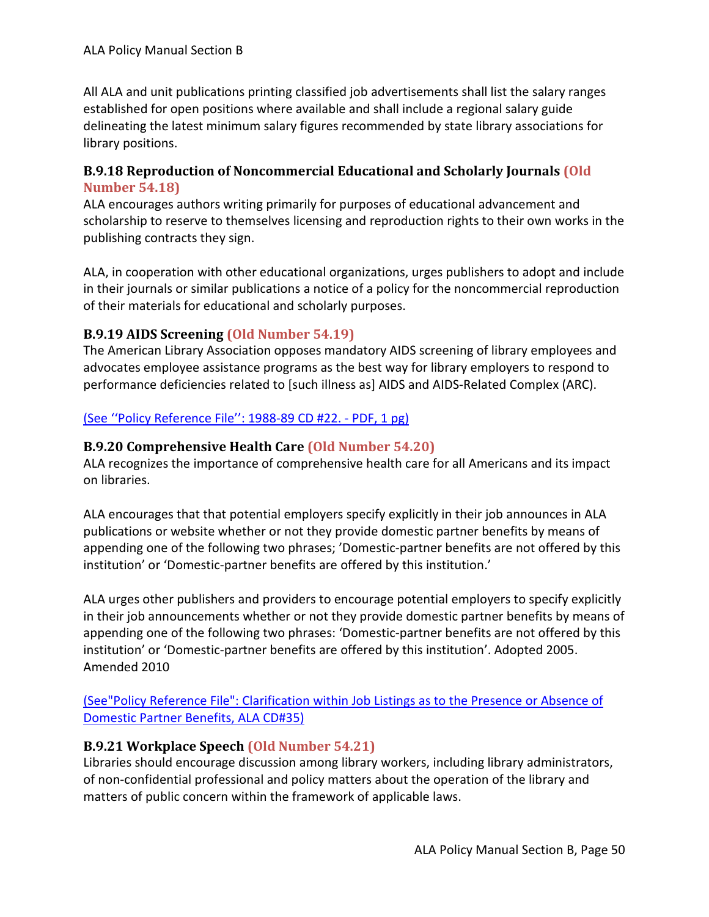All ALA and unit publications printing classified job advertisements shall list the salary ranges established for open positions where available and shall include a regional salary guide delineating the latest minimum salary figures recommended by state library associations for library positions.

### B.9.18 Reproduction of Noncommercial Educational and Scholarly Journals (Old Number 54.18)

ALA encourages authors writing primarily for purposes of educational advancement and scholarship to reserve to themselves licensing and reproduction rights to their own works in the publishing contracts they sign.

ALA, in cooperation with other educational organizations, urges publishers to adopt and include in their journals or similar publications a notice of a policy for the noncommercial reproduction of their materials for educational and scholarly purposes.

### B.9.19 AIDS Screening (Old Number 54.19)

The American Library Association opposes mandatory AIDS screening of library employees and advocates employee assistance programs as the best way for library employers to respond to performance deficiencies related to [such illness as] AIDS and AIDS-Related Complex (ARC).

(See ‘‘Policy Reference File’’: 1988-89 CD #22. - PDF, 1 pg)

### B.9.20 Comprehensive Health Care (Old Number 54.20)

ALA recognizes the importance of comprehensive health care for all Americans and its impact on libraries.

ALA encourages that that potential employers specify explicitly in their job announces in ALA publications or website whether or not they provide domestic partner benefits by means of appending one of the following two phrases; ’Domestic-partner benefits are not offered by this institution’ or ‘Domestic-partner benefits are offered by this institution.’

ALA urges other publishers and providers to encourage potential employers to specify explicitly in their job announcements whether or not they provide domestic partner benefits by means of appending one of the following two phrases: ‘Domestic-partner benefits are not offered by this institution’ or ‘Domestic-partner benefits are offered by this institution’. Adopted 2005. Amended 2010

(See"Policy Reference File": Clarification within Job Listings as to the Presence or Absence of Domestic Partner Benefits, ALA CD#35)

### B.9.21 Workplace Speech (Old Number 54.21)

Libraries should encourage discussion among library workers, including library administrators, of non-confidential professional and policy matters about the operation of the library and matters of public concern within the framework of applicable laws.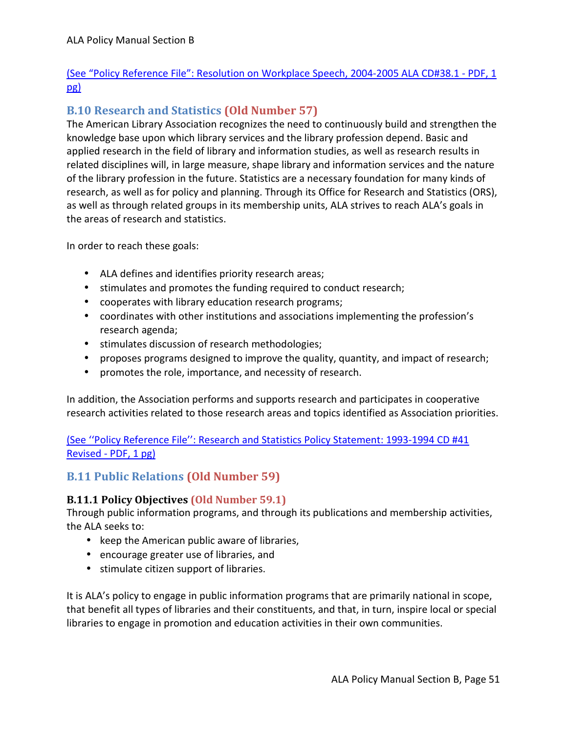(See “Policy Reference File”: Resolution on Workplace Speech, 2004-2005 ALA CD#38.1 - PDF, 1 pg)

## B.10 Research and Statistics (Old Number 57)

The American Library Association recognizes the need to continuously build and strengthen the knowledge base upon which library services and the library profession depend. Basic and applied research in the field of library and information studies, as well as research results in related disciplines will, in large measure, shape library and information services and the nature of the library profession in the future. Statistics are a necessary foundation for many kinds of research, as well as for policy and planning. Through its Office for Research and Statistics (ORS), as well as through related groups in its membership units, ALA strives to reach ALA’s goals in the areas of research and statistics.

In order to reach these goals:

- ALA defines and identifies priority research areas;
- stimulates and promotes the funding required to conduct research;
- cooperates with library education research programs;
- coordinates with other institutions and associations implementing the profession’s research agenda;
- stimulates discussion of research methodologies;
- proposes programs designed to improve the quality, quantity, and impact of research;
- promotes the role, importance, and necessity of research.

In addition, the Association performs and supports research and participates in cooperative research activities related to those research areas and topics identified as Association priorities.

(See ‘’Policy Reference File’’: Research and Statistics Policy Statement: 1993-1994 CD #41 Revised - PDF, 1 pg)

## B.11 Public Relations (Old Number 59)

### B.11.1 Policy Objectives (Old Number 59.1)

Through public information programs, and through its publications and membership activities, the ALA seeks to:

- keep the American public aware of libraries,
- encourage greater use of libraries, and
- stimulate citizen support of libraries.

It is ALA’s policy to engage in public information programs that are primarily national in scope, that benefit all types of libraries and their constituents, and that, in turn, inspire local or special libraries to engage in promotion and education activities in their own communities.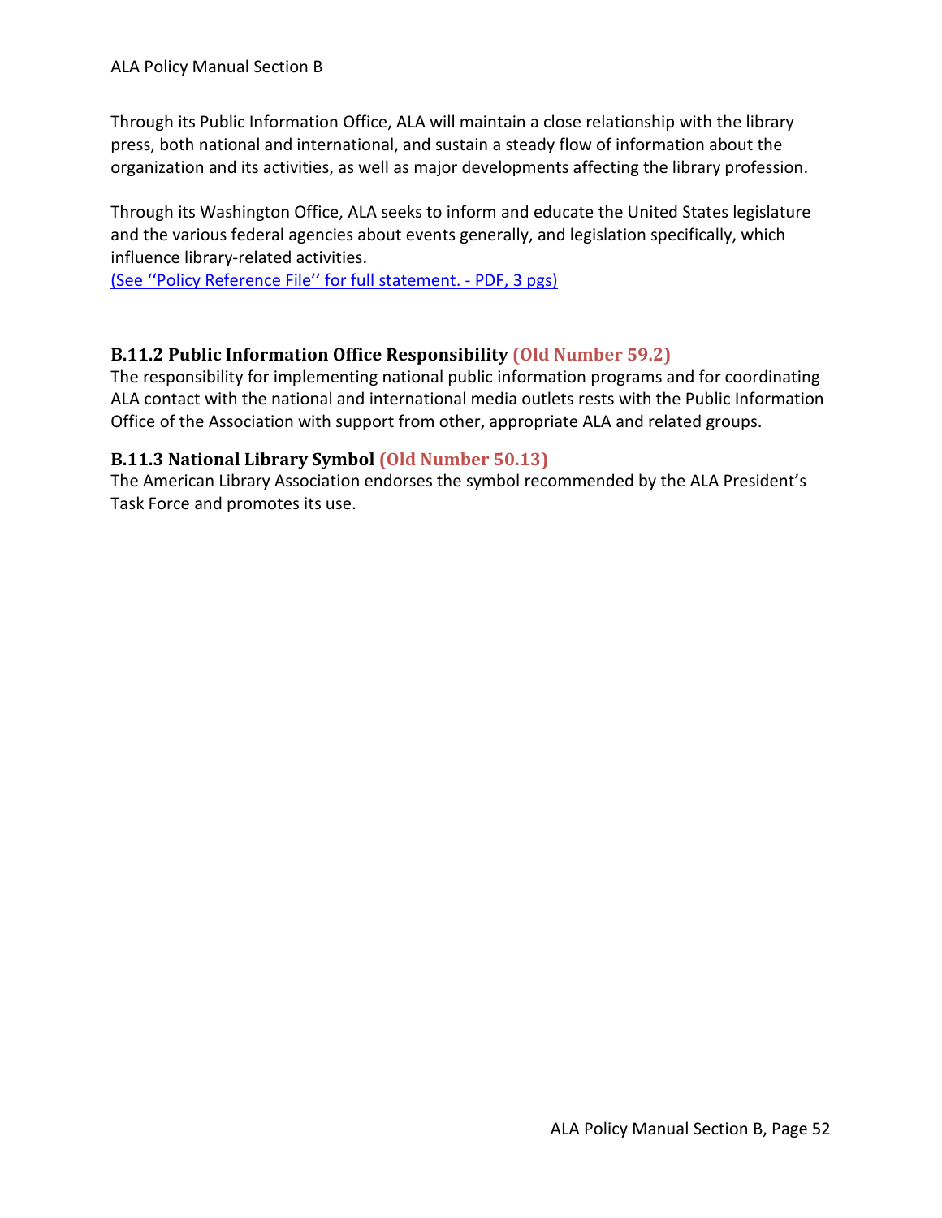Through its Public Information Office, ALA will maintain a close relationship with the library press, both national and international, and sustain a steady flow of information about the organization and its activities, as well as major developments affecting the library profession.

Through its Washington Office, ALA seeks to inform and educate the United States legislature and the various federal agencies about events generally, and legislation specifically, which influence library-related activities.
(See ''Policy Reference File'' for full statement. - PDF, 3 pgs)

### B.11.2 Public Information Office Responsibility (Old Number 59.2)

The responsibility for implementing national public information programs and for coordinating ALA contact with the national and international media outlets rests with the Public Information Office of the Association with support from other, appropriate ALA and related groups.

### B.11.3 National Library Symbol (Old Number 50.13)

The American Library Association endorses the symbol recommended by the ALA President's Task Force and promotes its use.